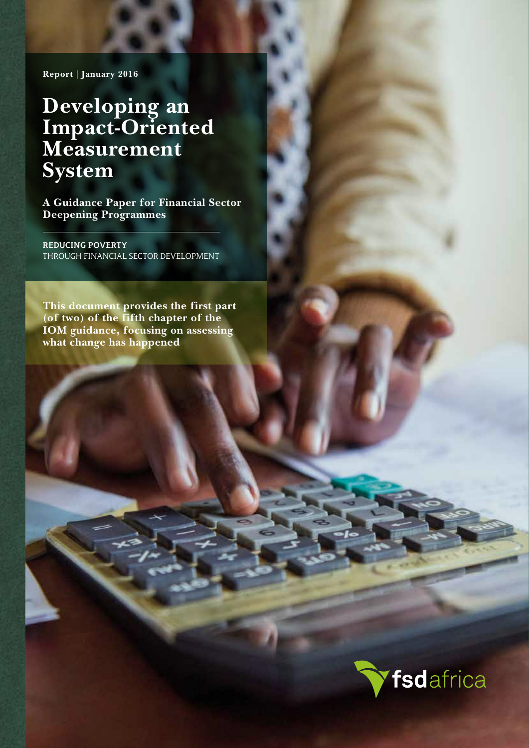Report | January 2016

# Developing an Impact-Oriented Measurement System

**A Guidance Paper for Financial Sector Deepening Programmes**

**REDUCING POVERTY**
THROUGH FINANCIAL SECTOR DEVELOPMENT

**This document provides the first part (of two) of the fifth chapter of the IOM guidance, focusing on assessing what change has happened**

fsdafrica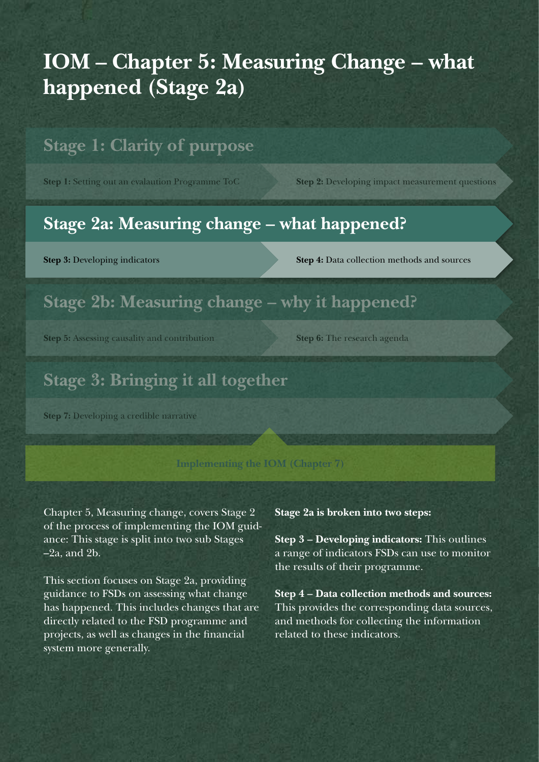# IOM – Chapter 5: Measuring Change – what happened (Stage 2a)

## Stage 1: Clarity of purpose

**Step 1:** Setting out an evalaution Programme ToC

**Step 2:** Developing impact measurement questions

## Stage 2a: Measuring change – what happened?

**Step 3:** Developing indicators

**Step 4:** Data collection methods and sources

## Stage 2b: Measuring change – why it happened?

**Step 5:** Assessing causality and contribution

**Step 6:** The research agenda

## Stage 3: Bringing it all together

**Step 7:** Developing a credible narrative

Implementing the IOM (Chapter 7)

Chapter 5, Measuring change, covers Stage 2 of the process of implementing the IOM guidance: This stage is split into two sub Stages –2a, and 2b.

This section focuses on Stage 2a, providing guidance to FSDs on assessing what change has happened. This includes changes that are directly related to the FSD programme and projects, as well as changes in the financial system more generally.

**Stage 2a is broken into two steps:**

**Step 3 – Developing indicators:** This outlines a range of indicators FSDs can use to monitor the results of their programme.

**Step 4 – Data collection methods and sources:** This provides the corresponding data sources, and methods for collecting the information related to these indicators.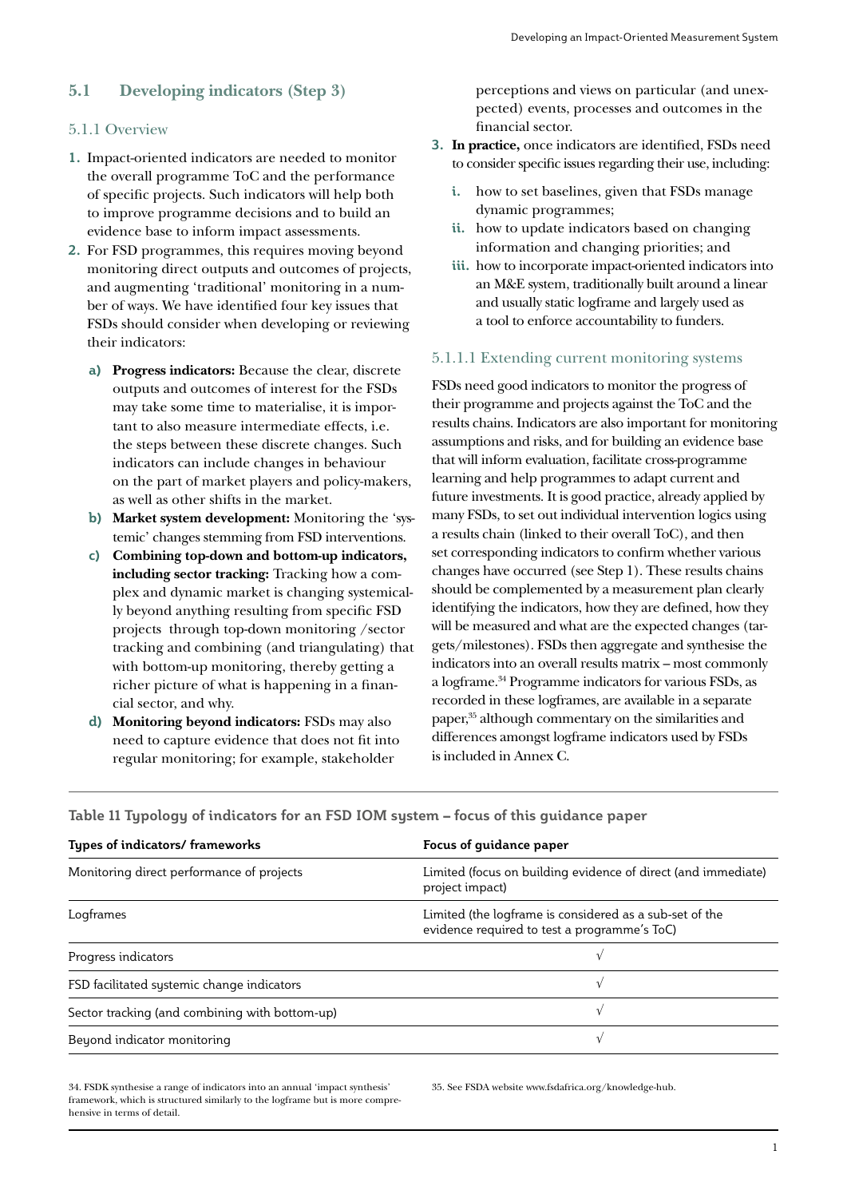## 5.1 Developing indicators (Step 3)

### 5.1.1 Overview

1. Impact-oriented indicators are needed to monitor the overall programme ToC and the performance of specific projects. Such indicators will help both to improve programme decisions and to build an evidence base to inform impact assessments.
2. For FSD programmes, this requires moving beyond monitoring direct outputs and outcomes of projects, and augmenting 'traditional' monitoring in a number of ways. We have identified four key issues that FSDs should consider when developing or reviewing their indicators:
   a) **Progress indicators:** Because the clear, discrete outputs and outcomes of interest for the FSDs may take some time to materialise, it is important to also measure intermediate effects, i.e. the steps between these discrete changes. Such indicators can include changes in behaviour on the part of market players and policy-makers, as well as other shifts in the market.
   b) **Market system development:** Monitoring the 'systemic' changes stemming from FSD interventions.
   c) **Combining top-down and bottom-up indicators, including sector tracking:** Tracking how a complex and dynamic market is changing systemically beyond anything resulting from specific FSD projects through top-down monitoring /sector tracking and combining (and triangulating) that with bottom-up monitoring, thereby getting a richer picture of what is happening in a financial sector, and why.
   d) **Monitoring beyond indicators:** FSDs may also need to capture evidence that does not fit into regular monitoring; for example, stakeholder perceptions and views on particular (and unexpected) events, processes and outcomes in the financial sector.
3. **In practice,** once indicators are identified, FSDs need to consider specific issues regarding their use, including:
   i. how to set baselines, given that FSDs manage dynamic programmes;
   ii. how to update indicators based on changing information and changing priorities; and
   iii. how to incorporate impact-oriented indicators into an M&E system, traditionally built around a linear and usually static logframe and largely used as a tool to enforce accountability to funders.

#### 5.1.1.1 Extending current monitoring systems

FSDs need good indicators to monitor the progress of their programme and projects against the ToC and the results chains. Indicators are also important for monitoring assumptions and risks, and for building an evidence base that will inform evaluation, facilitate cross-programme learning and help programmes to adapt current and future investments. It is good practice, already applied by many FSDs, to set out individual intervention logics using a results chain (linked to their overall ToC), and then set corresponding indicators to confirm whether various changes have occurred (see Step 1). These results chains should be complemented by a measurement plan clearly identifying the indicators, how they are defined, how they will be measured and what are the expected changes (targets/milestones). FSDs then aggregate and synthesise the indicators into an overall results matrix – most commonly a logframe.[34] Programme indicators for various FSDs, as recorded in these logframes, are available in a separate paper,[35] although commentary on the similarities and differences amongst logframe indicators used by FSDs is included in Annex C.

**Table 11 Typology of indicators for an FSD IOM system – focus of this guidance paper**

| Types of indicators/ frameworks | Focus of guidance paper |
|---|---|
| Monitoring direct performance of projects | Limited (focus on building evidence of direct (and immediate) project impact) |
| Logframes | Limited (the logframe is considered as a sub-set of the evidence required to test a programme's ToC) |
| Progress indicators | √ |
| FSD facilitated systemic change indicators | √ |
| Sector tracking (and combining with bottom-up) | √ |
| Beyond indicator monitoring | √ |

34. FSDK synthesise a range of indicators into an annual 'impact synthesis' framework, which is structured similarly to the logframe but is more comprehensive in terms of detail.

35. See FSDA website www.fsdafrica.org/knowledge-hub.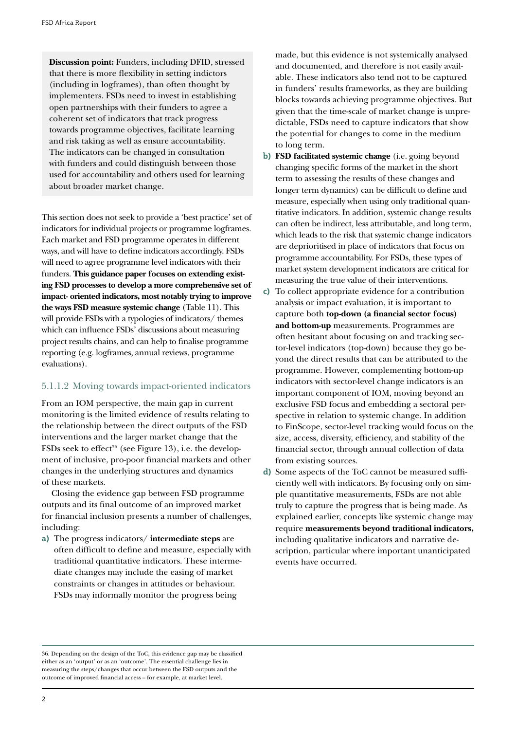**Discussion point:** Funders, including DFID, stressed that there is more flexibility in setting indictors (including in logframes), than often thought by implementers. FSDs need to invest in establishing open partnerships with their funders to agree a coherent set of indicators that track progress towards programme objectives, facilitate learning and risk taking as well as ensure accountability. The indicators can be changed in consultation with funders and could distinguish between those used for accountability and others used for learning about broader market change.

This section does not seek to provide a 'best practice' set of indicators for individual projects or programme logframes. Each market and FSD programme operates in different ways, and will have to define indicators accordingly. FSDs will need to agree programme level indicators with their funders. **This guidance paper focuses on extending existing FSD processes to develop a more comprehensive set of impact- oriented indicators, most notably trying to improve the ways FSD measure systemic change** (Table 11). This will provide FSDs with a typologies of indicators/ themes which can influence FSDs' discussions about measuring project results chains, and can help to finalise programme reporting (e.g. logframes, annual reviews, programme evaluations).

### 5.1.1.2 Moving towards impact-oriented indicators

From an IOM perspective, the main gap in current monitoring is the limited evidence of results relating to the relationship between the direct outputs of the FSD interventions and the larger market change that the FSDs seek to effect[36] (see Figure 13), i.e. the development of inclusive, pro-poor financial markets and other changes in the underlying structures and dynamics of these markets.

Closing the evidence gap between FSD programme outputs and its final outcome of an improved market for financial inclusion presents a number of challenges, including:

a) The progress indicators/ **intermediate steps** are often difficult to define and measure, especially with traditional quantitative indicators. These intermediate changes may include the easing of market constraints or changes in attitudes or behaviour. FSDs may informally monitor the progress being made, but this evidence is not systemically analysed and documented, and therefore is not easily available. These indicators also tend not to be captured in funders' results frameworks, as they are building blocks towards achieving programme objectives. But given that the time-scale of market change is unpredictable, FSDs need to capture indicators that show the potential for changes to come in the medium to long term.
b) **FSD facilitated systemic change** (i.e. going beyond changing specific forms of the market in the short term to assessing the results of these changes and longer term dynamics) can be difficult to define and measure, especially when using only traditional quantitative indicators. In addition, systemic change results can often be indirect, less attributable, and long term, which leads to the risk that systemic change indicators are deprioritised in place of indicators that focus on programme accountability. For FSDs, these types of market system development indicators are critical for measuring the true value of their interventions.
c) To collect appropriate evidence for a contribution analysis or impact evaluation, it is important to capture both **top-down (a financial sector focus) and bottom-up** measurements. Programmes are often hesitant about focusing on and tracking sector-level indicators (top-down) because they go beyond the direct results that can be attributed to the programme. However, complementing bottom-up indicators with sector-level change indicators is an important component of IOM, moving beyond an exclusive FSD focus and embedding a sectoral perspective in relation to systemic change. In addition to FinScope, sector-level tracking would focus on the size, access, diversity, efficiency, and stability of the financial sector, through annual collection of data from existing sources.
d) Some aspects of the ToC cannot be measured sufficiently well with indicators. By focusing only on simple quantitative measurements, FSDs are not able truly to capture the progress that is being made. As explained earlier, concepts like systemic change may require **measurements beyond traditional indicators,** including qualitative indicators and narrative description, particular where important unanticipated events have occurred.

36. Depending on the design of the ToC, this evidence gap may be classified either as an 'output' or as an 'outcome'. The essential challenge lies in measuring the steps/changes that occur between the FSD outputs and the outcome of improved financial access – for example, at market level.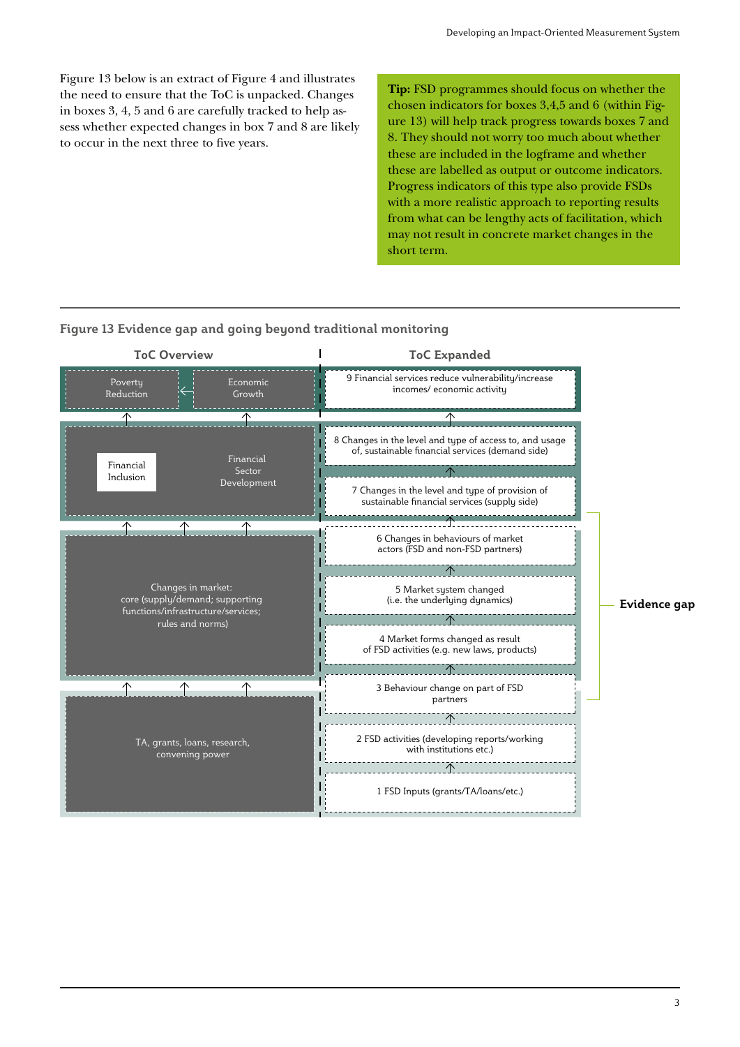Figure 13 below is an extract of Figure 4 and illustrates the need to ensure that the ToC is unpacked. Changes in boxes 3, 4, 5 and 6 are carefully tracked to help assess whether expected changes in box 7 and 8 are likely to occur in the next three to five years.

**Tip:** FSD programmes should focus on whether the chosen indicators for boxes 3,4,5 and 6 (within Figure 13) will help track progress towards boxes 7 and 8. They should not worry too much about whether these are included in the logframe and whether these are labelled as output or outcome indicators. Progress indicators of this type also provide FSDs with a more realistic approach to reporting results from what can be lengthy acts of facilitation, which may not result in concrete market changes in the short term.

**Figure 13 Evidence gap and going beyond traditional monitoring**

ToC Overview

Poverty Reduction

Economic Growth

Financial Inclusion

Financial Sector Development

Changes in market: core (supply/demand; supporting functions/infrastructure/services; rules and norms)

TA, grants, loans, research, convening power

ToC Expanded

9 Financial services reduce vulnerability/increase incomes/ economic activity

8 Changes in the level and type of access to, and usage of, sustainable financial services (demand side)

7 Changes in the level and type of provision of sustainable financial services (supply side)

6 Changes in behaviours of market actors (FSD and non-FSD partners)

5 Market system changed (i.e. the underlying dynamics)

4 Market forms changed as result of FSD activities (e.g. new laws, products)

3 Behaviour change on part of FSD partners

2 FSD activities (developing reports/working with institutions etc.)

1 FSD Inputs (grants/TA/loans/etc.)

Evidence gap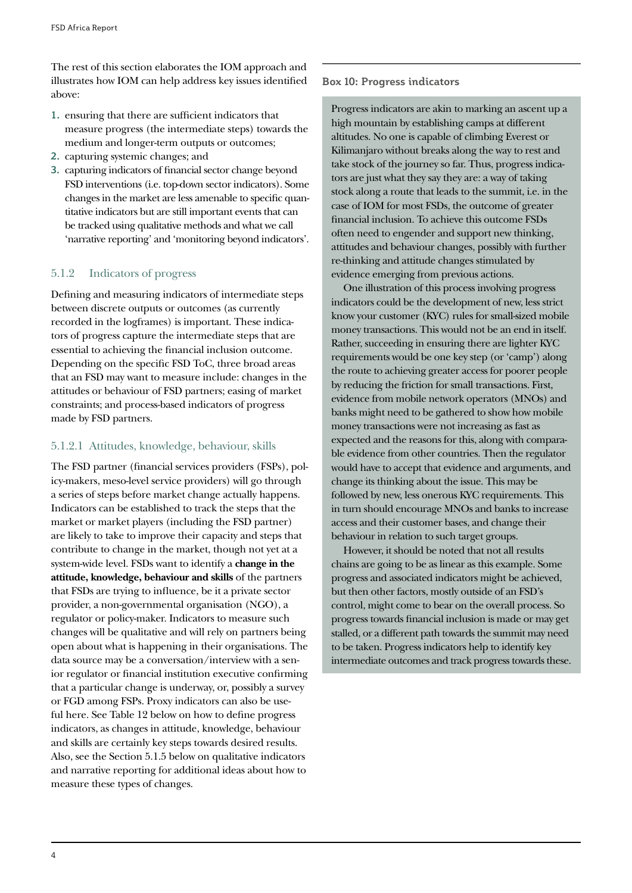The rest of this section elaborates the IOM approach and illustrates how IOM can help address key issues identified above:

1. ensuring that there are sufficient indicators that measure progress (the intermediate steps) towards the medium and longer-term outputs or outcomes;
2. capturing systemic changes; and
3. capturing indicators of financial sector change beyond FSD interventions (i.e. top-down sector indicators). Some changes in the market are less amenable to specific quantitative indicators but are still important events that can be tracked using qualitative methods and what we call 'narrative reporting' and 'monitoring beyond indicators'.

### 5.1.2 Indicators of progress

Defining and measuring indicators of intermediate steps between discrete outputs or outcomes (as currently recorded in the logframes) is important. These indicators of progress capture the intermediate steps that are essential to achieving the financial inclusion outcome. Depending on the specific FSD ToC, three broad areas that an FSD may want to measure include: changes in the attitudes or behaviour of FSD partners; easing of market constraints; and process-based indicators of progress made by FSD partners.

#### 5.1.2.1 Attitudes, knowledge, behaviour, skills

The FSD partner (financial services providers (FSPs), policy-makers, meso-level service providers) will go through a series of steps before market change actually happens. Indicators can be established to track the steps that the market or market players (including the FSD partner) are likely to take to improve their capacity and steps that contribute to change in the market, though not yet at a system-wide level. FSDs want to identify a **change in the attitude, knowledge, behaviour and skills** of the partners that FSDs are trying to influence, be it a private sector provider, a non-governmental organisation (NGO), a regulator or policy-maker. Indicators to measure such changes will be qualitative and will rely on partners being open about what is happening in their organisations. The data source may be a conversation/interview with a senior regulator or financial institution executive confirming that a particular change is underway, or, possibly a survey or FGD among FSPs. Proxy indicators can also be useful here. See Table 12 below on how to define progress indicators, as changes in attitude, knowledge, behaviour and skills are certainly key steps towards desired results. Also, see the Section 5.1.5 below on qualitative indicators and narrative reporting for additional ideas about how to measure these types of changes.

**Box 10: Progress indicators**

Progress indicators are akin to marking an ascent up a high mountain by establishing camps at different altitudes. No one is capable of climbing Everest or Kilimanjaro without breaks along the way to rest and take stock of the journey so far. Thus, progress indicators are just what they say they are: a way of taking stock along a route that leads to the summit, i.e. in the case of IOM for most FSDs, the outcome of greater financial inclusion. To achieve this outcome FSDs often need to engender and support new thinking, attitudes and behaviour changes, possibly with further re-thinking and attitude changes stimulated by evidence emerging from previous actions.

One illustration of this process involving progress indicators could be the development of new, less strict know your customer (KYC) rules for small-sized mobile money transactions. This would not be an end in itself. Rather, succeeding in ensuring there are lighter KYC requirements would be one key step (or 'camp') along the route to achieving greater access for poorer people by reducing the friction for small transactions. First, evidence from mobile network operators (MNOs) and banks might need to be gathered to show how mobile money transactions were not increasing as fast as expected and the reasons for this, along with comparable evidence from other countries. Then the regulator would have to accept that evidence and arguments, and change its thinking about the issue. This may be followed by new, less onerous KYC requirements. This in turn should encourage MNOs and banks to increase access and their customer bases, and change their behaviour in relation to such target groups.

However, it should be noted that not all results chains are going to be as linear as this example. Some progress and associated indicators might be achieved, but then other factors, mostly outside of an FSD's control, might come to bear on the overall process. So progress towards financial inclusion is made or may get stalled, or a different path towards the summit may need to be taken. Progress indicators help to identify key intermediate outcomes and track progress towards these.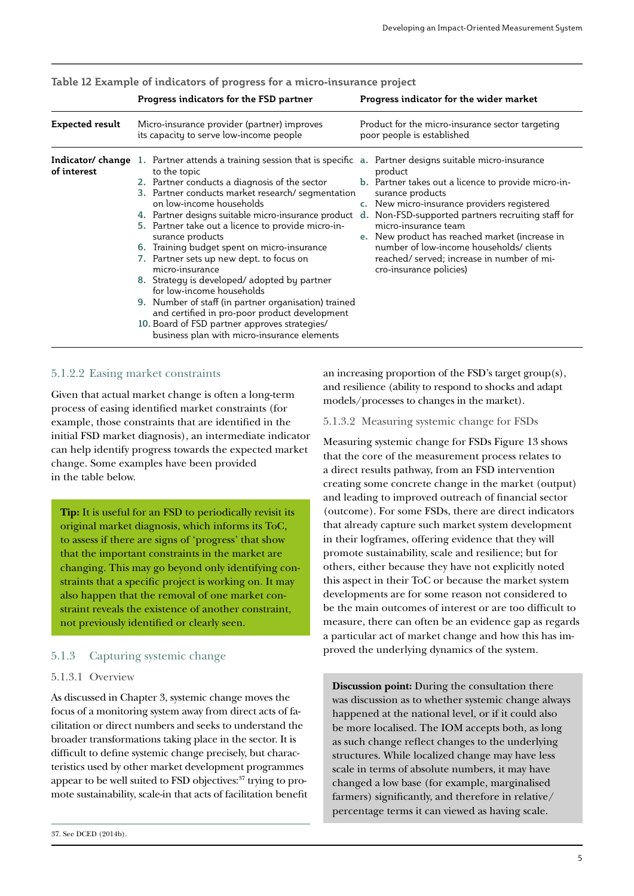**Table 12 Example of indicators of progress for a micro-insurance project**

| | Progress indicators for the FSD partner | Progress indicator for the wider market |
|---|---|---|
| **Expected result** | Micro-insurance provider (partner) improves its capacity to serve low-income people | Product for the micro-insurance sector targeting poor people is established |
| **Indicator/ change of interest** | 1. Partner attends a training session that is specific to the topic<br>2. Partner conducts a diagnosis of the sector<br>3. Partner conducts market research/ segmentation on low-income households<br>4. Partner designs suitable micro-insurance product<br>5. Partner take out a licence to provide micro-insurance products<br>6. Training budget spent on micro-insurance<br>7. Partner sets up new dept. to focus on micro-insurance<br>8. Strategy is developed/ adopted by partner for low-income households<br>9. Number of staff (in partner organisation) trained and certified in pro-poor product development<br>10. Board of FSD partner approves strategies/ business plan with micro-insurance elements | a. Partner designs suitable micro-insurance product<br>b. Partner takes out a licence to provide micro-insurance products<br>c. New micro-insurance providers registered<br>d. Non-FSD-supported partners recruiting staff for micro-insurance team<br>e. New product has reached market (increase in number of low-income households/ clients reached/ served; increase in number of micro-insurance policies) |

#### 5.1.2.2 Easing market constraints

Given that actual market change is often a long-term process of easing identified market constraints (for example, those constraints that are identified in the initial FSD market diagnosis), an intermediate indicator can help identify progress towards the expected market change. Some examples have been provided in the table below.

> **Tip:** It is useful for an FSD to periodically revisit its original market diagnosis, which informs its ToC, to assess if there are signs of 'progress' that show that the important constraints in the market are changing. This may go beyond only identifying constraints that a specific project is working on. It may also happen that the removal of one market constraint reveals the existence of another constraint, not previously identified or clearly seen.

### 5.1.3 Capturing systemic change

#### 5.1.3.1 Overview

As discussed in Chapter 3, systemic change moves the focus of a monitoring system away from direct acts of facilitation or direct numbers and seeks to understand the broader transformations taking place in the sector. It is difficult to define systemic change precisely, but characteristics used by other market development programmes appear to be well suited to FSD objectives:[37] trying to promote sustainability, scale-in that acts of facilitation benefit an increasing proportion of the FSD's target group(s), and resilience (ability to respond to shocks and adapt models/processes to changes in the market).

#### 5.1.3.2 Measuring systemic change for FSDs

Measuring systemic change for FSDs Figure 13 shows that the core of the measurement process relates to a direct results pathway, from an FSD intervention creating some concrete change in the market (output) and leading to improved outreach of financial sector (outcome). For some FSDs, there are direct indicators that already capture such market system development in their logframes, offering evidence that they will promote sustainability, scale and resilience; but for others, either because they have not explicitly noted this aspect in their ToC or because the market system developments are for some reason not considered to be the main outcomes of interest or are too difficult to measure, there can often be an evidence gap as regards a particular act of market change and how this has improved the underlying dynamics of the system.

> **Discussion point:** During the consultation there was discussion as to whether systemic change always happened at the national level, or if it could also be more localised. The IOM accepts both, as long as such change reflect changes to the underlying structures. While localized change may have less scale in terms of absolute numbers, it may have changed a low base (for example, marginalised farmers) significantly, and therefore in relative/ percentage terms it can viewed as having scale.

37. See DCED (2014b).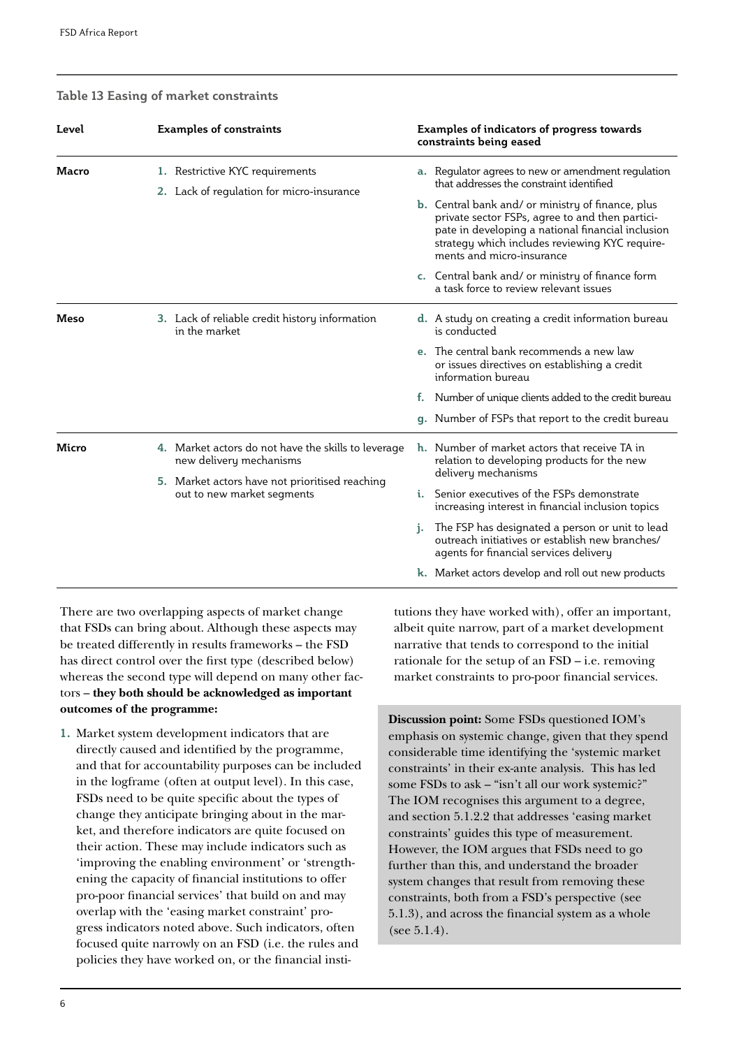**Table 13 Easing of market constraints**

| Level | Examples of constraints | Examples of indicators of progress towards constraints being eased |
|---|---|---|
| **Macro** | 1. Restrictive KYC requirements<br>2. Lack of regulation for micro-insurance | a. Regulator agrees to new or amendment regulation that addresses the constraint identified<br>b. Central bank and/ or ministry of finance, plus private sector FSPs, agree to and then participate in developing a national financial inclusion strategy which includes reviewing KYC requirements and micro-insurance<br>c. Central bank and/ or ministry of finance form a task force to review relevant issues |
| **Meso** | 3. Lack of reliable credit history information in the market | d. A study on creating a credit information bureau is conducted<br>e. The central bank recommends a new law or issues directives on establishing a credit information bureau<br>f. Number of unique clients added to the credit bureau<br>g. Number of FSPs that report to the credit bureau |
| **Micro** | 4. Market actors do not have the skills to leverage new delivery mechanisms<br>5. Market actors have not prioritised reaching out to new market segments | h. Number of market actors that receive TA in relation to developing products for the new delivery mechanisms<br>i. Senior executives of the FSPs demonstrate increasing interest in financial inclusion topics<br>j. The FSP has designated a person or unit to lead outreach initiatives or establish new branches/ agents for financial services delivery<br>k. Market actors develop and roll out new products |

There are two overlapping aspects of market change that FSDs can bring about. Although these aspects may be treated differently in results frameworks – the FSD has direct control over the first type (described below) whereas the second type will depend on many other factors – **they both should be acknowledged as important outcomes of the programme:**

1. Market system development indicators that are directly caused and identified by the programme, and that for accountability purposes can be included in the logframe (often at output level). In this case, FSDs need to be quite specific about the types of change they anticipate bringing about in the market, and therefore indicators are quite focused on their action. These may include indicators such as 'improving the enabling environment' or 'strengthening the capacity of financial institutions to offer pro-poor financial services' that build on and may overlap with the 'easing market constraint' progress indicators noted above. Such indicators, often focused quite narrowly on an FSD (i.e. the rules and policies they have worked on, or the financial institutions they have worked with), offer an important, albeit quite narrow, part of a market development narrative that tends to correspond to the initial rationale for the setup of an FSD – i.e. removing market constraints to pro-poor financial services.

**Discussion point:** Some FSDs questioned IOM's emphasis on systemic change, given that they spend considerable time identifying the 'systemic market constraints' in their ex-ante analysis. This has led some FSDs to ask – "isn't all our work systemic?" The IOM recognises this argument to a degree, and section 5.1.2.2 that addresses 'easing market constraints' guides this type of measurement. However, the IOM argues that FSDs need to go further than this, and understand the broader system changes that result from removing these constraints, both from a FSD's perspective (see 5.1.3), and across the financial system as a whole (see 5.1.4).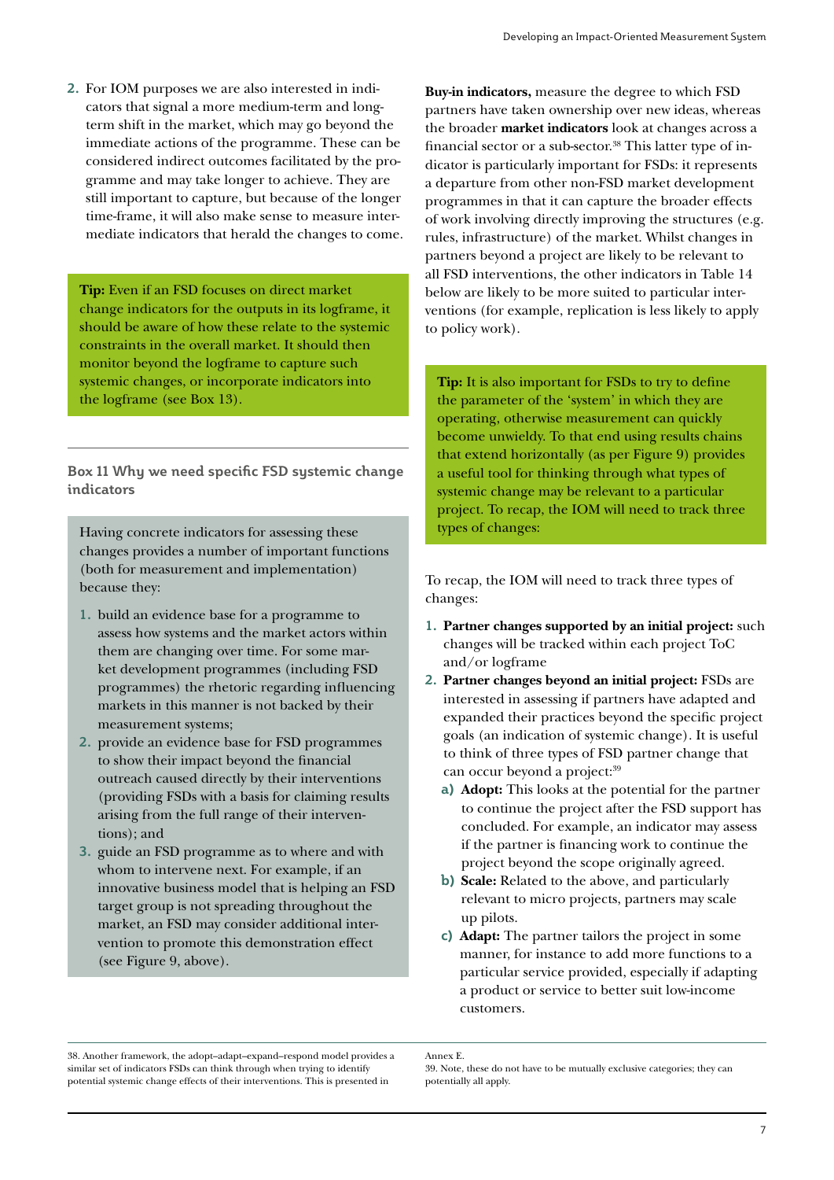2. For IOM purposes we are also interested in indicators that signal a more medium-term and long-term shift in the market, which may go beyond the immediate actions of the programme. These can be considered indirect outcomes facilitated by the programme and may take longer to achieve. They are still important to capture, but because of the longer time-frame, it will also make sense to measure intermediate indicators that herald the changes to come.

**Tip:** Even if an FSD focuses on direct market change indicators for the outputs in its logframe, it should be aware of how these relate to the systemic constraints in the overall market. It should then monitor beyond the logframe to capture such systemic changes, or incorporate indicators into the logframe (see Box 13).

### Box 11 Why we need specific FSD systemic change indicators

Having concrete indicators for assessing these changes provides a number of important functions (both for measurement and implementation) because they:

1. build an evidence base for a programme to assess how systems and the market actors within them are changing over time. For some market development programmes (including FSD programmes) the rhetoric regarding influencing markets in this manner is not backed by their measurement systems;
2. provide an evidence base for FSD programmes to show their impact beyond the financial outreach caused directly by their interventions (providing FSDs with a basis for claiming results arising from the full range of their interventions); and
3. guide an FSD programme as to where and with whom to intervene next. For example, if an innovative business model that is helping an FSD target group is not spreading throughout the market, an FSD may consider additional intervention to promote this demonstration effect (see Figure 9, above).

**Buy-in indicators,** measure the degree to which FSD partners have taken ownership over new ideas, whereas the broader **market indicators** look at changes across a financial sector or a sub-sector.[38] This latter type of indicator is particularly important for FSDs: it represents a departure from other non-FSD market development programmes in that it can capture the broader effects of work involving directly improving the structures (e.g. rules, infrastructure) of the market. Whilst changes in partners beyond a project are likely to be relevant to all FSD interventions, the other indicators in Table 14 below are likely to be more suited to particular interventions (for example, replication is less likely to apply to policy work).

**Tip:** It is also important for FSDs to try to define the parameter of the 'system' in which they are operating, otherwise measurement can quickly become unwieldy. To that end using results chains that extend horizontally (as per Figure 9) provides a useful tool for thinking through what types of systemic change may be relevant to a particular project. To recap, the IOM will need to track three types of changes:

To recap, the IOM will need to track three types of changes:

1. **Partner changes supported by an initial project:** such changes will be tracked within each project ToC and/or logframe
2. **Partner changes beyond an initial project:** FSDs are interested in assessing if partners have adapted and expanded their practices beyond the specific project goals (an indication of systemic change). It is useful to think of three types of FSD partner change that can occur beyond a project:[39]
   a) **Adopt:** This looks at the potential for the partner to continue the project after the FSD support has concluded. For example, an indicator may assess if the partner is financing work to continue the project beyond the scope originally agreed.
   b) **Scale:** Related to the above, and particularly relevant to micro projects, partners may scale up pilots.
   c) **Adapt:** The partner tailors the project in some manner, for instance to add more functions to a particular service provided, especially if adapting a product or service to better suit low-income customers.

38. Another framework, the adopt–adapt–expand–respond model provides a similar set of indicators FSDs can think through when trying to identify potential systemic change effects of their interventions. This is presented in Annex E.

39. Note, these do not have to be mutually exclusive categories; they can potentially all apply.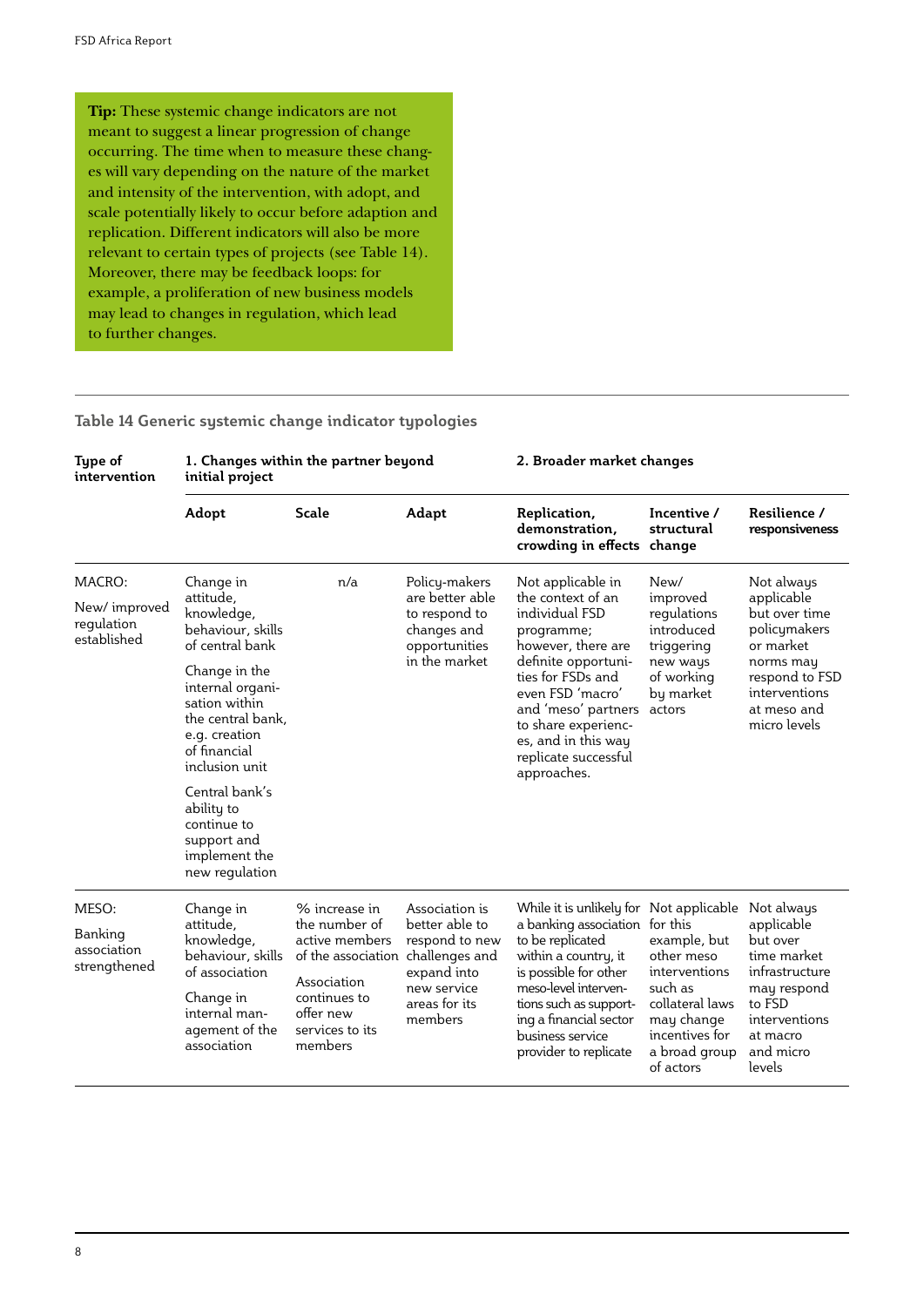**Tip:** These systemic change indicators are not meant to suggest a linear progression of change occurring. The time when to measure these changes will vary depending on the nature of the market and intensity of the intervention, with adopt, and scale potentially likely to occur before adaption and replication. Different indicators will also be more relevant to certain types of projects (see Table 14). Moreover, there may be feedback loops: for example, a proliferation of new business models may lead to changes in regulation, which lead to further changes.

### Table 14 Generic systemic change indicator typologies

| Type of intervention | 1. Changes within the partner beyond initial project | | | 2. Broader market changes | | |
|---|---|---|---|---|---|---|
| | **Adopt** | **Scale** | **Adapt** | **Replication, demonstration, crowding in effects** | **Incentive / structural change** | **Resilience / responsiveness** |
| MACRO:<br>New/ improved regulation established | Change in attitude, knowledge, behaviour, skills of central bank<br>Change in the internal organisation within the central bank, e.g. creation of financial inclusion unit<br>Central bank's ability to continue to support and implement the new regulation | n/a | Policy-makers are better able to respond to changes and opportunities in the market | Not applicable in the context of an individual FSD programme; however, there are definite opportunities for FSDs and even FSD 'macro' and 'meso' partners to share experiences, and in this way replicate successful approaches. | New/ improved regulations introduced triggering new ways of working by market actors | Not always applicable but over time policymakers or market norms may respond to FSD interventions at meso and micro levels |
| MESO:<br>Banking association strengthened | Change in attitude, knowledge, behaviour, skills of association<br>Change in internal management of the association | % increase in the number of active members of the association<br>Association continues to offer new services to its members | Association is better able to respond to new challenges and expand into new service areas for its members | While it is unlikely for a banking association to be replicated within a country, it is possible for other meso-level interventions such as supporting a financial sector business service provider to replicate | Not applicable for this example, but other meso interventions such as collateral laws may change incentives for a broad group of actors | Not always applicable but over time market infrastructure may respond to FSD interventions at macro and micro levels |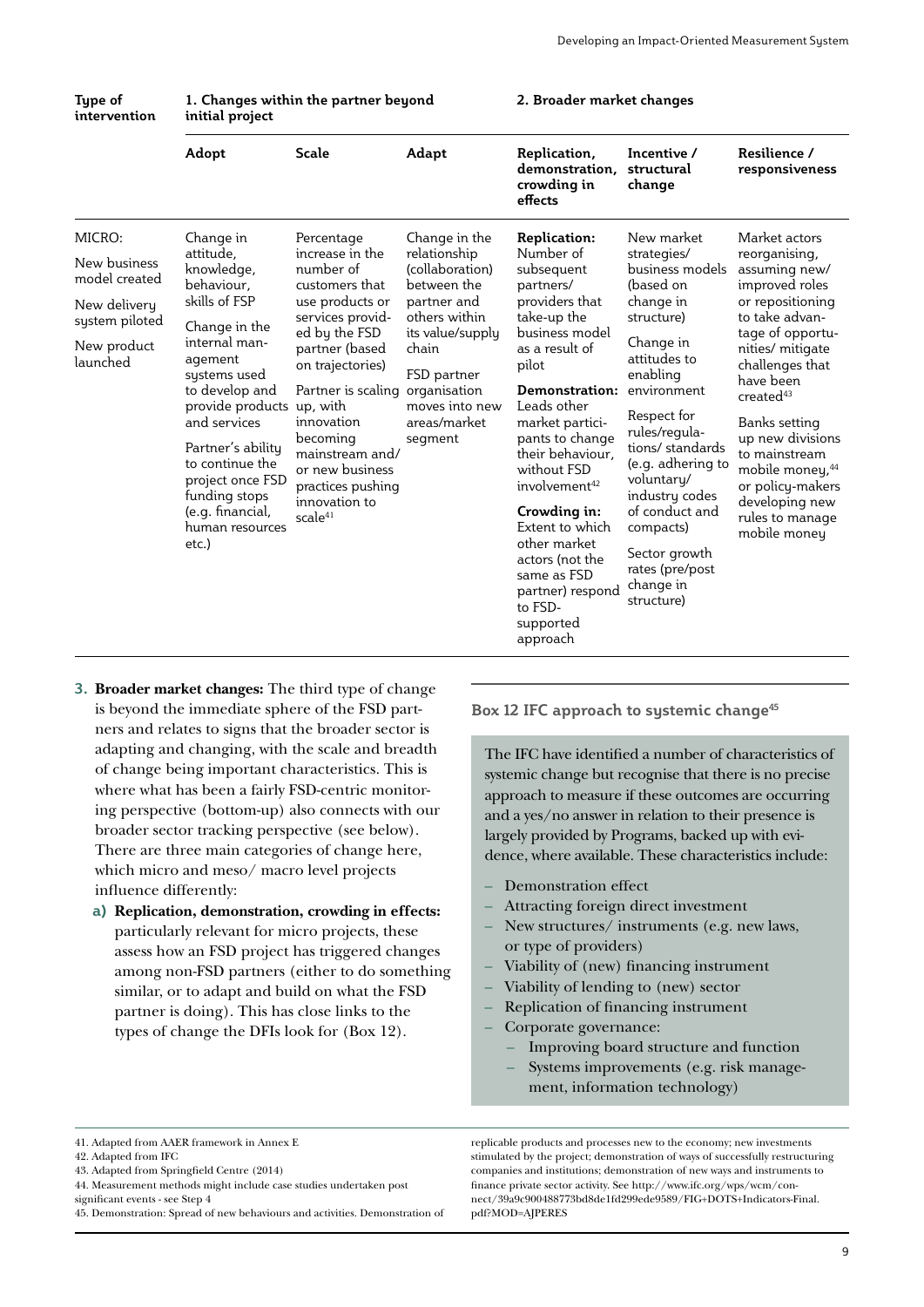| Type of intervention | 1. Changes within the partner beyond initial project | | | 2. Broader market changes | | |
|---|---|---|---|---|---|---|
| | **Adopt** | **Scale** | **Adapt** | **Replication, demonstration, crowding in effects** | **Incentive / structural change** | **Resilience / responsiveness** |
| MICRO:<br>New business model created<br>New delivery system piloted<br>New product launched | Change in attitude, knowledge, behaviour, skills of FSP<br>Change in the internal management systems used to develop and provide products and services<br>Partner's ability to continue the project once FSD funding stops (e.g. financial, human resources etc.) | Percentage increase in the number of customers that use products or services provided by the FSD partner (based on trajectories)<br>Partner is scaling up, with innovation becoming mainstream and/ or new business practices pushing innovation to scale[41] | Change in the relationship (collaboration) between the partner and others within its value/supply chain<br>FSD partner organisation moves into new areas/market segment | **Replication:** Number of subsequent partners/ providers that take-up the business model as a result of pilot<br>**Demonstration:** Leads other market participants to change their behaviour, without FSD involvement[42]<br>**Crowding in:** Extent to which other market actors (not the same as FSD partner) respond to FSD-supported approach | New market strategies/ business models (based on change in structure)<br>Change in attitudes to enabling environment<br>Respect for rules/regulations/ standards (e.g. adhering to voluntary/ industry codes of conduct and compacts)<br>Sector growth rates (pre/post change in structure) | Market actors reorganising, assuming new/ improved roles or repositioning to take advantage of opportunities/ mitigate challenges that have been created[43]<br>Banks setting up new divisions to mainstream mobile money,[44] or policy-makers developing new rules to manage mobile money |

3. **Broader market changes:** The third type of change is beyond the immediate sphere of the FSD partners and relates to signs that the broader sector is adapting and changing, with the scale and breadth of change being important characteristics. This is where what has been a fairly FSD-centric monitoring perspective (bottom-up) also connects with our broader sector tracking perspective (see below). There are three main categories of change here, which micro and meso/ macro level projects influence differently:
   a) **Replication, demonstration, crowding in effects:** particularly relevant for micro projects, these assess how an FSD project has triggered changes among non-FSD partners (either to do something similar, or to adapt and build on what the FSD partner is doing). This has close links to the types of change the DFIs look for (Box 12).

**Box 12 IFC approach to systemic change[45]**

The IFC have identified a number of characteristics of systemic change but recognise that there is no precise approach to measure if these outcomes are occurring and a yes/no answer in relation to their presence is largely provided by Programs, backed up with evidence, where available. These characteristics include:

- Demonstration effect
- Attracting foreign direct investment
- New structures/ instruments (e.g. new laws, or type of providers)
- Viability of (new) financing instrument
- Viability of lending to (new) sector
- Replication of financing instrument
- Corporate governance:
  - Improving board structure and function
  - Systems improvements (e.g. risk management, information technology)

41. Adapted from AAER framework in Annex E
42. Adapted from IFC
43. Adapted from Springfield Centre (2014)
44. Measurement methods might include case studies undertaken post significant events - see Step 4
45. Demonstration: Spread of new behaviours and activities. Demonstration of replicable products and processes new to the economy; new investments stimulated by the project; demonstration of ways of successfully restructuring companies and institutions; demonstration of new ways and instruments to finance private sector activity. See http://www.ifc.org/wps/wcm/connect/39a9c900488773bd8de1fd299ede9589/FIG+DOTS+Indicators-Final.pdf?MOD=AJPERES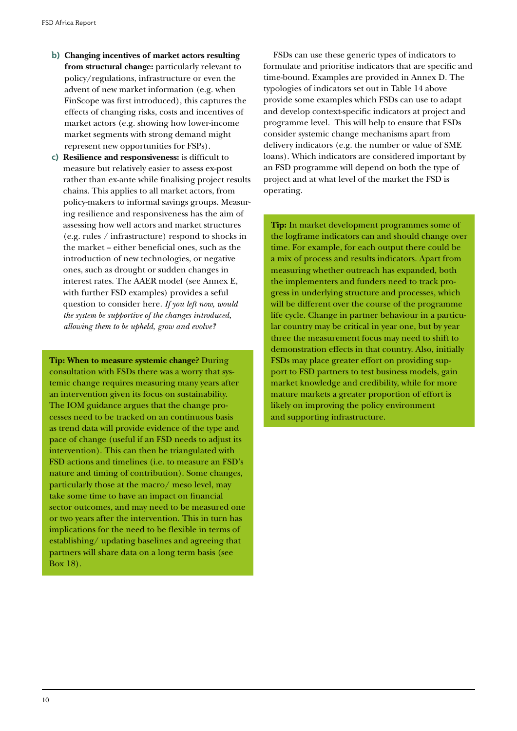b) **Changing incentives of market actors resulting from structural change:** particularly relevant to policy/regulations, infrastructure or even the advent of new market information (e.g. when FinScope was first introduced), this captures the effects of changing risks, costs and incentives of market actors (e.g. showing how lower-income market segments with strong demand might represent new opportunities for FSPs).

c) **Resilience and responsiveness:** is difficult to measure but relatively easier to assess ex-post rather than ex-ante while finalising project results chains. This applies to all market actors, from policy-makers to informal savings groups. Measuring resilience and responsiveness has the aim of assessing how well actors and market structures (e.g. rules / infrastructure) respond to shocks in the market – either beneficial ones, such as the introduction of new technologies, or negative ones, such as drought or sudden changes in interest rates. The AAER model (see Annex E, with further FSD examples) provides a seful question to consider here. *If you left now, would the system be supportive of the changes introduced, allowing them to be upheld, grow and evolve?*

**Tip: When to measure systemic change?** During consultation with FSDs there was a worry that systemic change requires measuring many years after an intervention given its focus on sustainability. The IOM guidance argues that the change processes need to be tracked on an continuous basis as trend data will provide evidence of the type and pace of change (useful if an FSD needs to adjust its intervention). This can then be triangulated with FSD actions and timelines (i.e. to measure an FSD's nature and timing of contribution). Some changes, particularly those at the macro/ meso level, may take some time to have an impact on financial sector outcomes, and may need to be measured one or two years after the intervention. This in turn has implications for the need to be flexible in terms of establishing/ updating baselines and agreeing that partners will share data on a long term basis (see Box 18).

FSDs can use these generic types of indicators to formulate and prioritise indicators that are specific and time-bound. Examples are provided in Annex D. The typologies of indicators set out in Table 14 above provide some examples which FSDs can use to adapt and develop context-specific indicators at project and programme level. This will help to ensure that FSDs consider systemic change mechanisms apart from delivery indicators (e.g. the number or value of SME loans). Which indicators are considered important by an FSD programme will depend on both the type of project and at what level of the market the FSD is operating.

**Tip:** In market development programmes some of the logframe indicators can and should change over time. For example, for each output there could be a mix of process and results indicators. Apart from measuring whether outreach has expanded, both the implementers and funders need to track progress in underlying structure and processes, which will be different over the course of the programme life cycle. Change in partner behaviour in a particular country may be critical in year one, but by year three the measurement focus may need to shift to demonstration effects in that country. Also, initially FSDs may place greater effort on providing support to FSD partners to test business models, gain market knowledge and credibility, while for more mature markets a greater proportion of effort is likely on improving the policy environment and supporting infrastructure.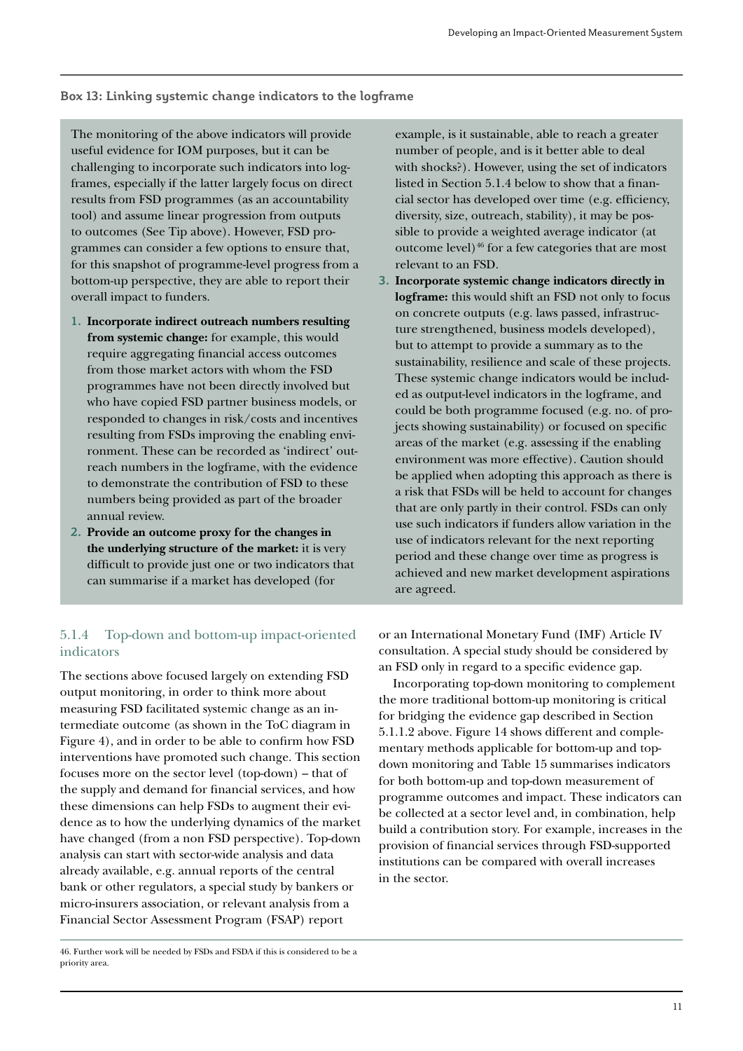**Box 13: Linking systemic change indicators to the logframe**

The monitoring of the above indicators will provide useful evidence for IOM purposes, but it can be challenging to incorporate such indicators into logframes, especially if the latter largely focus on direct results from FSD programmes (as an accountability tool) and assume linear progression from outputs to outcomes (See Tip above). However, FSD programmes can consider a few options to ensure that, for this snapshot of programme-level progress from a bottom-up perspective, they are able to report their overall impact to funders.

1. **Incorporate indirect outreach numbers resulting from systemic change:** for example, this would require aggregating financial access outcomes from those market actors with whom the FSD programmes have not been directly involved but who have copied FSD partner business models, or responded to changes in risk/costs and incentives resulting from FSDs improving the enabling environment. These can be recorded as 'indirect' outreach numbers in the logframe, with the evidence to demonstrate the contribution of FSD to these numbers being provided as part of the broader annual review.
2. **Provide an outcome proxy for the changes in the underlying structure of the market:** it is very difficult to provide just one or two indicators that can summarise if a market has developed (for example, is it sustainable, able to reach a greater number of people, and is it better able to deal with shocks?). However, using the set of indicators listed in Section 5.1.4 below to show that a financial sector has developed over time (e.g. efficiency, diversity, size, outreach, stability), it may be possible to provide a weighted average indicator (at outcome level)[46] for a few categories that are most relevant to an FSD.
3. **Incorporate systemic change indicators directly in logframe:** this would shift an FSD not only to focus on concrete outputs (e.g. laws passed, infrastructure strengthened, business models developed), but to attempt to provide a summary as to the sustainability, resilience and scale of these projects. These systemic change indicators would be included as output-level indicators in the logframe, and could be both programme focused (e.g. no. of projects showing sustainability) or focused on specific areas of the market (e.g. assessing if the enabling environment was more effective). Caution should be applied when adopting this approach as there is a risk that FSDs will be held to account for changes that are only partly in their control. FSDs can only use such indicators if funders allow variation in the use of indicators relevant for the next reporting period and these change over time as progress is achieved and new market development aspirations are agreed.

### 5.1.4 Top-down and bottom-up impact-oriented indicators

The sections above focused largely on extending FSD output monitoring, in order to think more about measuring FSD facilitated systemic change as an intermediate outcome (as shown in the ToC diagram in Figure 4), and in order to be able to confirm how FSD interventions have promoted such change. This section focuses more on the sector level (top-down) – that of the supply and demand for financial services, and how these dimensions can help FSDs to augment their evidence as to how the underlying dynamics of the market have changed (from a non FSD perspective). Top-down analysis can start with sector-wide analysis and data already available, e.g. annual reports of the central bank or other regulators, a special study by bankers or micro-insurers association, or relevant analysis from a Financial Sector Assessment Program (FSAP) report or an International Monetary Fund (IMF) Article IV consultation. A special study should be considered by an FSD only in regard to a specific evidence gap.

Incorporating top-down monitoring to complement the more traditional bottom-up monitoring is critical for bridging the evidence gap described in Section 5.1.1.2 above. Figure 14 shows different and complementary methods applicable for bottom-up and top-down monitoring and Table 15 summarises indicators for both bottom-up and top-down measurement of programme outcomes and impact. These indicators can be collected at a sector level and, in combination, help build a contribution story. For example, increases in the provision of financial services through FSD-supported institutions can be compared with overall increases in the sector.

46. Further work will be needed by FSDs and FSDA if this is considered to be a priority area.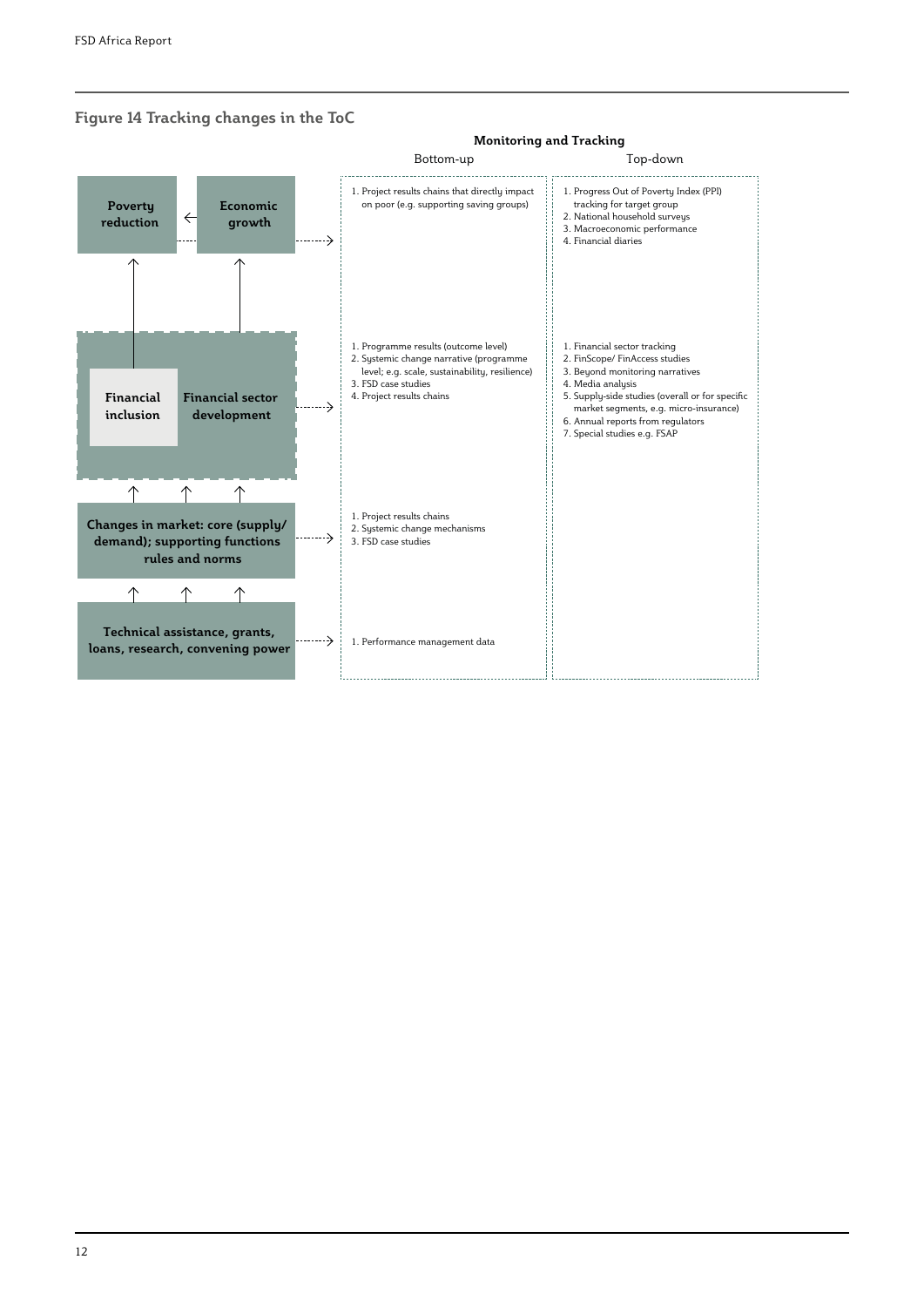## Figure 14 Tracking changes in the ToC

Monitoring and Tracking

Bottom-up

Top-down

Poverty reduction

Economic growth

1. Project results chains that directly impact on poor (e.g. supporting saving groups)

1. Progress Out of Poverty Index (PPI) tracking for target group
2. National household surveys
3. Macroeconomic performance
4. Financial diaries

Financial inclusion

Financial sector development

1. Programme results (outcome level)
2. Systemic change narrative (programme level; e.g. scale, sustainability, resilience)
3. FSD case studies
4. Project results chains

1. Financial sector tracking
2. FinScope/ FinAccess studies
3. Beyond monitoring narratives
4. Media analysis
5. Supply-side studies (overall or for specific market segments, e.g. micro-insurance)
6. Annual reports from regulators
7. Special studies e.g. FSAP

Changes in market: core (supply/ demand); supporting functions rules and norms

1. Project results chains
2. Systemic change mechanisms
3. FSD case studies

Technical assistance, grants, loans, research, convening power

1. Performance management data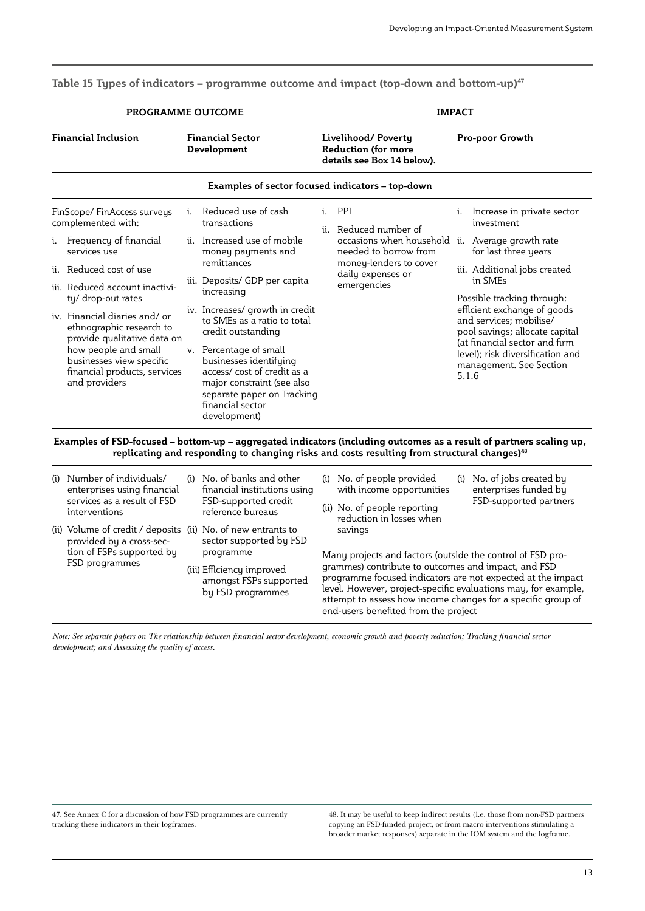**Table 15 Types of indicators – programme outcome and impact (top-down and bottom-up)[47]**

| PROGRAMME OUTCOME | | IMPACT | |
|---|---|---|---|
| **Financial Inclusion** | **Financial Sector Development** | **Livelihood/ Poverty Reduction (for more details see Box 14 below).** | **Pro-poor Growth** |
| **Examples of sector focused indicators – top-down** | | | |
| FinScope/ FinAccess surveys complemented with:<br>i. Frequency of financial services use<br>ii. Reduced cost of use<br>iii. Reduced account inactivity/ drop-out rates<br>iv. Financial diaries and/ or ethnographic research to provide qualitative data on how people and small businesses view specific financial products, services and providers | i. Reduced use of cash transactions<br>ii. Increased use of mobile money payments and remittances<br>iii. Deposits/ GDP per capita increasing<br>iv. Increases/ growth in credit to SMEs as a ratio to total credit outstanding<br>v. Percentage of small businesses identifying access/ cost of credit as a major constraint (see also separate paper on Tracking financial sector development) | i. PPI<br>ii. Reduced number of occasions when household needed to borrow from money-lenders to cover daily expenses or emergencies | i. Increase in private sector investment<br>ii. Average growth rate for last three years<br>iii. Additional jobs created in SMEs<br>Possible tracking through: efficient exchange of goods and services; mobilise/ pool savings; allocate capital (at financial sector and firm level); risk diversification and management. See Section 5.1.6 |
| **Examples of FSD-focused – bottom-up – aggregated indicators (including outcomes as a result of partners scaling up, replicating and responding to changing risks and costs resulting from structural changes)[48]** | | | |
| (i) Number of individuals/ enterprises using financial services as a result of FSD interventions<br>(ii) Volume of credit / deposits provided by a cross-section of FSPs supported by FSD programmes | (i) No. of banks and other financial institutions using FSD-supported credit reference bureaus<br>(ii) No. of new entrants to sector supported by FSD programme<br>(iii) Efficiency improved amongst FSPs supported by FSD programmes | (i) No. of people provided with income opportunities<br>(ii) No. of people reporting reduction in losses when savings | (i) No. of jobs created by enterprises funded by FSD-supported partners |
| | | Many projects and factors (outside the control of FSD programmes) contribute to outcomes and impact, and FSD programme focused indicators are not expected at the impact level. However, project-specific evaluations may, for example, attempt to assess how income changes for a specific group of end-users benefited from the project | |

*Note: See separate papers on The relationship between financial sector development, economic growth and poverty reduction; Tracking financial sector development; and Assessing the quality of access.*

47. See Annex C for a discussion of how FSD programmes are currently tracking these indicators in their logframes.

48. It may be useful to keep indirect results (i.e. those from non-FSD partners copying an FSD-funded project, or from macro interventions stimulating a broader market responses) separate in the IOM system and the logframe.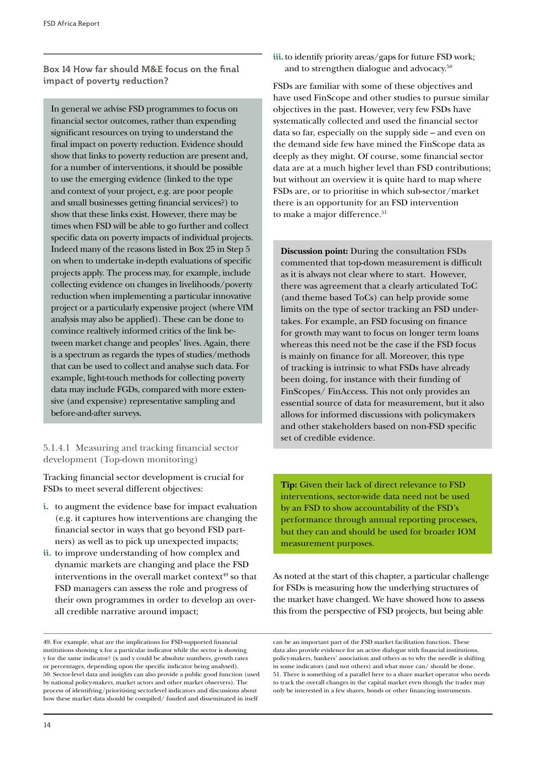**Box 14 How far should M&E focus on the final impact of poverty reduction?**

In general we advise FSD programmes to focus on financial sector outcomes, rather than expending significant resources on trying to understand the final impact on poverty reduction. Evidence should show that links to poverty reduction are present and, for a number of interventions, it should be possible to use the emerging evidence (linked to the type and context of your project, e.g. are poor people and small businesses getting financial services?) to show that these links exist. However, there may be times when FSD will be able to go further and collect specific data on poverty impacts of individual projects. Indeed many of the reasons listed in Box 25 in Step 5 on when to undertake in-depth evaluations of specific projects apply. The process may, for example, include collecting evidence on changes in livelihoods/poverty reduction when implementing a particular innovative project or a particularly expensive project (where VfM analysis may also be applied). These can be done to convince realtively informed critics of the link between market change and peoples' lives. Again, there is a spectrum as regards the types of studies/methods that can be used to collect and analyse such data. For example, light-touch methods for collecting poverty data may include FGDs, compared with more extensive (and expensive) representative sampling and before-and-after surveys.

#### 5.1.4.1 Measuring and tracking financial sector development (Top-down monitoring)

Tracking financial sector development is crucial for FSDs to meet several different objectives:

i. to augment the evidence base for impact evaluation (e.g. it captures how interventions are changing the financial sector in ways that go beyond FSD partners) as well as to pick up unexpected impacts;
ii. to improve understanding of how complex and dynamic markets are changing and place the FSD interventions in the overall market context[49] so that FSD managers can assess the role and progress of their own programmes in order to develop an overall credible narrative around impact;
iii. to identify priority areas/gaps for future FSD work; and to strengthen dialogue and advocacy.[50]

FSDs are familiar with some of these objectives and have used FinScope and other studies to pursue similar objectives in the past. However, very few FSDs have systematically collected and used the financial sector data so far, especially on the supply side – and even on the demand side few have mined the FinScope data as deeply as they might. Of course, some financial sector data are at a much higher level than FSD contributions; but without an overview it is quite hard to map where FSDs are, or to prioritise in which sub-sector/market there is an opportunity for an FSD intervention to make a major difference.[51]

**Discussion point:** During the consultation FSDs commented that top-down measurement is difficult as it is always not clear where to start. However, there was agreement that a clearly articulated ToC (and theme based ToCs) can help provide some limits on the type of sector tracking an FSD undertakes. For example, an FSD focusing on finance for growth may want to focus on longer term loans whereas this need not be the case if the FSD focus is mainly on finance for all. Moreover, this type of tracking is intrinsic to what FSDs have already been doing, for instance with their funding of FinScopes/ FinAccess. This not only provides an essential source of data for measurement, but it also allows for informed discussions with policymakers and other stakeholders based on non-FSD specific set of credible evidence.

**Tip:** Given their lack of direct relevance to FSD interventions, sector-wide data need not be used by an FSD to show accountability of the FSD's performance through annual reporting processes, but they can and should be used for broader IOM measurement purposes.

As noted at the start of this chapter, a particular challenge for FSDs is measuring how the underlying structures of the market have changed. We have showed how to assess this from the perspective of FSD projects, but being able

---

49. For example, what are the implications for FSD-supported financial institutions showing x for a particular indicator while the sector is showing y for the same indicator? (x and y could be absolute numbers, growth rates or percentages, depending upon the specific indicator being analysed).

50. Sector-level data and insights can also provide a public good function (used by national policy-makers, market actors and other market observers). The process of identifying/prioritising sectorlevel indicators and discussions about how these market data should be compiled/ funded and disseminated in itself can be an important part of the FSD market facilitation function. These data also provide evidence for an active dialogue with financial institutions, policy-makers, bankers' association and others as to why the needle is shifting in some indicators (and not others) and what more can/ should be done.

51. There is something of a parallel here to a share market operator who needs to track the overall changes in the capital market even though the trader may only be interested in a few shares, bonds or other financing instruments.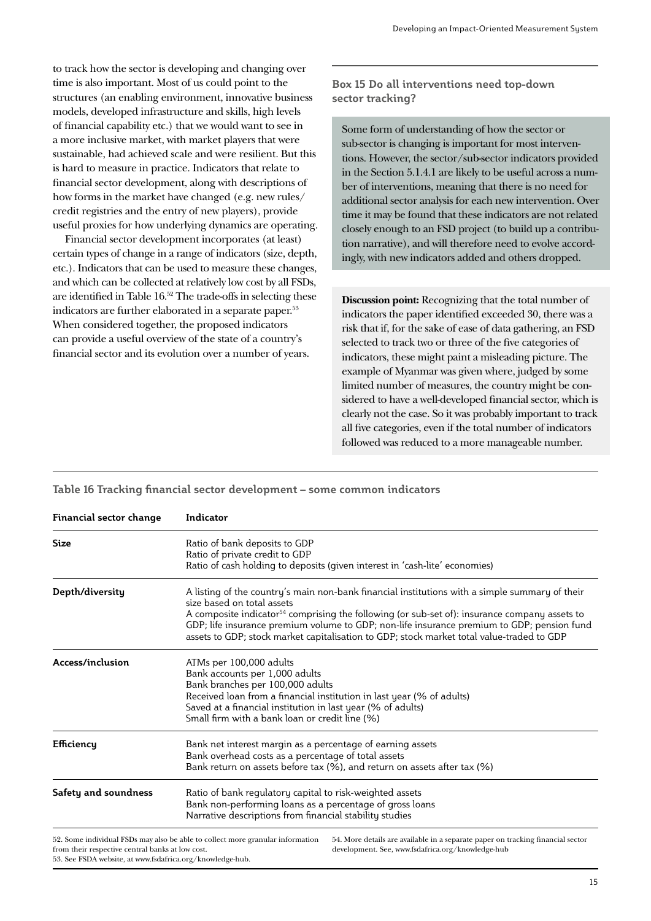to track how the sector is developing and changing over time is also important. Most of us could point to the structures (an enabling environment, innovative business models, developed infrastructure and skills, high levels of financial capability etc.) that we would want to see in a more inclusive market, with market players that were sustainable, had achieved scale and were resilient. But this is hard to measure in practice. Indicators that relate to financial sector development, along with descriptions of how forms in the market have changed (e.g. new rules/credit registries and the entry of new players), provide useful proxies for how underlying dynamics are operating.

Financial sector development incorporates (at least) certain types of change in a range of indicators (size, depth, etc.). Indicators that can be used to measure these changes, and which can be collected at relatively low cost by all FSDs, are identified in Table 16.[52] The trade-offs in selecting these indicators are further elaborated in a separate paper.[53] When considered together, the proposed indicators can provide a useful overview of the state of a country's financial sector and its evolution over a number of years.

### Box 15 Do all interventions need top-down sector tracking?

Some form of understanding of how the sector or sub-sector is changing is important for most interventions. However, the sector/sub-sector indicators provided in the Section 5.1.4.1 are likely to be useful across a number of interventions, meaning that there is no need for additional sector analysis for each new intervention. Over time it may be found that these indicators are not related closely enough to an FSD project (to build up a contribution narrative), and will therefore need to evolve accordingly, with new indicators added and others dropped.

**Discussion point:** Recognizing that the total number of indicators the paper identified exceeded 30, there was a risk that if, for the sake of ease of data gathering, an FSD selected to track two or three of the five categories of indicators, these might paint a misleading picture. The example of Myanmar was given where, judged by some limited number of measures, the country might be considered to have a well-developed financial sector, which is clearly not the case. So it was probably important to track all five categories, even if the total number of indicators followed was reduced to a more manageable number.

### Table 16 Tracking financial sector development – some common indicators

| Financial sector change | Indicator |
|---|---|
| **Size** | Ratio of bank deposits to GDP<br>Ratio of private credit to GDP<br>Ratio of cash holding to deposits (given interest in 'cash-lite' economies) |
| **Depth/diversity** | A listing of the country's main non-bank financial institutions with a simple summary of their size based on total assets<br>A composite indicator[54] comprising the following (or sub-set of): insurance company assets to GDP; life insurance premium volume to GDP; non-life insurance premium to GDP; pension fund assets to GDP; stock market capitalisation to GDP; stock market total value-traded to GDP |
| **Access/inclusion** | ATMs per 100,000 adults<br>Bank accounts per 1,000 adults<br>Bank branches per 100,000 adults<br>Received loan from a financial institution in last year (% of adults)<br>Saved at a financial institution in last year (% of adults)<br>Small firm with a bank loan or credit line (%) |
| **Efficiency** | Bank net interest margin as a percentage of earning assets<br>Bank overhead costs as a percentage of total assets<br>Bank return on assets before tax (%), and return on assets after tax (%) |
| **Safety and soundness** | Ratio of bank regulatory capital to risk-weighted assets<br>Bank non-performing loans as a percentage of gross loans<br>Narrative descriptions from financial stability studies |

52. Some individual FSDs may also be able to collect more granular information from their respective central banks at low cost.

53. See FSDA website, at www.fsdafrica.org/knowledge-hub.

54. More details are available in a separate paper on tracking financial sector development. See, www.fsdafrica.org/knowledge-hub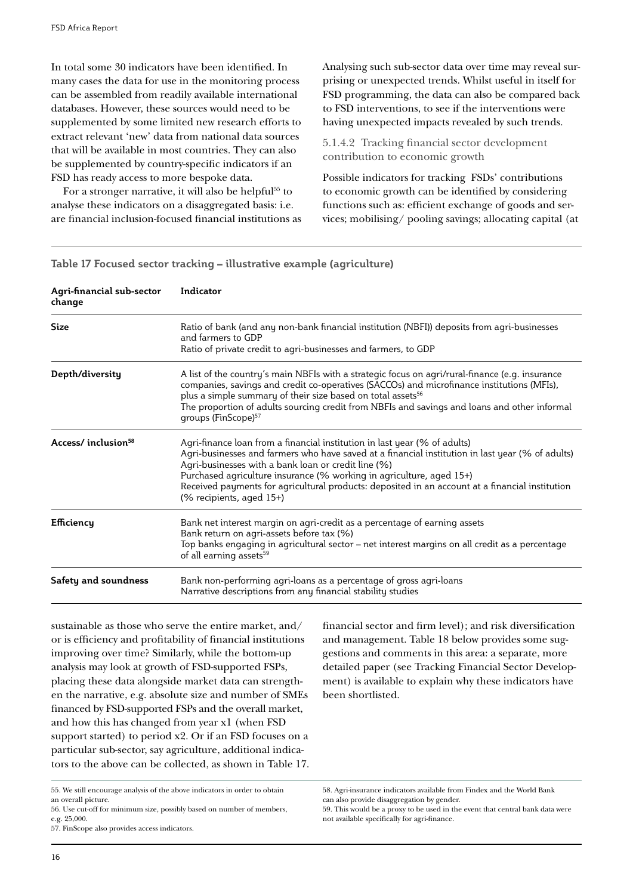In total some 30 indicators have been identified. In many cases the data for use in the monitoring process can be assembled from readily available international databases. However, these sources would need to be supplemented by some limited new research efforts to extract relevant 'new' data from national data sources that will be available in most countries. They can also be supplemented by country-specific indicators if an FSD has ready access to more bespoke data.

For a stronger narrative, it will also be helpful[55] to analyse these indicators on a disaggregated basis: i.e. are financial inclusion-focused financial institutions as sustainable as those who serve the entire market, and/or is efficiency and profitability of financial institutions improving over time? Similarly, while the bottom-up analysis may look at growth of FSD-supported FSPs, placing these data alongside market data can strengthen the narrative, e.g. absolute size and number of SMEs financed by FSD-supported FSPs and the overall market, and how this has changed from year x1 (when FSD support started) to period x2. Or if an FSD focuses on a particular sub-sector, say agriculture, additional indicators to the above can be collected, as shown in Table 17.

**Table 17 Focused sector tracking – illustrative example (agriculture)**

| Agri-financial sub-sector change | Indicator |
|---|---|
| **Size** | Ratio of bank (and any non-bank financial institution (NBFI)) deposits from agri-businesses and farmers to GDP<br>Ratio of private credit to agri-businesses and farmers, to GDP |
| **Depth/diversity** | A list of the country's main NBFIs with a strategic focus on agri/rural-finance (e.g. insurance companies, savings and credit co-operatives (SACCOs) and microfinance institutions (MFIs), plus a simple summary of their size based on total assets[56]<br>The proportion of adults sourcing credit from NBFIs and savings and loans and other informal groups (FinScope)[57] |
| **Access/ inclusion[58]** | Agri-finance loan from a financial institution in last year (% of adults)<br>Agri-businesses and farmers who have saved at a financial institution in last year (% of adults)<br>Agri-businesses with a bank loan or credit line (%)<br>Purchased agriculture insurance (% working in agriculture, aged 15+)<br>Received payments for agricultural products: deposited in an account at a financial institution (% recipients, aged 15+) |
| **Efficiency** | Bank net interest margin on agri-credit as a percentage of earning assets<br>Bank return on agri-assets before tax (%)<br>Top banks engaging in agricultural sector – net interest margins on all credit as a percentage of all earning assets[59] |
| **Safety and soundness** | Bank non-performing agri-loans as a percentage of gross agri-loans<br>Narrative descriptions from any financial stability studies |

Analysing such sub-sector data over time may reveal surprising or unexpected trends. Whilst useful in itself for FSD programming, the data can also be compared back to FSD interventions, to see if the interventions were having unexpected impacts revealed by such trends.

#### 5.1.4.2 Tracking financial sector development contribution to economic growth

Possible indicators for tracking FSDs' contributions to economic growth can be identified by considering functions such as: efficient exchange of goods and services; mobilising/ pooling savings; allocating capital (at financial sector and firm level); and risk diversification and management. Table 18 below provides some suggestions and comments in this area: a separate, more detailed paper (see Tracking Financial Sector Development) is available to explain why these indicators have been shortlisted.

55. We still encourage analysis of the above indicators in order to obtain an overall picture.
56. Use cut-off for minimum size, possibly based on number of members, e.g. 25,000.
57. FinScope also provides access indicators.
58. Agri-insurance indicators available from Findex and the World Bank can also provide disaggregation by gender.
59. This would be a proxy to be used in the event that central bank data were not available specifically for agri-finance.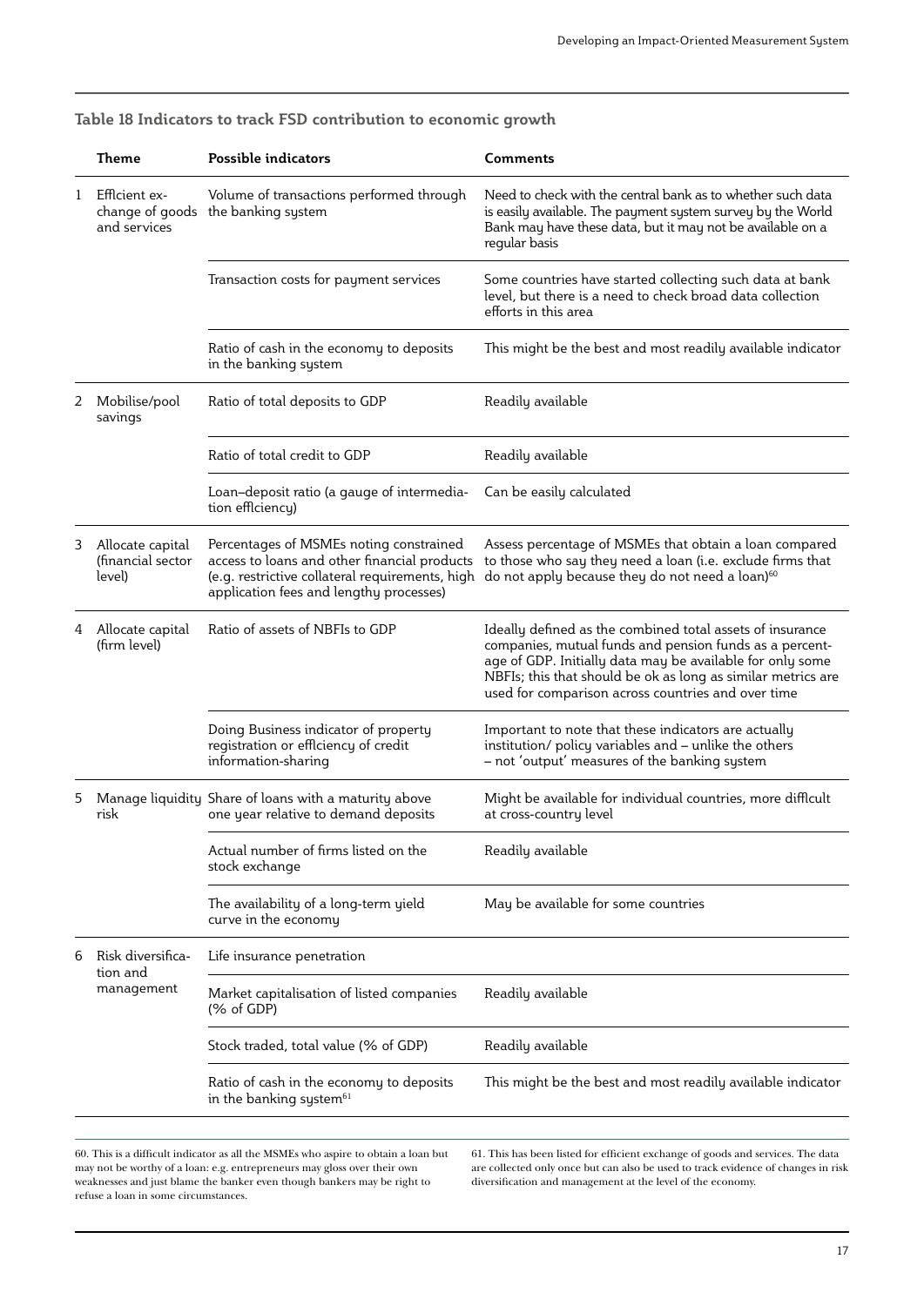**Table 18 Indicators to track FSD contribution to economic growth**

| | Theme | Possible indicators | Comments |
|---|---|---|---|
| 1 | Efficient exchange of goods and services | Volume of transactions performed through the banking system | Need to check with the central bank as to whether such data is easily available. The payment system survey by the World Bank may have these data, but it may not be available on a regular basis |
| | | Transaction costs for payment services | Some countries have started collecting such data at bank level, but there is a need to check broad data collection efforts in this area |
| | | Ratio of cash in the economy to deposits in the banking system | This might be the best and most readily available indicator |
| 2 | Mobilise/pool savings | Ratio of total deposits to GDP | Readily available |
| | | Ratio of total credit to GDP | Readily available |
| | | Loan–deposit ratio (a gauge of intermediation efficiency) | Can be easily calculated |
| 3 | Allocate capital (financial sector level) | Percentages of MSMEs noting constrained access to loans and other financial products (e.g. restrictive collateral requirements, high application fees and lengthy processes) | Assess percentage of MSMEs that obtain a loan compared to those who say they need a loan (i.e. exclude firms that do not apply because they do not need a loan)[60] |
| 4 | Allocate capital (firm level) | Ratio of assets of NBFIs to GDP | Ideally defined as the combined total assets of insurance companies, mutual funds and pension funds as a percentage of GDP. Initially data may be available for only some NBFIs; this that should be ok as long as similar metrics are used for comparison across countries and over time |
| | | Doing Business indicator of property registration or efficiency of credit information-sharing | Important to note that these indicators are actually institution/ policy variables and – unlike the others – not 'output' measures of the banking system |
| 5 | Manage liquidity risk | Share of loans with a maturity above one year relative to demand deposits | Might be available for individual countries, more difficult at cross-country level |
| | | Actual number of firms listed on the stock exchange | Readily available |
| | | The availability of a long-term yield curve in the economy | May be available for some countries |
| 6 | Risk diversification and management | Life insurance penetration | |
| | | Market capitalisation of listed companies (% of GDP) | Readily available |
| | | Stock traded, total value (% of GDP) | Readily available |
| | | Ratio of cash in the economy to deposits in the banking system[61] | This might be the best and most readily available indicator |

60. This is a difficult indicator as all the MSMEs who aspire to obtain a loan but may not be worthy of a loan: e.g. entrepreneurs may gloss over their own weaknesses and just blame the banker even though bankers may be right to refuse a loan in some circumstances.

61. This has been listed for efficient exchange of goods and services. The data are collected only once but can also be used to track evidence of changes in risk diversification and management at the level of the economy.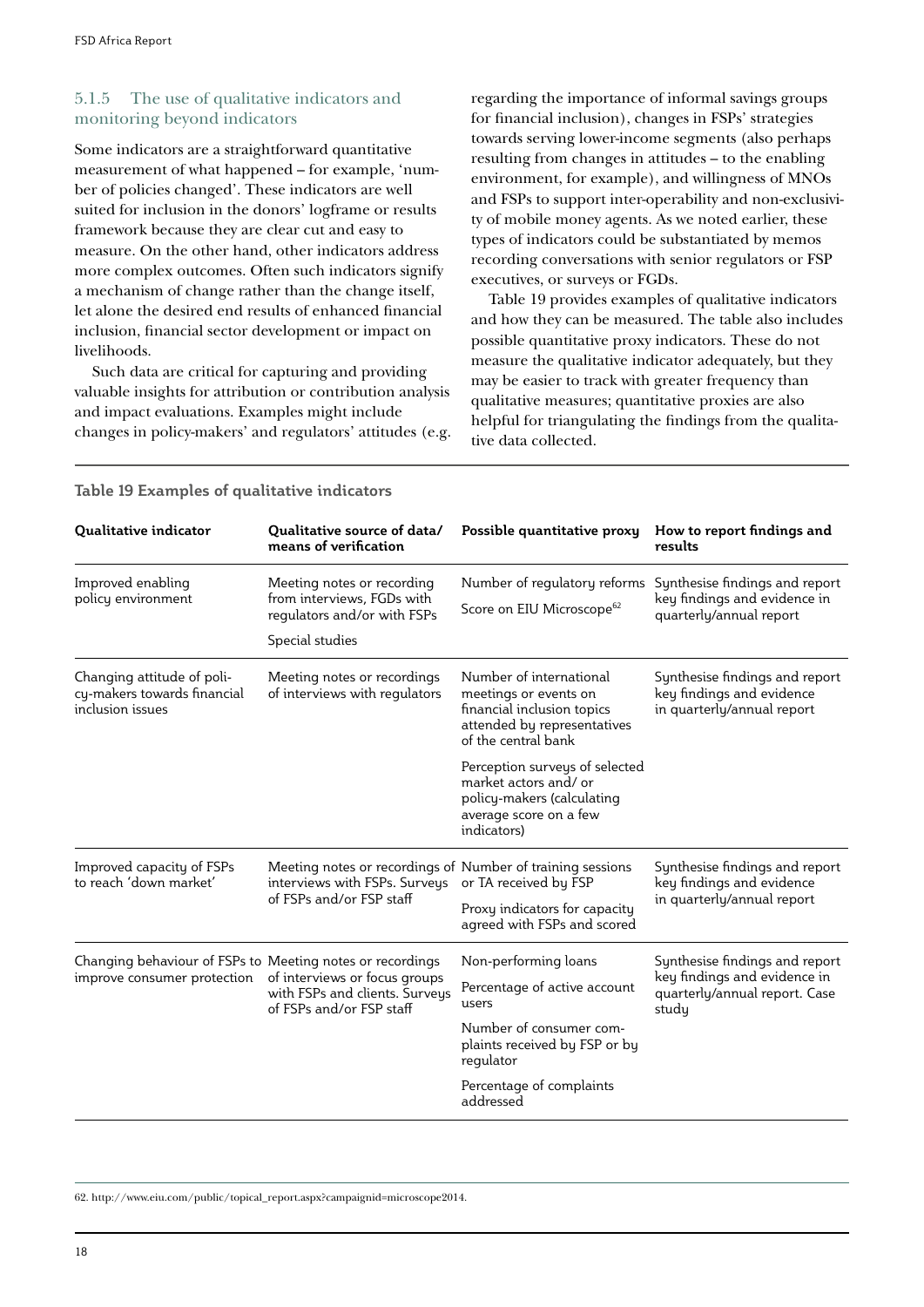### 5.1.5 The use of qualitative indicators and monitoring beyond indicators

Some indicators are a straightforward quantitative measurement of what happened – for example, 'number of policies changed'. These indicators are well suited for inclusion in the donors' logframe or results framework because they are clear cut and easy to measure. On the other hand, other indicators address more complex outcomes. Often such indicators signify a mechanism of change rather than the change itself, let alone the desired end results of enhanced financial inclusion, financial sector development or impact on livelihoods.

Such data are critical for capturing and providing valuable insights for attribution or contribution analysis and impact evaluations. Examples might include changes in policy-makers' and regulators' attitudes (e.g. regarding the importance of informal savings groups for financial inclusion), changes in FSPs' strategies towards serving lower-income segments (also perhaps resulting from changes in attitudes – to the enabling environment, for example), and willingness of MNOs and FSPs to support inter-operability and non-exclusivity of mobile money agents. As we noted earlier, these types of indicators could be substantiated by memos recording conversations with senior regulators or FSP executives, or surveys or FGDs.

Table 19 provides examples of qualitative indicators and how they can be measured. The table also includes possible quantitative proxy indicators. These do not measure the qualitative indicator adequately, but they may be easier to track with greater frequency than qualitative measures; quantitative proxies are also helpful for triangulating the findings from the qualitative data collected.

**Table 19 Examples of qualitative indicators**

| Qualitative indicator | Qualitative source of data/ means of verification | Possible quantitative proxy | How to report findings and results |
|---|---|---|---|
| Improved enabling policy environment | Meeting notes or recording from interviews, FGDs with regulators and/or with FSPs<br><br>Special studies | Number of regulatory reforms<br><br>Score on EIU Microscope[62] | Synthesise findings and report key findings and evidence in quarterly/annual report |
| Changing attitude of policy-makers towards financial inclusion issues | Meeting notes or recordings of interviews with regulators | Number of international meetings or events on financial inclusion topics attended by representatives of the central bank<br><br>Perception surveys of selected market actors and/ or policy-makers (calculating average score on a few indicators) | Synthesise findings and report key findings and evidence in quarterly/annual report |
| Improved capacity of FSPs to reach 'down market' | Meeting notes or recordings of interviews with FSPs. Surveys of FSPs and/or FSP staff | Number of training sessions or TA received by FSP<br><br>Proxy indicators for capacity agreed with FSPs and scored | Synthesise findings and report key findings and evidence in quarterly/annual report |
| Changing behaviour of FSPs to improve consumer protection | Meeting notes or recordings of interviews or focus groups with FSPs and clients. Surveys of FSPs and/or FSP staff | Non-performing loans<br><br>Percentage of active account users<br><br>Number of consumer complaints received by FSP or by regulator<br><br>Percentage of complaints addressed | Synthesise findings and report key findings and evidence in quarterly/annual report. Case study |

62. http://www.eiu.com/public/topical_report.aspx?campaignid=microscope2014.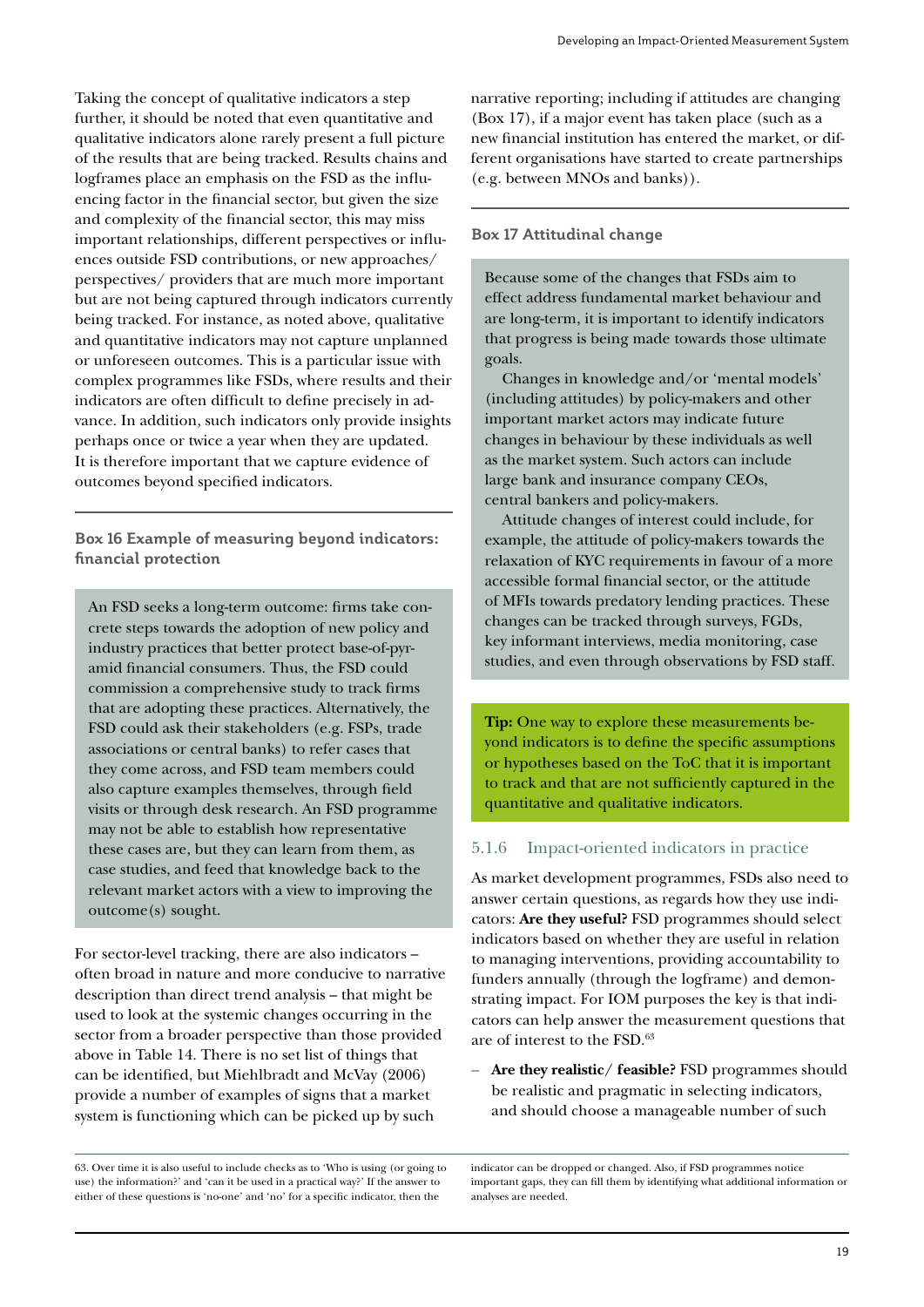Taking the concept of qualitative indicators a step further, it should be noted that even quantitative and qualitative indicators alone rarely present a full picture of the results that are being tracked. Results chains and logframes place an emphasis on the FSD as the influencing factor in the financial sector, but given the size and complexity of the financial sector, this may miss important relationships, different perspectives or influences outside FSD contributions, or new approaches/ perspectives/ providers that are much more important but are not being captured through indicators currently being tracked. For instance, as noted above, qualitative and quantitative indicators may not capture unplanned or unforeseen outcomes. This is a particular issue with complex programmes like FSDs, where results and their indicators are often difficult to define precisely in advance. In addition, such indicators only provide insights perhaps once or twice a year when they are updated. It is therefore important that we capture evidence of outcomes beyond specified indicators.

**Box 16 Example of measuring beyond indicators: financial protection**

> An FSD seeks a long-term outcome: firms take concrete steps towards the adoption of new policy and industry practices that better protect base-of-pyramid financial consumers. Thus, the FSD could commission a comprehensive study to track firms that are adopting these practices. Alternatively, the FSD could ask their stakeholders (e.g. FSPs, trade associations or central banks) to refer cases that they come across, and FSD team members could also capture examples themselves, through field visits or through desk research. An FSD programme may not be able to establish how representative these cases are, but they can learn from them, as case studies, and feed that knowledge back to the relevant market actors with a view to improving the outcome(s) sought.

For sector-level tracking, there are also indicators – often broad in nature and more conducive to narrative description than direct trend analysis – that might be used to look at the systemic changes occurring in the sector from a broader perspective than those provided above in Table 14. There is no set list of things that can be identified, but Miehlbradt and McVay (2006) provide a number of examples of signs that a market system is functioning which can be picked up by such narrative reporting; including if attitudes are changing (Box 17), if a major event has taken place (such as a new financial institution has entered the market, or different organisations have started to create partnerships (e.g. between MNOs and banks)).

**Box 17 Attitudinal change**

> Because some of the changes that FSDs aim to effect address fundamental market behaviour and are long-term, it is important to identify indicators that progress is being made towards those ultimate goals.
>
> Changes in knowledge and/or 'mental models' (including attitudes) by policy-makers and other important market actors may indicate future changes in behaviour by these individuals as well as the market system. Such actors can include large bank and insurance company CEOs, central bankers and policy-makers.
>
> Attitude changes of interest could include, for example, the attitude of policy-makers towards the relaxation of KYC requirements in favour of a more accessible formal financial sector, or the attitude of MFIs towards predatory lending practices. These changes can be tracked through surveys, FGDs, key informant interviews, media monitoring, case studies, and even through observations by FSD staff.

> **Tip:** One way to explore these measurements beyond indicators is to define the specific assumptions or hypotheses based on the ToC that it is important to track and that are not sufficiently captured in the quantitative and qualitative indicators.

### 5.1.6 Impact-oriented indicators in practice

As market development programmes, FSDs also need to answer certain questions, as regards how they use indicators: **Are they useful?** FSD programmes should select indicators based on whether they are useful in relation to managing interventions, providing accountability to funders annually (through the logframe) and demonstrating impact. For IOM purposes the key is that indicators can help answer the measurement questions that are of interest to the FSD.[63]

- **Are they realistic/ feasible?** FSD programmes should be realistic and pragmatic in selecting indicators, and should choose a manageable number of such

---

63. Over time it is also useful to include checks as to 'Who is using (or going to use) the information?' and 'can it be used in a practical way?' If the answer to either of these questions is 'no-one' and 'no' for a specific indicator, then the indicator can be dropped or changed. Also, if FSD programmes notice important gaps, they can fill them by identifying what additional information or analyses are needed.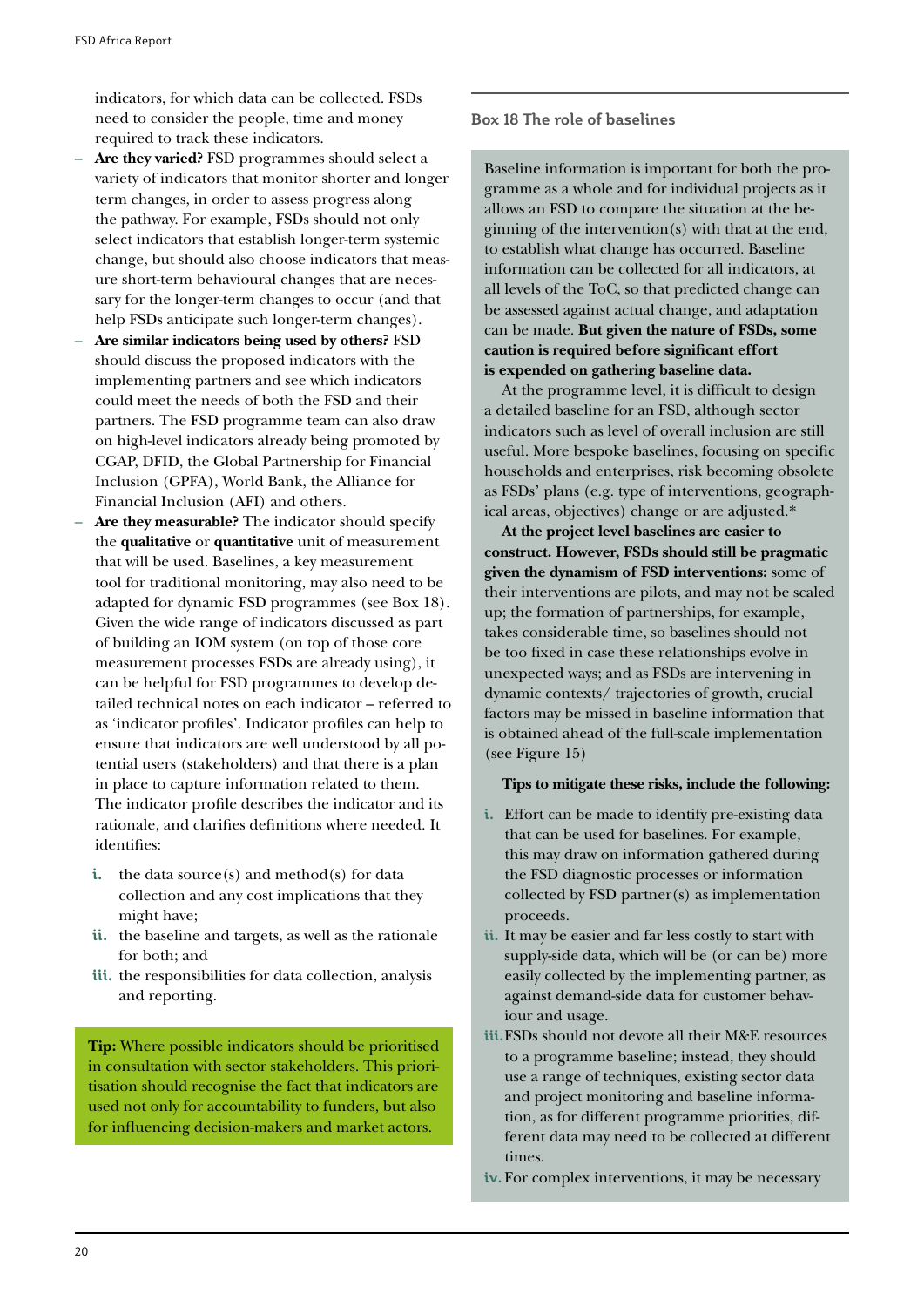indicators, for which data can be collected. FSDs need to consider the people, time and money required to track these indicators.

- **Are they varied?** FSD programmes should select a variety of indicators that monitor shorter and longer term changes, in order to assess progress along the pathway. For example, FSDs should not only select indicators that establish longer-term systemic change, but should also choose indicators that measure short-term behavioural changes that are necessary for the longer-term changes to occur (and that help FSDs anticipate such longer-term changes).
- **Are similar indicators being used by others?** FSD should discuss the proposed indicators with the implementing partners and see which indicators could meet the needs of both the FSD and their partners. The FSD programme team can also draw on high-level indicators already being promoted by CGAP, DFID, the Global Partnership for Financial Inclusion (GPFA), World Bank, the Alliance for Financial Inclusion (AFI) and others.
- **Are they measurable?** The indicator should specify the **qualitative** or **quantitative** unit of measurement that will be used. Baselines, a key measurement tool for traditional monitoring, may also need to be adapted for dynamic FSD programmes (see Box 18). Given the wide range of indicators discussed as part of building an IOM system (on top of those core measurement processes FSDs are already using), it can be helpful for FSD programmes to develop detailed technical notes on each indicator – referred to as 'indicator profiles'. Indicator profiles can help to ensure that indicators are well understood by all potential users (stakeholders) and that there is a plan in place to capture information related to them. The indicator profile describes the indicator and its rationale, and clarifies definitions where needed. It identifies:
  i. the data source(s) and method(s) for data collection and any cost implications that they might have;
  ii. the baseline and targets, as well as the rationale for both; and
  iii. the responsibilities for data collection, analysis and reporting.

**Tip:** Where possible indicators should be prioritised in consultation with sector stakeholders. This prioritisation should recognise the fact that indicators are used not only for accountability to funders, but also for influencing decision-makers and market actors.

### Box 18 The role of baselines

Baseline information is important for both the programme as a whole and for individual projects as it allows an FSD to compare the situation at the beginning of the intervention(s) with that at the end, to establish what change has occurred. Baseline information can be collected for all indicators, at all levels of the ToC, so that predicted change can be assessed against actual change, and adaptation can be made. **But given the nature of FSDs, some caution is required before significant effort is expended on gathering baseline data.**

At the programme level, it is difficult to design a detailed baseline for an FSD, although sector indicators such as level of overall inclusion are still useful. More bespoke baselines, focusing on specific households and enterprises, risk becoming obsolete as FSDs' plans (e.g. type of interventions, geographical areas, objectives) change or are adjusted.*

**At the project level baselines are easier to construct. However, FSDs should still be pragmatic given the dynamism of FSD interventions:** some of their interventions are pilots, and may not be scaled up; the formation of partnerships, for example, takes considerable time, so baselines should not be too fixed in case these relationships evolve in unexpected ways; and as FSDs are intervening in dynamic contexts/ trajectories of growth, crucial factors may be missed in baseline information that is obtained ahead of the full-scale implementation (see Figure 15)

**Tips to mitigate these risks, include the following:**

i. Effort can be made to identify pre-existing data that can be used for baselines. For example, this may draw on information gathered during the FSD diagnostic processes or information collected by FSD partner(s) as implementation proceeds.
ii. It may be easier and far less costly to start with supply-side data, which will be (or can be) more easily collected by the implementing partner, as against demand-side data for customer behaviour and usage.
iii. FSDs should not devote all their M&E resources to a programme baseline; instead, they should use a range of techniques, existing sector data and project monitoring and baseline information, as for different programme priorities, different data may need to be collected at different times.
iv. For complex interventions, it may be necessary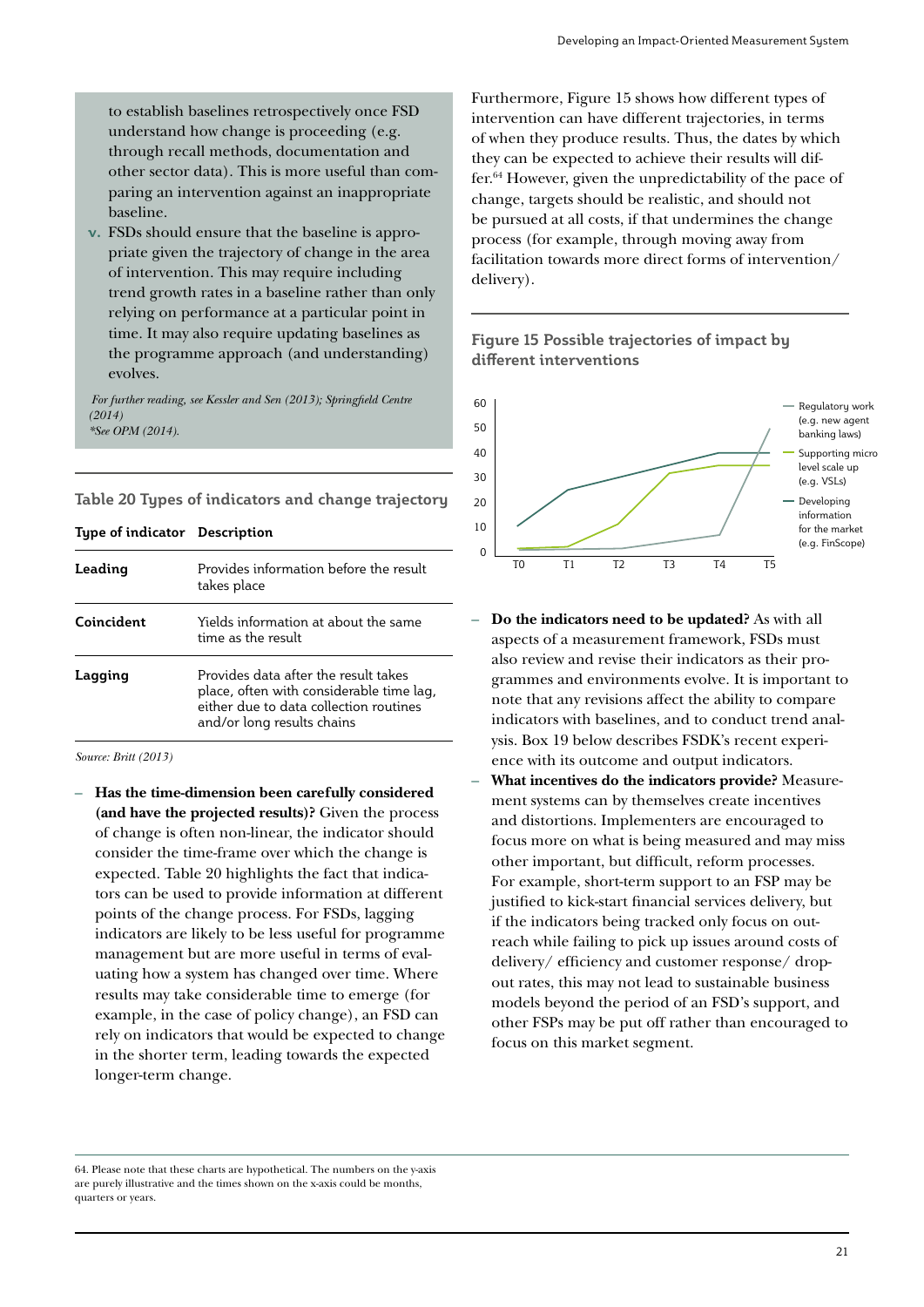to establish baselines retrospectively once FSD understand how change is proceeding (e.g. through recall methods, documentation and other sector data). This is more useful than comparing an intervention against an inappropriate baseline.

**v.** FSDs should ensure that the baseline is appropriate given the trajectory of change in the area of intervention. This may require including trend growth rates in a baseline rather than only relying on performance at a particular point in time. It may also require updating baselines as the programme approach (and understanding) evolves.

*For further reading, see Kessler and Sen (2013); Springfield Centre (2014)*
*\*See OPM (2014).*

**Table 20 Types of indicators and change trajectory**

| Type of indicator | Description |
|---|---|
| **Leading** | Provides information before the result takes place |
| **Coincident** | Yields information at about the same time as the result |
| **Lagging** | Provides data after the result takes place, often with considerable time lag, either due to data collection routines and/or long results chains |

*Source: Britt (2013)*

– **Has the time-dimension been carefully considered (and have the projected results)?** Given the process of change is often non-linear, the indicator should consider the time-frame over which the change is expected. Table 20 highlights the fact that indicators can be used to provide information at different points of the change process. For FSDs, lagging indicators are likely to be less useful for programme management but are more useful in terms of evaluating how a system has changed over time. Where results may take considerable time to emerge (for example, in the case of policy change), an FSD can rely on indicators that would be expected to change in the shorter term, leading towards the expected longer-term change.

Furthermore, Figure 15 shows how different types of intervention can have different trajectories, in terms of when they produce results. Thus, the dates by which they can be expected to achieve their results will differ.[64] However, given the unpredictability of the pace of change, targets should be realistic, and should not be pursued at all costs, if that undermines the change process (for example, through moving away from facilitation towards more direct forms of intervention/ delivery).

**Figure 15 Possible trajectories of impact by different interventions**

60
50
40
30
20
10
0
T0 T1 T2 T3 T4 T5

Regulatory work (e.g. new agent banking laws)
Supporting micro level scale up (e.g. VSLs)
Developing information for the market (e.g. FinScope)

– **Do the indicators need to be updated?** As with all aspects of a measurement framework, FSDs must also review and revise their indicators as their programmes and environments evolve. It is important to note that any revisions affect the ability to compare indicators with baselines, and to conduct trend analysis. Box 19 below describes FSDK's recent experience with its outcome and output indicators.

– **What incentives do the indicators provide?** Measurement systems can by themselves create incentives and distortions. Implementers are encouraged to focus more on what is being measured and may miss other important, but difficult, reform processes. For example, short-term support to an FSP may be justified to kick-start financial services delivery, but if the indicators being tracked only focus on outreach while failing to pick up issues around costs of delivery/ efficiency and customer response/ drop-out rates, this may not lead to sustainable business models beyond the period of an FSD's support, and other FSPs may be put off rather than encouraged to focus on this market segment.

64. Please note that these charts are hypothetical. The numbers on the y-axis are purely illustrative and the times shown on the x-axis could be months, quarters or years.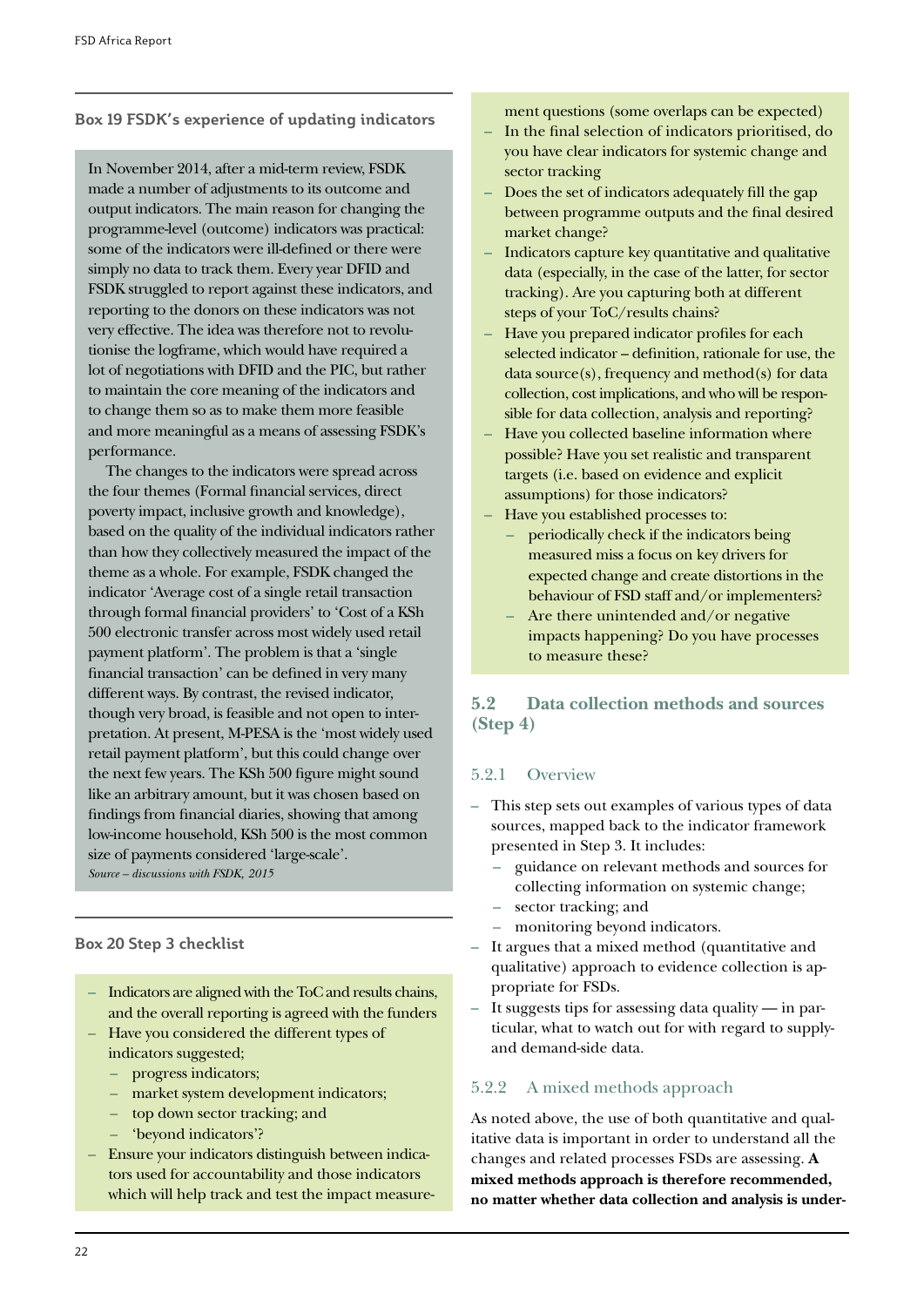### Box 19 FSDK's experience of updating indicators

In November 2014, after a mid-term review, FSDK made a number of adjustments to its outcome and output indicators. The main reason for changing the programme-level (outcome) indicators was practical: some of the indicators were ill-defined or there were simply no data to track them. Every year DFID and FSDK struggled to report against these indicators, and reporting to the donors on these indicators was not very effective. The idea was therefore not to revolutionise the logframe, which would have required a lot of negotiations with DFID and the PIC, but rather to maintain the core meaning of the indicators and to change them so as to make them more feasible and more meaningful as a means of assessing FSDK's performance.

The changes to the indicators were spread across the four themes (Formal financial services, direct poverty impact, inclusive growth and knowledge), based on the quality of the individual indicators rather than how they collectively measured the impact of the theme as a whole. For example, FSDK changed the indicator 'Average cost of a single retail transaction through formal financial providers' to 'Cost of a KSh 500 electronic transfer across most widely used retail payment platform'. The problem is that a 'single financial transaction' can be defined in very many different ways. By contrast, the revised indicator, though very broad, is feasible and not open to interpretation. At present, M-PESA is the 'most widely used retail payment platform', but this could change over the next few years. The KSh 500 figure might sound like an arbitrary amount, but it was chosen based on findings from financial diaries, showing that among low-income household, KSh 500 is the most common size of payments considered 'large-scale'.

*Source – discussions with FSDK, 2015*

### Box 20 Step 3 checklist

- Indicators are aligned with the ToC and results chains, and the overall reporting is agreed with the funders
- Have you considered the different types of indicators suggested;
  - progress indicators;
  - market system development indicators;
  - top down sector tracking; and
  - 'beyond indicators'?
- Ensure your indicators distinguish between indicators used for accountability and those indicators which will help track and test the impact measurement questions (some overlaps can be expected)
- In the final selection of indicators prioritised, do you have clear indicators for systemic change and sector tracking
- Does the set of indicators adequately fill the gap between programme outputs and the final desired market change?
- Indicators capture key quantitative and qualitative data (especially, in the case of the latter, for sector tracking). Are you capturing both at different steps of your ToC/results chains?
- Have you prepared indicator profiles for each selected indicator – definition, rationale for use, the data source(s), frequency and method(s) for data collection, cost implications, and who will be responsible for data collection, analysis and reporting?
- Have you collected baseline information where possible? Have you set realistic and transparent targets (i.e. based on evidence and explicit assumptions) for those indicators?
- Have you established processes to:
  - periodically check if the indicators being measured miss a focus on key drivers for expected change and create distortions in the behaviour of FSD staff and/or implementers?
  - Are there unintended and/or negative impacts happening? Do you have processes to measure these?

## 5.2 Data collection methods and sources (Step 4)

### 5.2.1 Overview

- This step sets out examples of various types of data sources, mapped back to the indicator framework presented in Step 3. It includes:
  - guidance on relevant methods and sources for collecting information on systemic change;
  - sector tracking; and
  - monitoring beyond indicators.
- It argues that a mixed method (quantitative and qualitative) approach to evidence collection is appropriate for FSDs.
- It suggests tips for assessing data quality — in particular, what to watch out for with regard to supply- and demand-side data.

### 5.2.2 A mixed methods approach

As noted above, the use of both quantitative and qualitative data is important in order to understand all the changes and related processes FSDs are assessing. **A mixed methods approach is therefore recommended, no matter whether data collection and analysis is under-**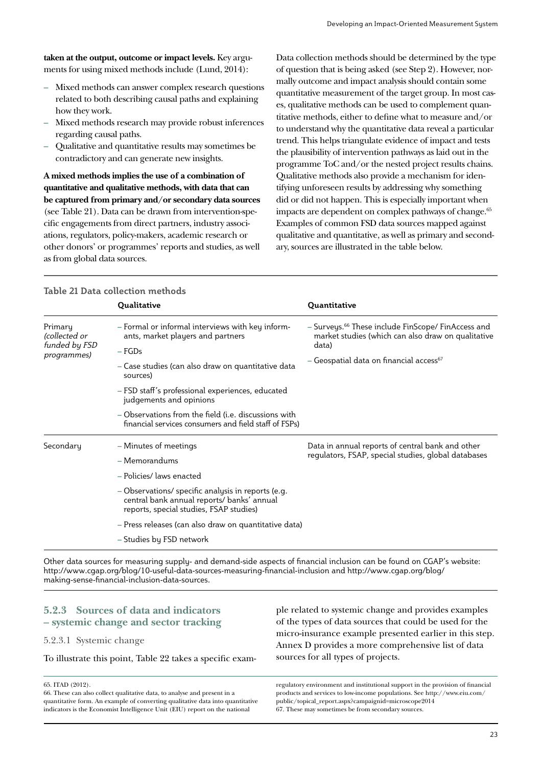**taken at the output, outcome or impact levels.** Key arguments for using mixed methods include (Lund, 2014):

- Mixed methods can answer complex research questions related to both describing causal paths and explaining how they work.
- Mixed methods research may provide robust inferences regarding causal paths.
- Qualitative and quantitative results may sometimes be contradictory and can generate new insights.

**A mixed methods implies the use of a combination of quantitative and qualitative methods, with data that can be captured from primary and/or secondary data sources** (see Table 21). Data can be drawn from intervention-specific engagements from direct partners, industry associations, regulators, policy-makers, academic research or other donors' or programmes' reports and studies, as well as from global data sources.

Data collection methods should be determined by the type of question that is being asked (see Step 2). However, normally outcome and impact analysis should contain some quantitative measurement of the target group. In most cases, qualitative methods can be used to complement quantitative methods, either to define what to measure and/or to understand why the quantitative data reveal a particular trend. This helps triangulate evidence of impact and tests the plausibility of intervention pathways as laid out in the programme ToC and/or the nested project results chains. Qualitative methods also provide a mechanism for identifying unforeseen results by addressing why something did or did not happen. This is especially important when impacts are dependent on complex pathways of change.[65] Examples of common FSD data sources mapped against qualitative and quantitative, as well as primary and secondary, sources are illustrated in the table below.

**Table 21 Data collection methods**

| | Qualitative | Quantitative |
|---|---|---|
| Primary *(collected or funded by FSD programmes)* | – Formal or informal interviews with key informants, market players and partners<br>– FGDs<br>– Case studies (can also draw on quantitative data sources)<br>– FSD staff's professional experiences, educated judgements and opinions<br>– Observations from the field (i.e. discussions with financial services consumers and field staff of FSPs) | – Surveys.[66] These include FinScope/ FinAccess and market studies (which can also draw on qualitative data)<br>– Geospatial data on financial access[67] |
| Secondary | – Minutes of meetings<br>– Memorandums<br>– Policies/ laws enacted<br>– Observations/ specific analysis in reports (e.g. central bank annual reports/ banks' annual reports, special studies, FSAP studies)<br>– Press releases (can also draw on quantitative data)<br>– Studies by FSD network | Data in annual reports of central bank and other regulators, FSAP, special studies, global databases |

Other data sources for measuring supply- and demand-side aspects of financial inclusion can be found on CGAP's website: http://www.cgap.org/blog/10-useful-data-sources-measuring-financial-inclusion and http://www.cgap.org/blog/making-sense-financial-inclusion-data-sources.

### 5.2.3 Sources of data and indicators – systemic change and sector tracking

#### 5.2.3.1 Systemic change

To illustrate this point, Table 22 takes a specific example related to systemic change and provides examples of the types of data sources that could be used for the micro-insurance example presented earlier in this step. Annex D provides a more comprehensive list of data sources for all types of projects.

65. ITAD (2012).
66. These can also collect qualitative data, to analyse and present in a quantitative form. An example of converting qualitative data into quantitative indicators is the Economist Intelligence Unit (EIU) report on the national regulatory environment and institutional support in the provision of financial products and services to low-income populations. See http://www.eiu.com/public/topical_report.aspx?campaignid=microscope2014
67. These may sometimes be from secondary sources.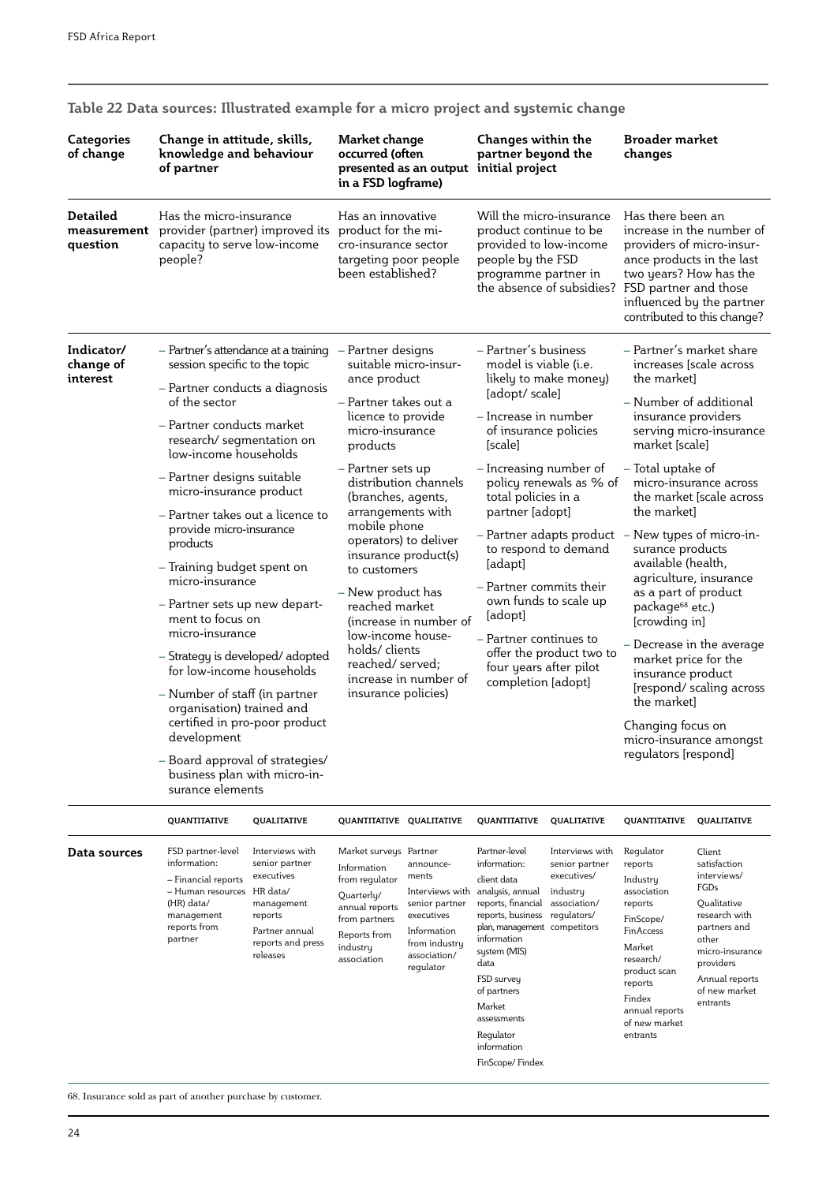**Table 22 Data sources: Illustrated example for a micro project and systemic change**

| Categories of change | Change in attitude, skills, knowledge and behaviour of partner | | Market change occurred (often presented as an output in a FSD logframe) | | Changes within the partner beyond the initial project | | Broader market changes | |
|---|---|---|---|---|---|---|---|---|
| **Detailed measurement question** | Has the micro-insurance provider (partner) improved its capacity to serve low-income people? | | Has an innovative product for the micro-insurance sector targeting poor people been established? | | Will the micro-insurance product continue to be provided to low-income people by the FSD programme partner in the absence of subsidies? | | Has there been an increase in the number of providers of micro-insurance products in the last two years? How has the FSD partner and those influenced by the partner contributed to this change? | |
| **Indicator/ change of interest** | – Partner's attendance at a training session specific to the topic<br>– Partner conducts a diagnosis of the sector<br>– Partner conducts market research/ segmentation on low-income households<br>– Partner designs suitable micro-insurance product<br>– Partner takes out a licence to provide micro-insurance products<br>– Training budget spent on micro-insurance<br>– Partner sets up new department to focus on micro-insurance<br>– Strategy is developed/ adopted for low-income households<br>– Number of staff (in partner organisation) trained and certified in pro-poor product development<br>– Board approval of strategies/ business plan with micro-insurance elements | | – Partner designs suitable micro-insurance product<br>– Partner takes out a licence to provide micro-insurance products<br>– Partner sets up distribution channels (branches, agents, arrangements with mobile phone operators) to deliver insurance product(s) to customers<br>– New product has reached market (increase in number of low-income households/ clients reached/ served; increase in number of insurance policies) | | – Partner's business model is viable (i.e. likely to make money) [adopt/ scale]<br>– Increase in number of insurance policies [scale]<br>– Increasing number of policy renewals as % of total policies in a partner [adopt]<br>– Partner adapts product to respond to demand [adapt]<br>– Partner commits their own funds to scale up [adopt]<br>– Partner continues to offer the product two to four years after pilot completion [adopt] | | – Partner's market share increases [scale across the market]<br>– Number of additional insurance providers serving micro-insurance market [scale]<br>– Total uptake of micro-insurance across the market [scale across the market]<br>– New types of micro-insurance products available (health, agriculture, insurance as a part of product package[68] etc.) [crowding in]<br>– Decrease in the average market price for the insurance product [respond/ scaling across the market]<br>Changing focus on micro-insurance amongst regulators [respond] | |
| | **QUANTITATIVE** | **QUALITATIVE** | **QUANTITATIVE** | **QUALITATIVE** | **QUANTITATIVE** | **QUALITATIVE** | **QUANTITATIVE** | **QUALITATIVE** |
| **Data sources** | FSD partner-level information:<br>– Financial reports<br>– Human resources (HR) data/ management reports from partner | Interviews with senior partner executives<br>HR data/ management reports<br>Partner annual reports and press releases | Market surveys<br>Information from regulator<br>Quarterly/ annual reports from partners<br>Reports from industry association | Partner announcements<br>Interviews with senior partner executives<br>Information from industry association/ regulator | Partner-level information:<br>client data analysis, annual reports, financial reports, business plan, management information system (MIS) data<br>FSD survey of partners<br>Market assessments<br>Regulator information<br>FinScope/ Findex | Interviews with senior partner executives/ industry association/ regulators/ competitors | Regulator reports<br>Industry association reports<br>FinScope/ FinAccess<br>Market research/ product scan reports<br>Findex annual reports of new market entrants | Client satisfaction interviews/ FGDs<br>Qualitative research with partners and other micro-insurance providers<br>Annual reports of new market entrants |

68. Insurance sold as part of another purchase by customer.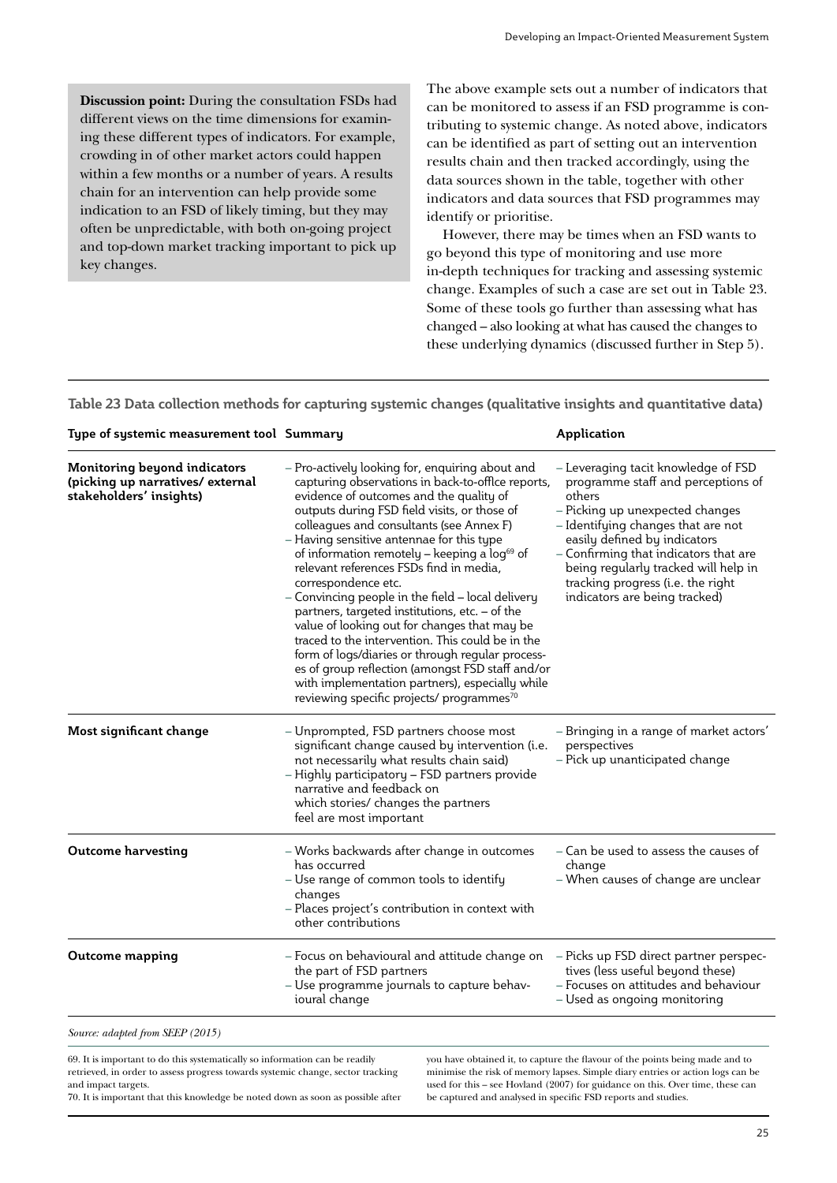**Discussion point:** During the consultation FSDs had different views on the time dimensions for examining these different types of indicators. For example, crowding in of other market actors could happen within a few months or a number of years. A results chain for an intervention can help provide some indication to an FSD of likely timing, but they may often be unpredictable, with both on-going project and top-down market tracking important to pick up key changes.

The above example sets out a number of indicators that can be monitored to assess if an FSD programme is contributing to systemic change. As noted above, indicators can be identified as part of setting out an intervention results chain and then tracked accordingly, using the data sources shown in the table, together with other indicators and data sources that FSD programmes may identify or prioritise.

However, there may be times when an FSD wants to go beyond this type of monitoring and use more in-depth techniques for tracking and assessing systemic change. Examples of such a case are set out in Table 23. Some of these tools go further than assessing what has changed – also looking at what has caused the changes to these underlying dynamics (discussed further in Step 5).

**Table 23 Data collection methods for capturing systemic changes (qualitative insights and quantitative data)**

| Type of systemic measurement tool | Summary | Application |
|---|---|---|
| **Monitoring beyond indicators (picking up narratives/ external stakeholders' insights)** | – Pro-actively looking for, enquiring about and capturing observations in back-to-office reports, evidence of outcomes and the quality of outputs during FSD field visits, or those of colleagues and consultants (see Annex F)<br>– Having sensitive antennae for this type of information remotely – keeping a log[69] of relevant references FSDs find in media, correspondence etc.<br>– Convincing people in the field – local delivery partners, targeted institutions, etc. – of the value of looking out for changes that may be traced to the intervention. This could be in the form of logs/diaries or through regular processes of group reflection (amongst FSD staff and/or with implementation partners), especially while reviewing specific projects/ programmes[70] | – Leveraging tacit knowledge of FSD programme staff and perceptions of others<br>– Picking up unexpected changes<br>– Identifying changes that are not easily defined by indicators<br>– Confirming that indicators that are being regularly tracked will help in tracking progress (i.e. the right indicators are being tracked) |
| **Most significant change** | – Unprompted, FSD partners choose most significant change caused by intervention (i.e. not necessarily what results chain said)<br>– Highly participatory – FSD partners provide narrative and feedback on which stories/ changes the partners feel are most important | – Bringing in a range of market actors' perspectives<br>– Pick up unanticipated change |
| **Outcome harvesting** | – Works backwards after change in outcomes has occurred<br>– Use range of common tools to identify changes<br>– Places project's contribution in context with other contributions | – Can be used to assess the causes of change<br>– When causes of change are unclear |
| **Outcome mapping** | – Focus on behavioural and attitude change on the part of FSD partners<br>– Use programme journals to capture behavioural change | – Picks up FSD direct partner perspectives (less useful beyond these)<br>– Focuses on attitudes and behaviour<br>– Used as ongoing monitoring |

*Source: adapted from SEEP (2015)*

69. It is important to do this systematically so information can be readily retrieved, in order to assess progress towards systemic change, sector tracking and impact targets.

70. It is important that this knowledge be noted down as soon as possible after you have obtained it, to capture the flavour of the points being made and to minimise the risk of memory lapses. Simple diary entries or action logs can be used for this – see Hovland (2007) for guidance on this. Over time, these can be captured and analysed in specific FSD reports and studies.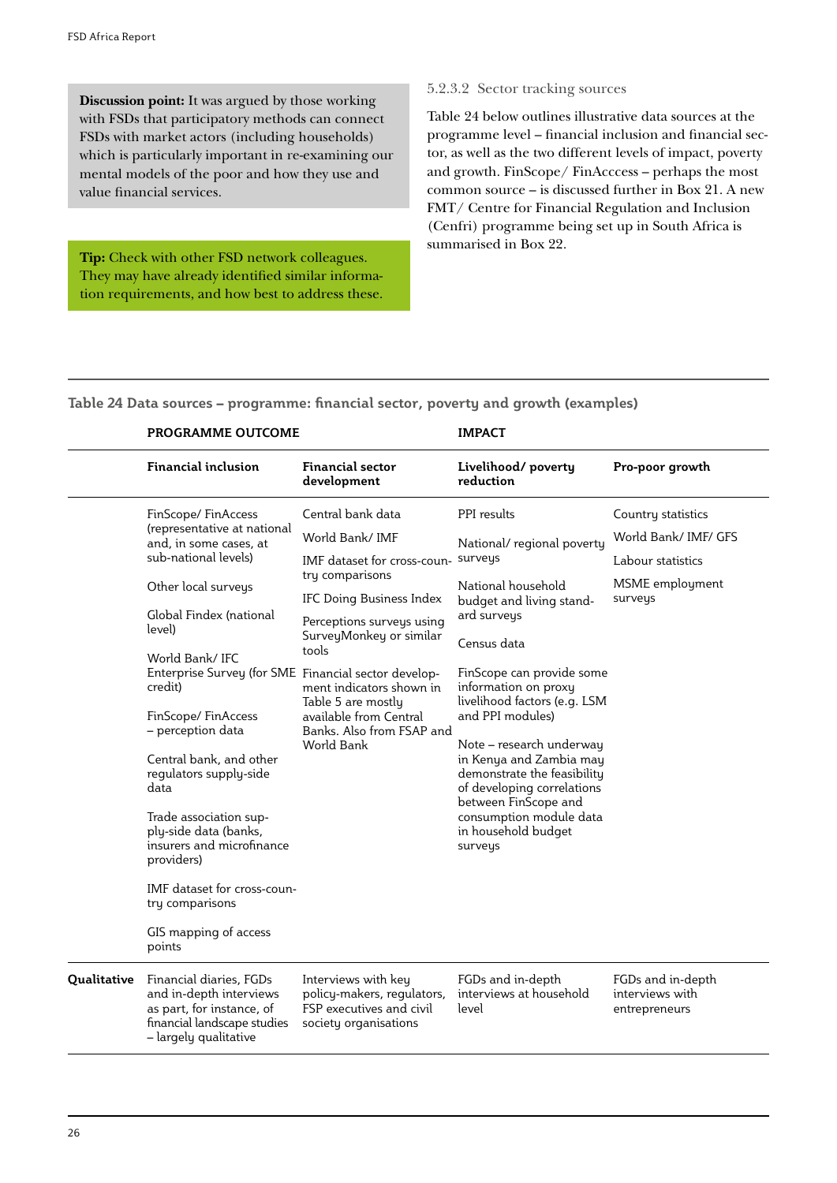**Discussion point:** It was argued by those working with FSDs that participatory methods can connect FSDs with market actors (including households) which is particularly important in re-examining our mental models of the poor and how they use and value financial services.

**Tip:** Check with other FSD network colleagues. They may have already identified similar information requirements, and how best to address these.

#### 5.2.3.2 Sector tracking sources

Table 24 below outlines illustrative data sources at the programme level – financial inclusion and financial sector, as well as the two different levels of impact, poverty and growth. FinScope/ FinAcccess – perhaps the most common source – is discussed further in Box 21. A new FMT/ Centre for Financial Regulation and Inclusion (Cenfri) programme being set up in South Africa is summarised in Box 22.

**Table 24 Data sources – programme: financial sector, poverty and growth (examples)**

| | **PROGRAMME OUTCOME** | | **IMPACT** | |
|---|---|---|---|---|
| | **Financial inclusion** | **Financial sector development** | **Livelihood/ poverty reduction** | **Pro-poor growth** |
| | FinScope/ FinAccess (representative at national and, in some cases, at sub-national levels)<br><br>Other local surveys<br><br>Global Findex (national level)<br><br>World Bank/ IFC Enterprise Survey (for SME credit)<br><br>FinScope/ FinAccess – perception data<br><br>Central bank, and other regulators supply-side data<br><br>Trade association supply-side data (banks, insurers and microfinance providers)<br><br>IMF dataset for cross-country comparisons<br><br>GIS mapping of access points | Central bank data<br><br>World Bank/ IMF<br><br>IMF dataset for cross-country comparisons<br><br>IFC Doing Business Index<br><br>Perceptions surveys using SurveyMonkey or similar tools<br><br>Financial sector development indicators shown in Table 5 are mostly available from Central Banks. Also from FSAP and World Bank | PPI results<br><br>National/ regional poverty surveys<br><br>National household budget and living standard surveys<br><br>Census data<br><br>FinScope can provide some information on proxy livelihood factors (e.g. LSM and PPI modules)<br><br>Note – research underway in Kenya and Zambia may demonstrate the feasibility of developing correlations between FinScope and consumption module data in household budget surveys | Country statistics<br><br>World Bank/ IMF/ GFS<br><br>Labour statistics<br><br>MSME employment surveys |
| **Qualitative** | Financial diaries, FGDs and in-depth interviews as part, for instance, of financial landscape studies – largely qualitative | Interviews with key policy-makers, regulators, FSP executives and civil society organisations | FGDs and in-depth interviews at household level | FGDs and in-depth interviews with entrepreneurs |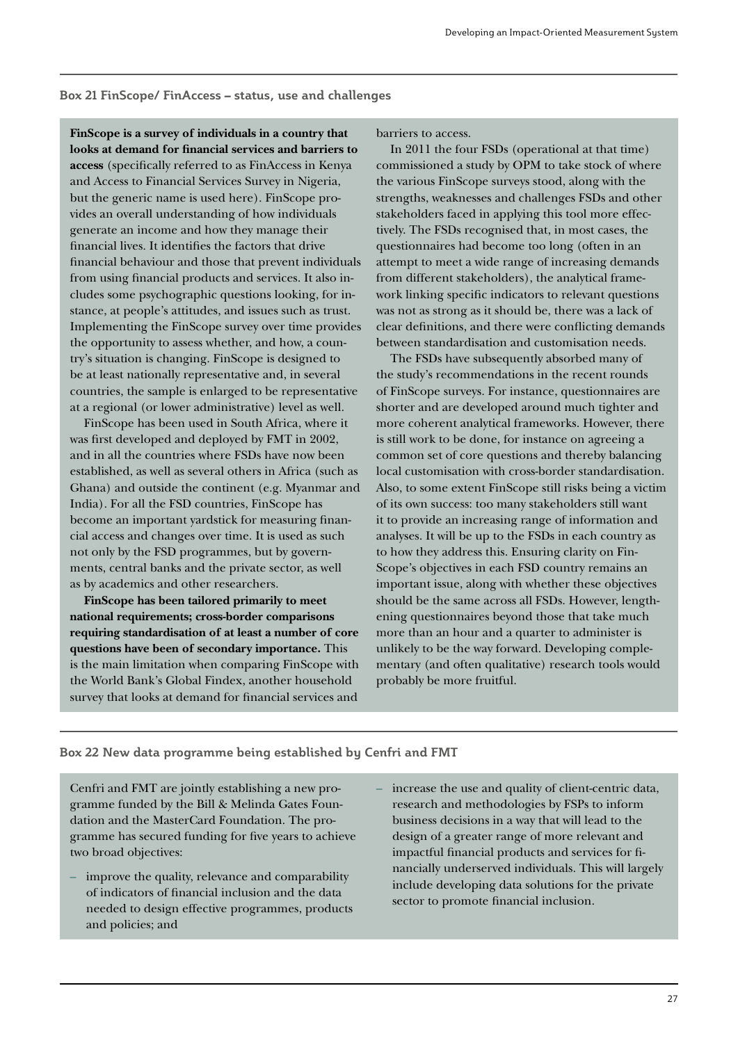### Box 21 FinScope/ FinAccess – status, use and challenges

**FinScope is a survey of individuals in a country that looks at demand for financial services and barriers to access** (specifically referred to as FinAccess in Kenya and Access to Financial Services Survey in Nigeria, but the generic name is used here). FinScope provides an overall understanding of how individuals generate an income and how they manage their financial lives. It identifies the factors that drive financial behaviour and those that prevent individuals from using financial products and services. It also includes some psychographic questions looking, for instance, at people's attitudes, and issues such as trust. Implementing the FinScope survey over time provides the opportunity to assess whether, and how, a country's situation is changing. FinScope is designed to be at least nationally representative and, in several countries, the sample is enlarged to be representative at a regional (or lower administrative) level as well.

FinScope has been used in South Africa, where it was first developed and deployed by FMT in 2002, and in all the countries where FSDs have now been established, as well as several others in Africa (such as Ghana) and outside the continent (e.g. Myanmar and India). For all the FSD countries, FinScope has become an important yardstick for measuring financial access and changes over time. It is used as such not only by the FSD programmes, but by governments, central banks and the private sector, as well as by academics and other researchers.

**FinScope has been tailored primarily to meet national requirements; cross-border comparisons requiring standardisation of at least a number of core questions have been of secondary importance.** This is the main limitation when comparing FinScope with the World Bank's Global Findex, another household survey that looks at demand for financial services and barriers to access.

In 2011 the four FSDs (operational at that time) commissioned a study by OPM to take stock of where the various FinScope surveys stood, along with the strengths, weaknesses and challenges FSDs and other stakeholders faced in applying this tool more effectively. The FSDs recognised that, in most cases, the questionnaires had become too long (often in an attempt to meet a wide range of increasing demands from different stakeholders), the analytical framework linking specific indicators to relevant questions was not as strong as it should be, there was a lack of clear definitions, and there were conflicting demands between standardisation and customisation needs.

The FSDs have subsequently absorbed many of the study's recommendations in the recent rounds of FinScope surveys. For instance, questionnaires are shorter and are developed around much tighter and more coherent analytical frameworks. However, there is still work to be done, for instance on agreeing a common set of core questions and thereby balancing local customisation with cross-border standardisation. Also, to some extent FinScope still risks being a victim of its own success: too many stakeholders still want it to provide an increasing range of information and analyses. It will be up to the FSDs in each country as to how they address this. Ensuring clarity on FinScope's objectives in each FSD country remains an important issue, along with whether these objectives should be the same across all FSDs. However, lengthening questionnaires beyond those that take much more than an hour and a quarter to administer is unlikely to be the way forward. Developing complementary (and often qualitative) research tools would probably be more fruitful.

### Box 22 New data programme being established by Cenfri and FMT

Cenfri and FMT are jointly establishing a new programme funded by the Bill & Melinda Gates Foundation and the MasterCard Foundation. The programme has secured funding for five years to achieve two broad objectives:

- improve the quality, relevance and comparability of indicators of financial inclusion and the data needed to design effective programmes, products and policies; and
- increase the use and quality of client-centric data, research and methodologies by FSPs to inform business decisions in a way that will lead to the design of a greater range of more relevant and impactful financial products and services for financially underserved individuals. This will largely include developing data solutions for the private sector to promote financial inclusion.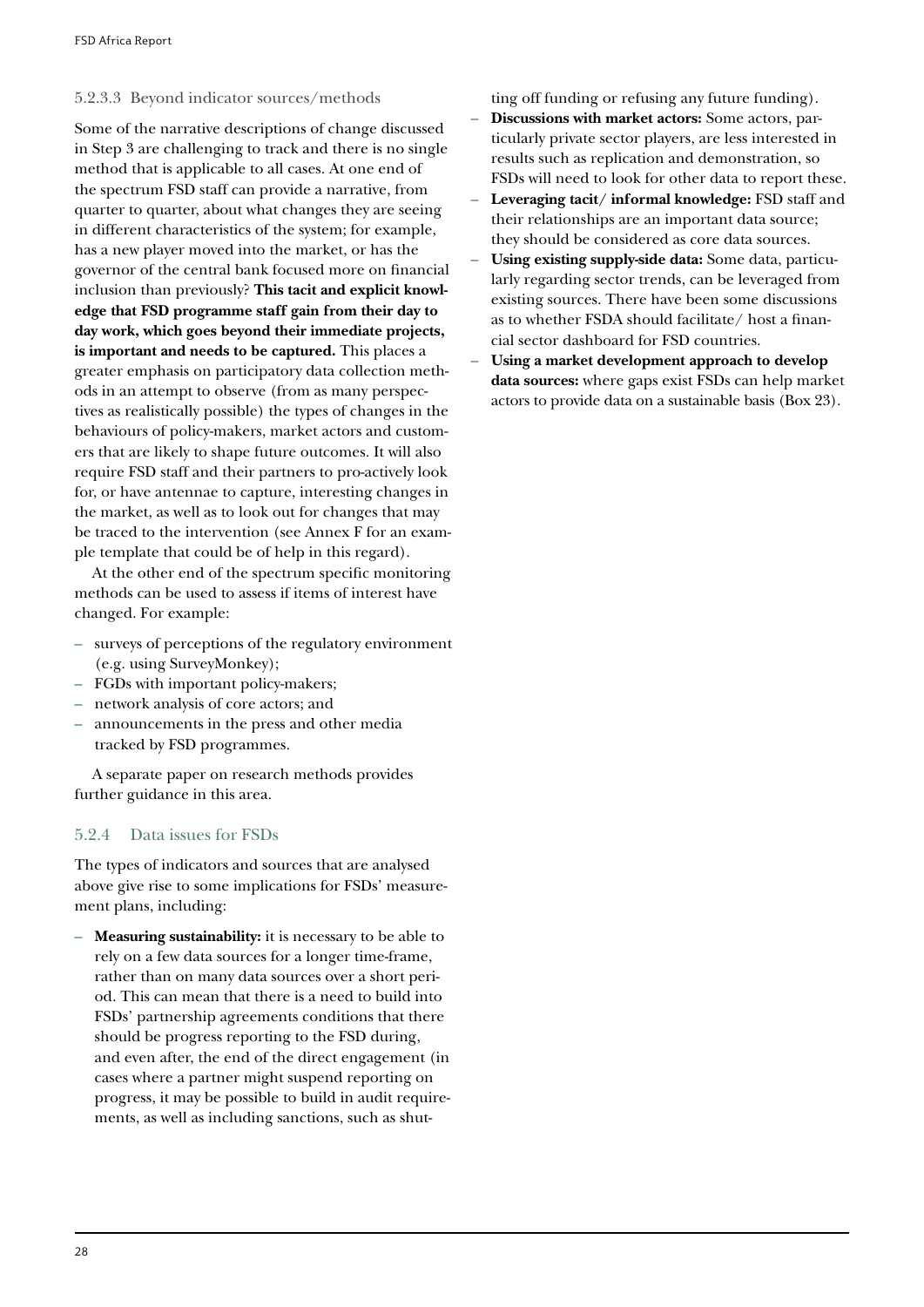#### 5.2.3.3 Beyond indicator sources/methods

Some of the narrative descriptions of change discussed in Step 3 are challenging to track and there is no single method that is applicable to all cases. At one end of the spectrum FSD staff can provide a narrative, from quarter to quarter, about what changes they are seeing in different characteristics of the system; for example, has a new player moved into the market, or has the governor of the central bank focused more on financial inclusion than previously? **This tacit and explicit knowledge that FSD programme staff gain from their day to day work, which goes beyond their immediate projects, is important and needs to be captured.** This places a greater emphasis on participatory data collection methods in an attempt to observe (from as many perspectives as realistically possible) the types of changes in the behaviours of policy-makers, market actors and customers that are likely to shape future outcomes. It will also require FSD staff and their partners to pro-actively look for, or have antennae to capture, interesting changes in the market, as well as to look out for changes that may be traced to the intervention (see Annex F for an example template that could be of help in this regard).

At the other end of the spectrum specific monitoring methods can be used to assess if items of interest have changed. For example:

- surveys of perceptions of the regulatory environment (e.g. using SurveyMonkey);
- FGDs with important policy-makers;
- network analysis of core actors; and
- announcements in the press and other media tracked by FSD programmes.

A separate paper on research methods provides further guidance in this area.

### 5.2.4 Data issues for FSDs

The types of indicators and sources that are analysed above give rise to some implications for FSDs' measurement plans, including:

- **Measuring sustainability:** it is necessary to be able to rely on a few data sources for a longer time-frame, rather than on many data sources over a short period. This can mean that there is a need to build into FSDs' partnership agreements conditions that there should be progress reporting to the FSD during, and even after, the end of the direct engagement (in cases where a partner might suspend reporting on progress, it may be possible to build in audit requirements, as well as including sanctions, such as shutting off funding or refusing any future funding).
- **Discussions with market actors:** Some actors, particularly private sector players, are less interested in results such as replication and demonstration, so FSDs will need to look for other data to report these.
- **Leveraging tacit/ informal knowledge:** FSD staff and their relationships are an important data source; they should be considered as core data sources.
- **Using existing supply-side data:** Some data, particularly regarding sector trends, can be leveraged from existing sources. There have been some discussions as to whether FSDA should facilitate/ host a financial sector dashboard for FSD countries.
- **Using a market development approach to develop data sources:** where gaps exist FSDs can help market actors to provide data on a sustainable basis (Box 23).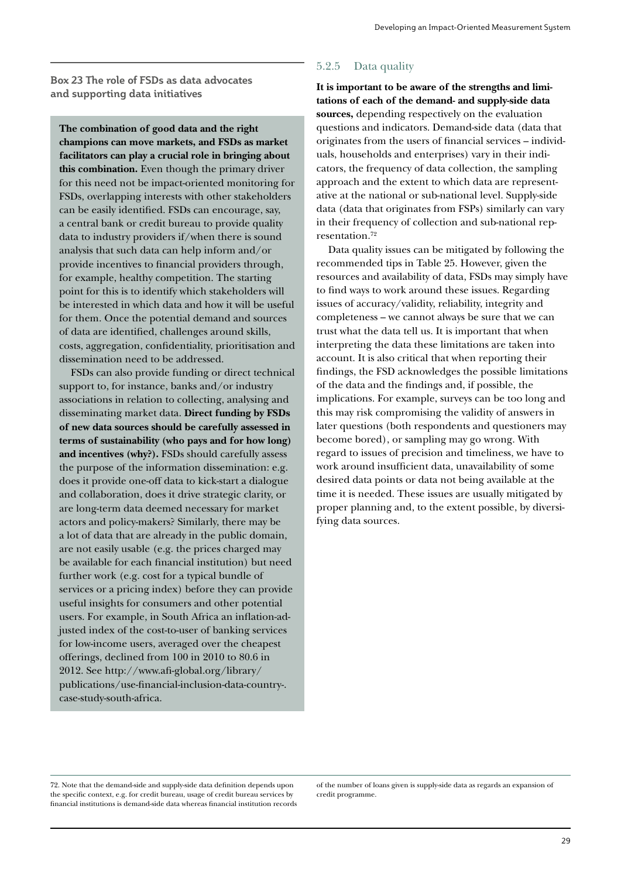**Box 23 The role of FSDs as data advocates and supporting data initiatives**

**The combination of good data and the right champions can move markets, and FSDs as market facilitators can play a crucial role in bringing about this combination.** Even though the primary driver for this need not be impact-oriented monitoring for FSDs, overlapping interests with other stakeholders can be easily identified. FSDs can encourage, say, a central bank or credit bureau to provide quality data to industry providers if/when there is sound analysis that such data can help inform and/or provide incentives to financial providers through, for example, healthy competition. The starting point for this is to identify which stakeholders will be interested in which data and how it will be useful for them. Once the potential demand and sources of data are identified, challenges around skills, costs, aggregation, confidentiality, prioritisation and dissemination need to be addressed.

FSDs can also provide funding or direct technical support to, for instance, banks and/or industry associations in relation to collecting, analysing and disseminating market data. **Direct funding by FSDs of new data sources should be carefully assessed in terms of sustainability (who pays and for how long) and incentives (why?).** FSDs should carefully assess the purpose of the information dissemination: e.g. does it provide one-off data to kick-start a dialogue and collaboration, does it drive strategic clarity, or are long-term data deemed necessary for market actors and policy-makers? Similarly, there may be a lot of data that are already in the public domain, are not easily usable (e.g. the prices charged may be available for each financial institution) but need further work (e.g. cost for a typical bundle of services or a pricing index) before they can provide useful insights for consumers and other potential users. For example, in South Africa an inflation-adjusted index of the cost-to-user of banking services for low-income users, averaged over the cheapest offerings, declined from 100 in 2010 to 80.6 in 2012. See http://www.afi-global.org/library/publications/use-financial-inclusion-data-country-.case-study-south-africa.

### 5.2.5 Data quality

**It is important to be aware of the strengths and limitations of each of the demand- and supply-side data sources,** depending respectively on the evaluation questions and indicators. Demand-side data (data that originates from the users of financial services – individuals, households and enterprises) vary in their indicators, the frequency of data collection, the sampling approach and the extent to which data are representative at the national or sub-national level. Supply-side data (data that originates from FSPs) similarly can vary in their frequency of collection and sub-national representation.[72]

Data quality issues can be mitigated by following the recommended tips in Table 25. However, given the resources and availability of data, FSDs may simply have to find ways to work around these issues. Regarding issues of accuracy/validity, reliability, integrity and completeness – we cannot always be sure that we can trust what the data tell us. It is important that when interpreting the data these limitations are taken into account. It is also critical that when reporting their findings, the FSD acknowledges the possible limitations of the data and the findings and, if possible, the implications. For example, surveys can be too long and this may risk compromising the validity of answers in later questions (both respondents and questioners may become bored), or sampling may go wrong. With regard to issues of precision and timeliness, we have to work around insufficient data, unavailability of some desired data points or data not being available at the time it is needed. These issues are usually mitigated by proper planning and, to the extent possible, by diversifying data sources.

72. Note that the demand-side and supply-side data definition depends upon the specific context, e.g. for credit bureau, usage of credit bureau services by financial institutions is demand-side data whereas financial institution records of the number of loans given is supply-side data as regards an expansion of credit programme.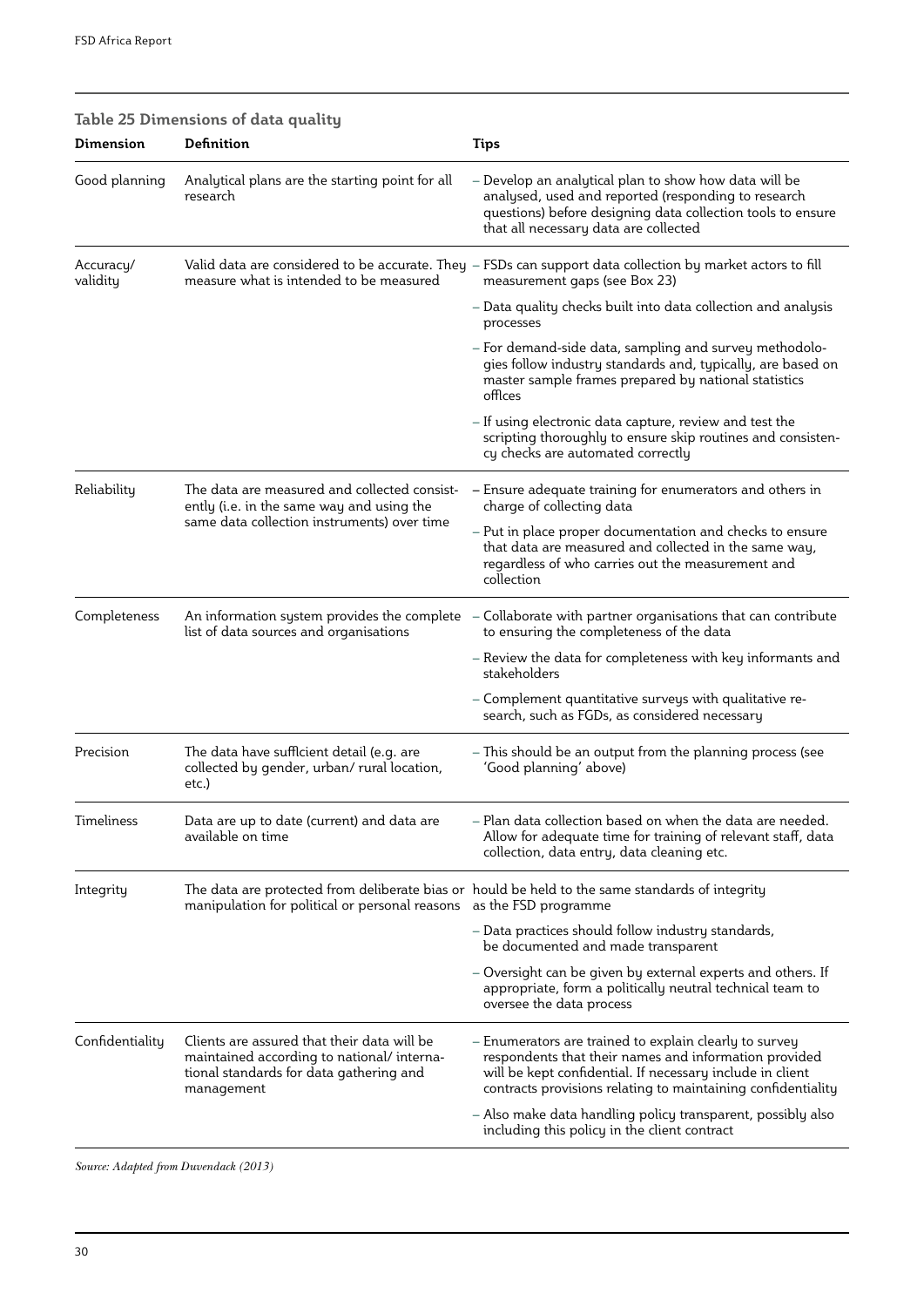**Table 25 Dimensions of data quality**

| Dimension | Definition | Tips |
|---|---|---|
| Good planning | Analytical plans are the starting point for all research | – Develop an analytical plan to show how data will be analysed, used and reported (responding to research questions) before designing data collection tools to ensure that all necessary data are collected |
| Accuracy/ validity | Valid data are considered to be accurate. They measure what is intended to be measured | – FSDs can support data collection by market actors to fill measurement gaps (see Box 23)<br>– Data quality checks built into data collection and analysis processes<br>– For demand-side data, sampling and survey methodologies follow industry standards and, typically, are based on master sample frames prepared by national statistics offices<br>– If using electronic data capture, review and test the scripting thoroughly to ensure skip routines and consistency checks are automated correctly |
| Reliability | The data are measured and collected consistently (i.e. in the same way and using the same data collection instruments) over time | – Ensure adequate training for enumerators and others in charge of collecting data<br>– Put in place proper documentation and checks to ensure that data are measured and collected in the same way, regardless of who carries out the measurement and collection |
| Completeness | An information system provides the complete list of data sources and organisations | – Collaborate with partner organisations that can contribute to ensuring the completeness of the data<br>– Review the data for completeness with key informants and stakeholders<br>– Complement quantitative surveys with qualitative research, such as FGDs, as considered necessary |
| Precision | The data have sufficient detail (e.g. are collected by gender, urban/ rural location, etc.) | – This should be an output from the planning process (see 'Good planning' above) |
| Timeliness | Data are up to date (current) and data are available on time | – Plan data collection based on when the data are needed. Allow for adequate time for training of relevant staff, data collection, data entry, data cleaning etc. |
| Integrity | The data are protected from deliberate bias or manipulation for political or personal reasons | hould be held to the same standards of integrity as the FSD programme<br>– Data practices should follow industry standards, be documented and made transparent<br>– Oversight can be given by external experts and others. If appropriate, form a politically neutral technical team to oversee the data process |
| Confidentiality | Clients are assured that their data will be maintained according to national/ international standards for data gathering and management | – Enumerators are trained to explain clearly to survey respondents that their names and information provided will be kept confidential. If necessary include in client contracts provisions relating to maintaining confidentiality<br>– Also make data handling policy transparent, possibly also including this policy in the client contract |

*Source: Adapted from Duvendack (2013)*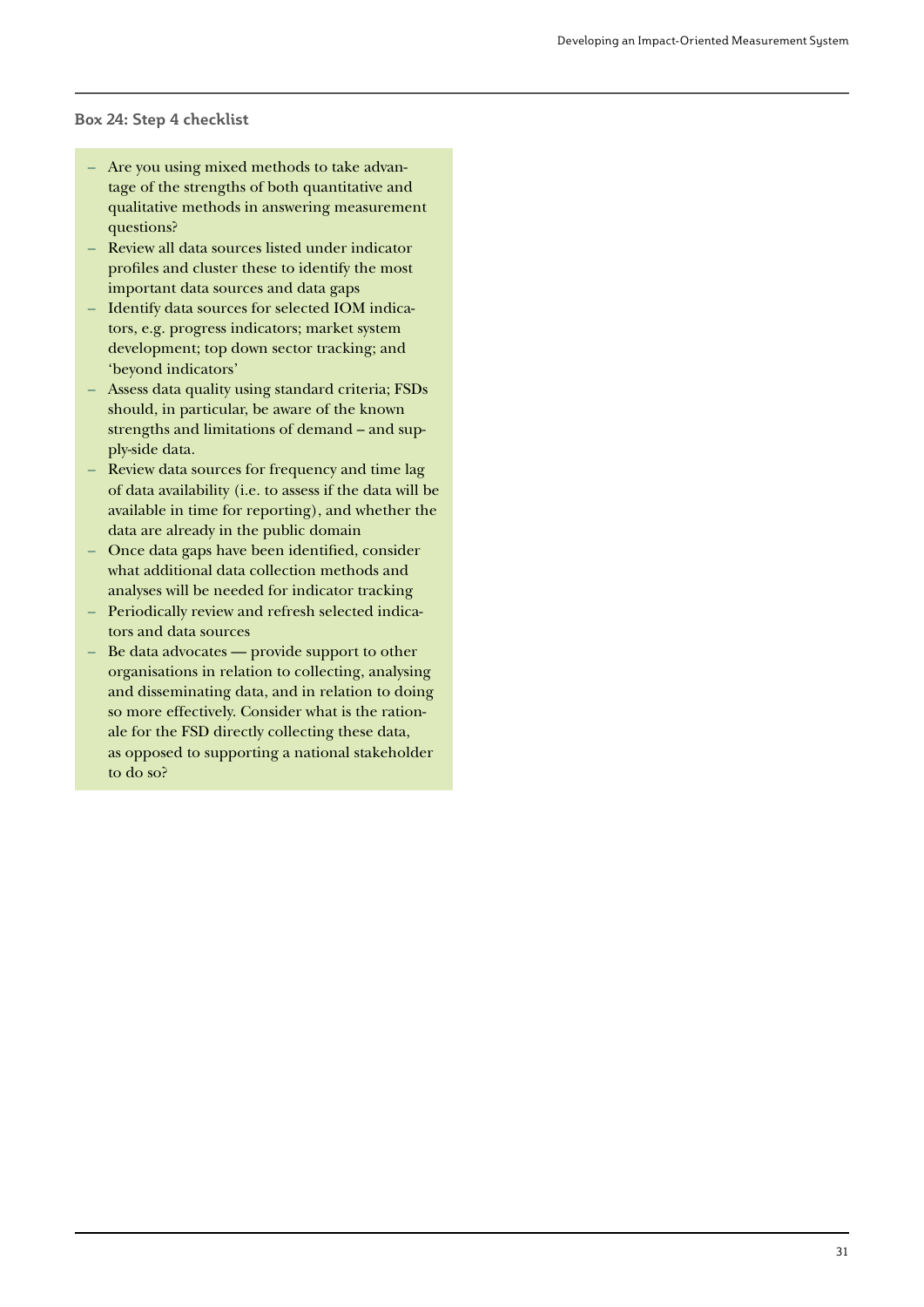### Box 24: Step 4 checklist

- Are you using mixed methods to take advantage of the strengths of both quantitative and qualitative methods in answering measurement questions?
- Review all data sources listed under indicator profiles and cluster these to identify the most important data sources and data gaps
- Identify data sources for selected IOM indicators, e.g. progress indicators; market system development; top down sector tracking; and 'beyond indicators'
- Assess data quality using standard criteria; FSDs should, in particular, be aware of the known strengths and limitations of demand – and supply-side data.
- Review data sources for frequency and time lag of data availability (i.e. to assess if the data will be available in time for reporting), and whether the data are already in the public domain
- Once data gaps have been identified, consider what additional data collection methods and analyses will be needed for indicator tracking
- Periodically review and refresh selected indicators and data sources
- Be data advocates — provide support to other organisations in relation to collecting, analysing and disseminating data, and in relation to doing so more effectively. Consider what is the rationale for the FSD directly collecting these data, as opposed to supporting a national stakeholder to do so?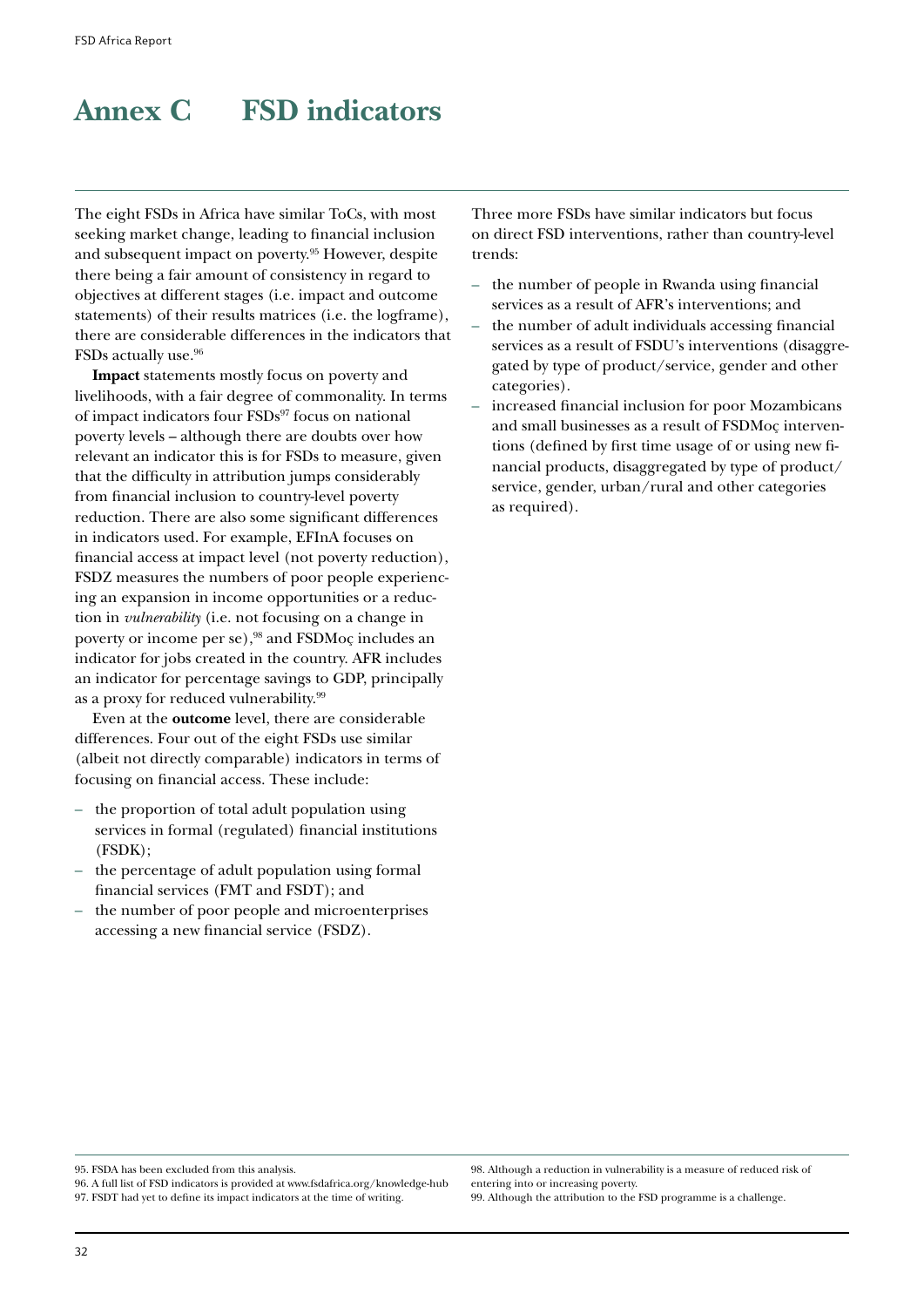# Annex C FSD indicators

The eight FSDs in Africa have similar ToCs, with most seeking market change, leading to financial inclusion and subsequent impact on poverty.[95] However, despite there being a fair amount of consistency in regard to objectives at different stages (i.e. impact and outcome statements) of their results matrices (i.e. the logframe), there are considerable differences in the indicators that FSDs actually use.[96]

**Impact** statements mostly focus on poverty and livelihoods, with a fair degree of commonality. In terms of impact indicators four FSDs[97] focus on national poverty levels – although there are doubts over how relevant an indicator this is for FSDs to measure, given that the difficulty in attribution jumps considerably from financial inclusion to country-level poverty reduction. There are also some significant differences in indicators used. For example, EFInA focuses on financial access at impact level (not poverty reduction), FSDZ measures the numbers of poor people experiencing an expansion in income opportunities or a reduction in *vulnerability* (i.e. not focusing on a change in poverty or income per se),[98] and FSDMoç includes an indicator for jobs created in the country. AFR includes an indicator for percentage savings to GDP, principally as a proxy for reduced vulnerability.[99]

Even at the **outcome** level, there are considerable differences. Four out of the eight FSDs use similar (albeit not directly comparable) indicators in terms of focusing on financial access. These include:

- the proportion of total adult population using services in formal (regulated) financial institutions (FSDK);
- the percentage of adult population using formal financial services (FMT and FSDT); and
- the number of poor people and microenterprises accessing a new financial service (FSDZ).

Three more FSDs have similar indicators but focus on direct FSD interventions, rather than country-level trends:

- the number of people in Rwanda using financial services as a result of AFR's interventions; and
- the number of adult individuals accessing financial services as a result of FSDU's interventions (disaggregated by type of product/service, gender and other categories).
- increased financial inclusion for poor Mozambicans and small businesses as a result of FSDMoç interventions (defined by first time usage of or using new financial products, disaggregated by type of product/service, gender, urban/rural and other categories as required).

95. FSDA has been excluded from this analysis.
96. A full list of FSD indicators is provided at www.fsdafrica.org/knowledge-hub
97. FSDT had yet to define its impact indicators at the time of writing.
98. Although a reduction in vulnerability is a measure of reduced risk of entering into or increasing poverty.
99. Although the attribution to the FSD programme is a challenge.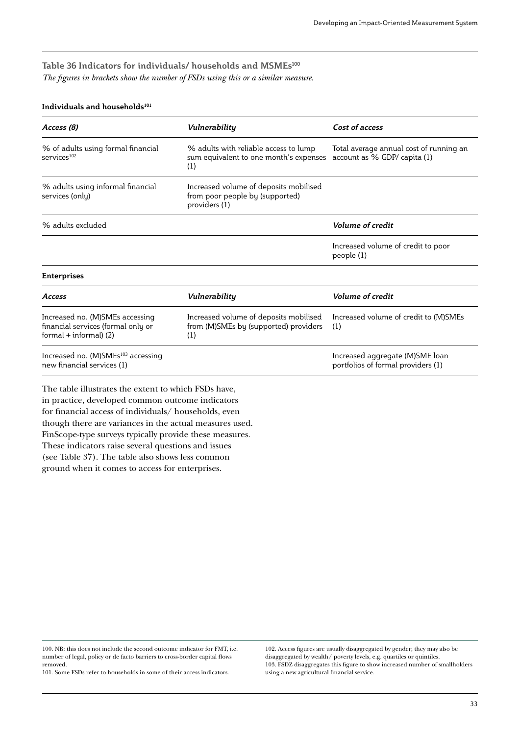### Table 36 Indicators for individuals/ households and MSMEs[100]

*The figures in brackets show the number of FSDs using this or a similar measure.*

#### Individuals and households[101]

| *Access (8)* | *Vulnerability* | *Cost of access* |
|---|---|---|
| % of adults using formal financial services[102] | % adults with reliable access to lump sum equivalent to one month's expenses (1) | Total average annual cost of running an account as % GDP/ capita (1) |
| % adults using informal financial services (only) | Increased volume of deposits mobilised from poor people by (supported) providers (1) | |
| % adults excluded | | ***Volume of credit*** |
| | | Increased volume of credit to poor people (1) |

#### Enterprises

| *Access* | *Vulnerability* | *Volume of credit* |
|---|---|---|
| Increased no. (M)SMEs accessing financial services (formal only or formal + informal) (2) | Increased volume of deposits mobilised from (M)SMEs by (supported) providers (1) | Increased volume of credit to (M)SMEs (1) |
| Increased no. (M)SMEs[103] accessing new financial services (1) | | Increased aggregate (M)SME loan portfolios of formal providers (1) |

The table illustrates the extent to which FSDs have, in practice, developed common outcome indicators for financial access of individuals/ households, even though there are variances in the actual measures used. FinScope-type surveys typically provide these measures. These indicators raise several questions and issues (see Table 37). The table also shows less common ground when it comes to access for enterprises.

100. NB: this does not include the second outcome indicator for FMT, i.e. number of legal, policy or de facto barriers to cross-border capital flows removed.

101. Some FSDs refer to households in some of their access indicators.

102. Access figures are usually disaggregated by gender; they may also be disaggregated by wealth/ poverty levels, e.g. quartiles or quintiles.

103. FSDZ disaggregates this figure to show increased number of smallholders using a new agricultural financial service.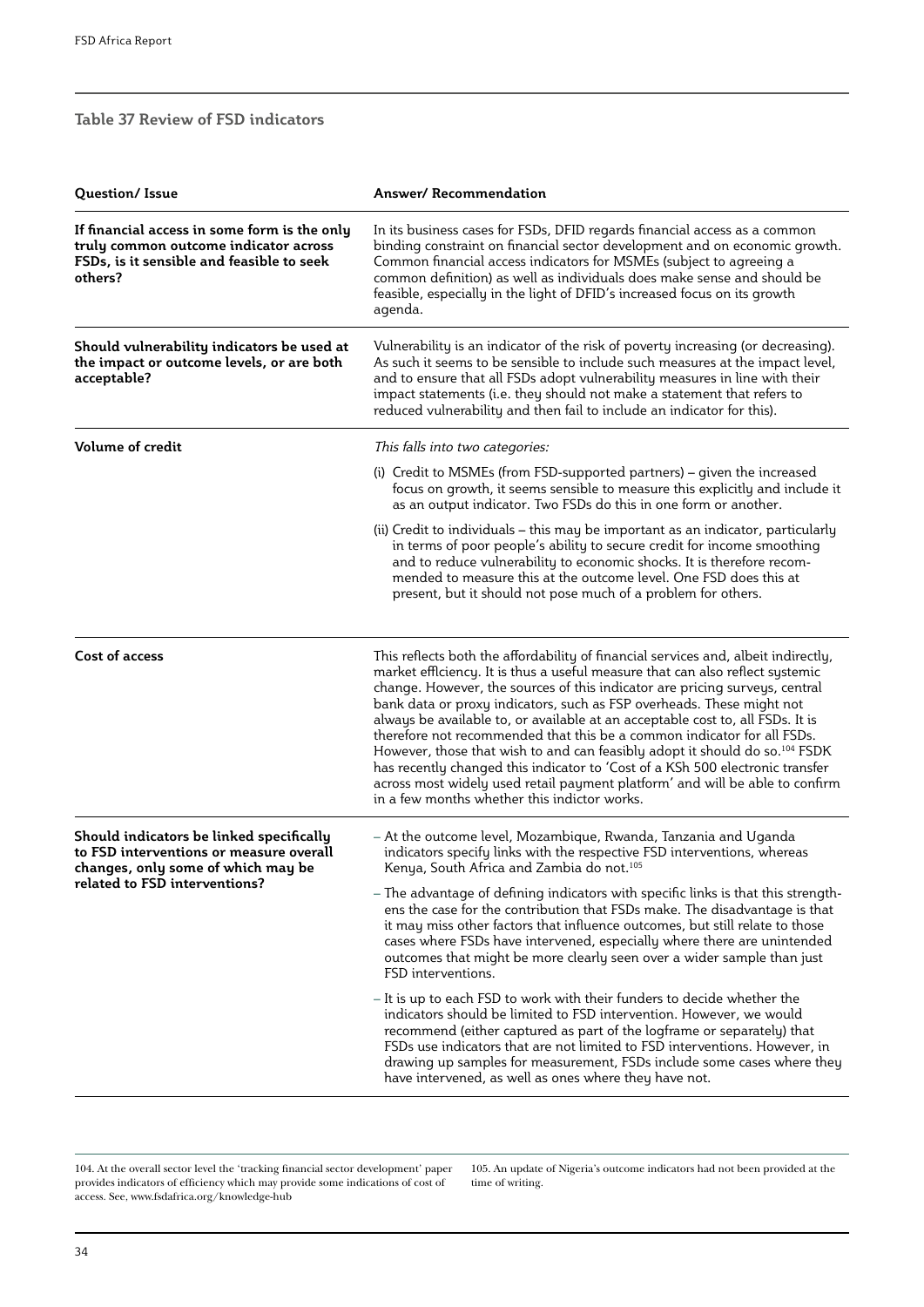### Table 37 Review of FSD indicators

| Question/ Issue | Answer/ Recommendation |
|---|---|
| **If financial access in some form is the only truly common outcome indicator across FSDs, is it sensible and feasible to seek others?** | In its business cases for FSDs, DFID regards financial access as a common binding constraint on financial sector development and on economic growth. Common financial access indicators for MSMEs (subject to agreeing a common definition) as well as individuals does make sense and should be feasible, especially in the light of DFID's increased focus on its growth agenda. |
| **Should vulnerability indicators be used at the impact or outcome levels, or are both acceptable?** | Vulnerability is an indicator of the risk of poverty increasing (or decreasing). As such it seems to be sensible to include such measures at the impact level, and to ensure that all FSDs adopt vulnerability measures in line with their impact statements (i.e. they should not make a statement that refers to reduced vulnerability and then fail to include an indicator for this). |
| **Volume of credit** | *This falls into two categories:*<br>(i) Credit to MSMEs (from FSD-supported partners) – given the increased focus on growth, it seems sensible to measure this explicitly and include it as an output indicator. Two FSDs do this in one form or another.<br>(ii) Credit to individuals – this may be important as an indicator, particularly in terms of poor people's ability to secure credit for income smoothing and to reduce vulnerability to economic shocks. It is therefore recommended to measure this at the outcome level. One FSD does this at present, but it should not pose much of a problem for others. |
| **Cost of access** | This reflects both the affordability of financial services and, albeit indirectly, market efficiency. It is thus a useful measure that can also reflect systemic change. However, the sources of this indicator are pricing surveys, central bank data or proxy indicators, such as FSP overheads. These might not always be available to, or available at an acceptable cost to, all FSDs. It is therefore not recommended that this be a common indicator for all FSDs. However, those that wish to and can feasibly adopt it should do so.[104] FSDK has recently changed this indicator to 'Cost of a KSh 500 electronic transfer across most widely used retail payment platform' and will be able to confirm in a few months whether this indictor works. |
| **Should indicators be linked specifically to FSD interventions or measure overall changes, only some of which may be related to FSD interventions?** | – At the outcome level, Mozambique, Rwanda, Tanzania and Uganda indicators specify links with the respective FSD interventions, whereas Kenya, South Africa and Zambia do not.[105]<br>– The advantage of defining indicators with specific links is that this strengthens the case for the contribution that FSDs make. The disadvantage is that it may miss other factors that influence outcomes, but still relate to those cases where FSDs have intervened, especially where there are unintended outcomes that might be more clearly seen over a wider sample than just FSD interventions.<br>– It is up to each FSD to work with their funders to decide whether the indicators should be limited to FSD intervention. However, we would recommend (either captured as part of the logframe or separately) that FSDs use indicators that are not limited to FSD interventions. However, in drawing up samples for measurement, FSDs include some cases where they have intervened, as well as ones where they have not. |

104. At the overall sector level the 'tracking financial sector development' paper provides indicators of efficiency which may provide some indications of cost of access. See, www.fsdafrica.org/knowledge-hub

105. An update of Nigeria's outcome indicators had not been provided at the time of writing.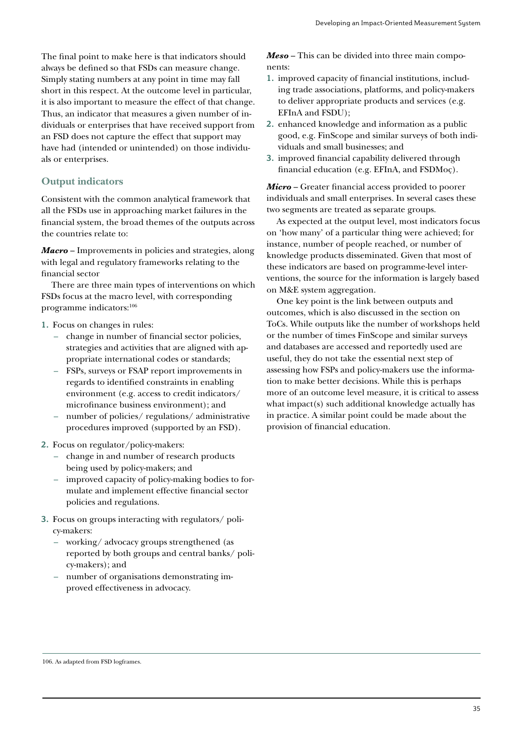The final point to make here is that indicators should always be defined so that FSDs can measure change. Simply stating numbers at any point in time may fall short in this respect. At the outcome level in particular, it is also important to measure the effect of that change. Thus, an indicator that measures a given number of individuals or enterprises that have received support from an FSD does not capture the effect that support may have had (intended or unintended) on those individuals or enterprises.

### Output indicators

Consistent with the common analytical framework that all the FSDs use in approaching market failures in the financial system, the broad themes of the outputs across the countries relate to:

***Macro*** – Improvements in policies and strategies, along with legal and regulatory frameworks relating to the financial sector

There are three main types of interventions on which FSDs focus at the macro level, with corresponding programme indicators:[106]

1. Focus on changes in rules:
   - change in number of financial sector policies, strategies and activities that are aligned with appropriate international codes or standards;
   - FSPs, surveys or FSAP report improvements in regards to identified constraints in enabling environment (e.g. access to credit indicators/ microfinance business environment); and
   - number of policies/ regulations/ administrative procedures improved (supported by an FSD).
2. Focus on regulator/policy-makers:
   - change in and number of research products being used by policy-makers; and
   - improved capacity of policy-making bodies to formulate and implement effective financial sector policies and regulations.
3. Focus on groups interacting with regulators/ policy-makers:
   - working/ advocacy groups strengthened (as reported by both groups and central banks/ policy-makers); and
   - number of organisations demonstrating improved effectiveness in advocacy.

***Meso*** – This can be divided into three main components:

1. improved capacity of financial institutions, including trade associations, platforms, and policy-makers to deliver appropriate products and services (e.g. EFInA and FSDU);
2. enhanced knowledge and information as a public good, e.g. FinScope and similar surveys of both individuals and small businesses; and
3. improved financial capability delivered through financial education (e.g. EFInA, and FSDMoç).

***Micro*** – Greater financial access provided to poorer individuals and small enterprises. In several cases these two segments are treated as separate groups.

As expected at the output level, most indicators focus on 'how many' of a particular thing were achieved; for instance, number of people reached, or number of knowledge products disseminated. Given that most of these indicators are based on programme-level interventions, the source for the information is largely based on M&E system aggregation.

One key point is the link between outputs and outcomes, which is also discussed in the section on ToCs. While outputs like the number of workshops held or the number of times FinScope and similar surveys and databases are accessed and reportedly used are useful, they do not take the essential next step of assessing how FSPs and policy-makers use the information to make better decisions. While this is perhaps more of an outcome level measure, it is critical to assess what impact(s) such additional knowledge actually has in practice. A similar point could be made about the provision of financial education.

106. As adapted from FSD logframes.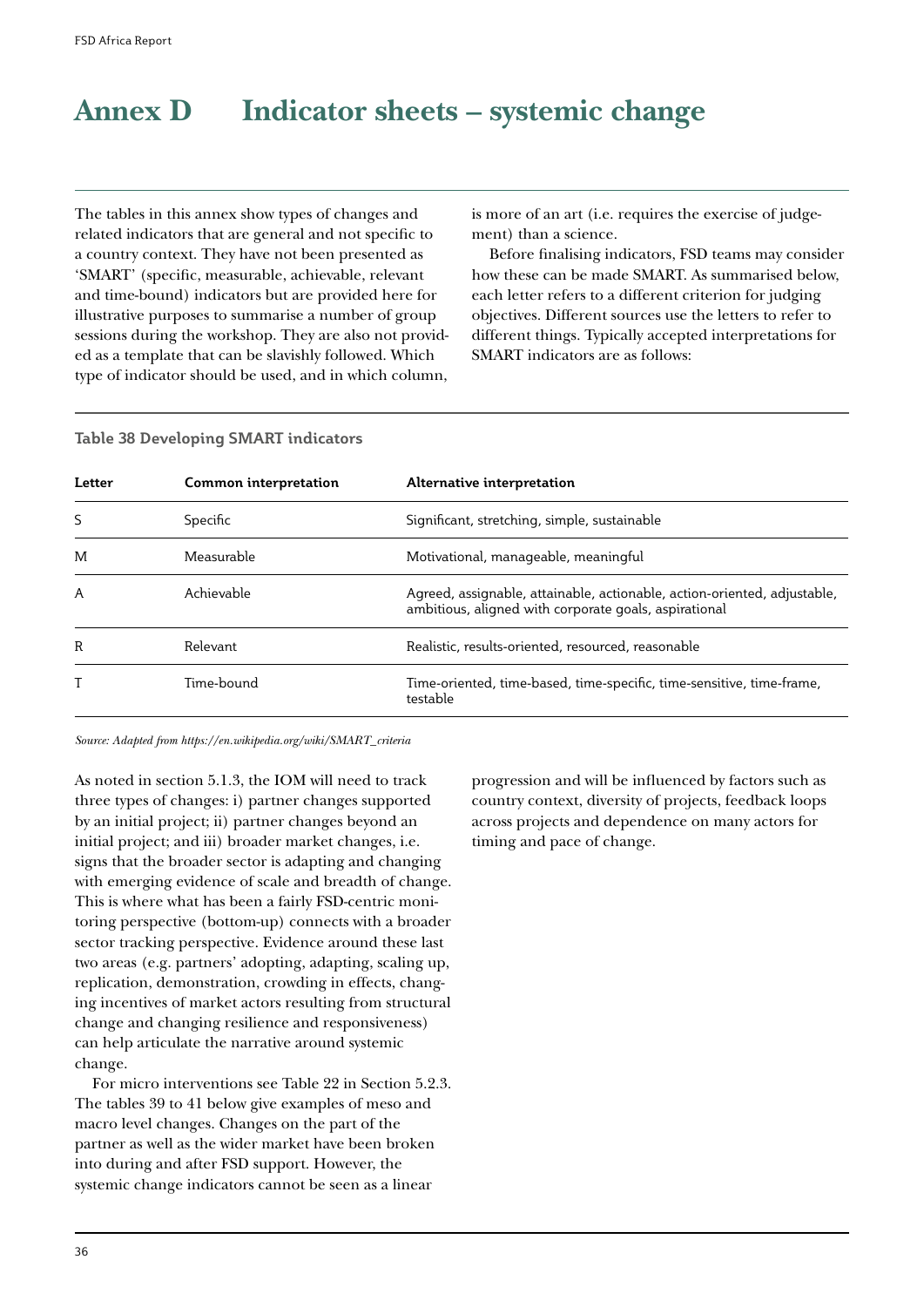# Annex D Indicator sheets – systemic change

The tables in this annex show types of changes and related indicators that are general and not specific to a country context. They have not been presented as 'SMART' (specific, measurable, achievable, relevant and time-bound) indicators but are provided here for illustrative purposes to summarise a number of group sessions during the workshop. They are also not provided as a template that can be slavishly followed. Which type of indicator should be used, and in which column, is more of an art (i.e. requires the exercise of judgement) than a science.

Before finalising indicators, FSD teams may consider how these can be made SMART. As summarised below, each letter refers to a different criterion for judging objectives. Different sources use the letters to refer to different things. Typically accepted interpretations for SMART indicators are as follows:

**Table 38 Developing SMART indicators**

| Letter | Common interpretation | Alternative interpretation |
|---|---|---|
| S | Specific | Significant, stretching, simple, sustainable |
| M | Measurable | Motivational, manageable, meaningful |
| A | Achievable | Agreed, assignable, attainable, actionable, action-oriented, adjustable, ambitious, aligned with corporate goals, aspirational |
| R | Relevant | Realistic, results-oriented, resourced, reasonable |
| T | Time-bound | Time-oriented, time-based, time-specific, time-sensitive, time-frame, testable |

*Source: Adapted from https://en.wikipedia.org/wiki/SMART_criteria*

As noted in section 5.1.3, the IOM will need to track three types of changes: i) partner changes supported by an initial project; ii) partner changes beyond an initial project; and iii) broader market changes, i.e. signs that the broader sector is adapting and changing with emerging evidence of scale and breadth of change. This is where what has been a fairly FSD-centric monitoring perspective (bottom-up) connects with a broader sector tracking perspective. Evidence around these last two areas (e.g. partners' adopting, adapting, scaling up, replication, demonstration, crowding in effects, changing incentives of market actors resulting from structural change and changing resilience and responsiveness) can help articulate the narrative around systemic change.

For micro interventions see Table 22 in Section 5.2.3. The tables 39 to 41 below give examples of meso and macro level changes. Changes on the part of the partner as well as the wider market have been broken into during and after FSD support. However, the systemic change indicators cannot be seen as a linear progression and will be influenced by factors such as country context, diversity of projects, feedback loops across projects and dependence on many actors for timing and pace of change.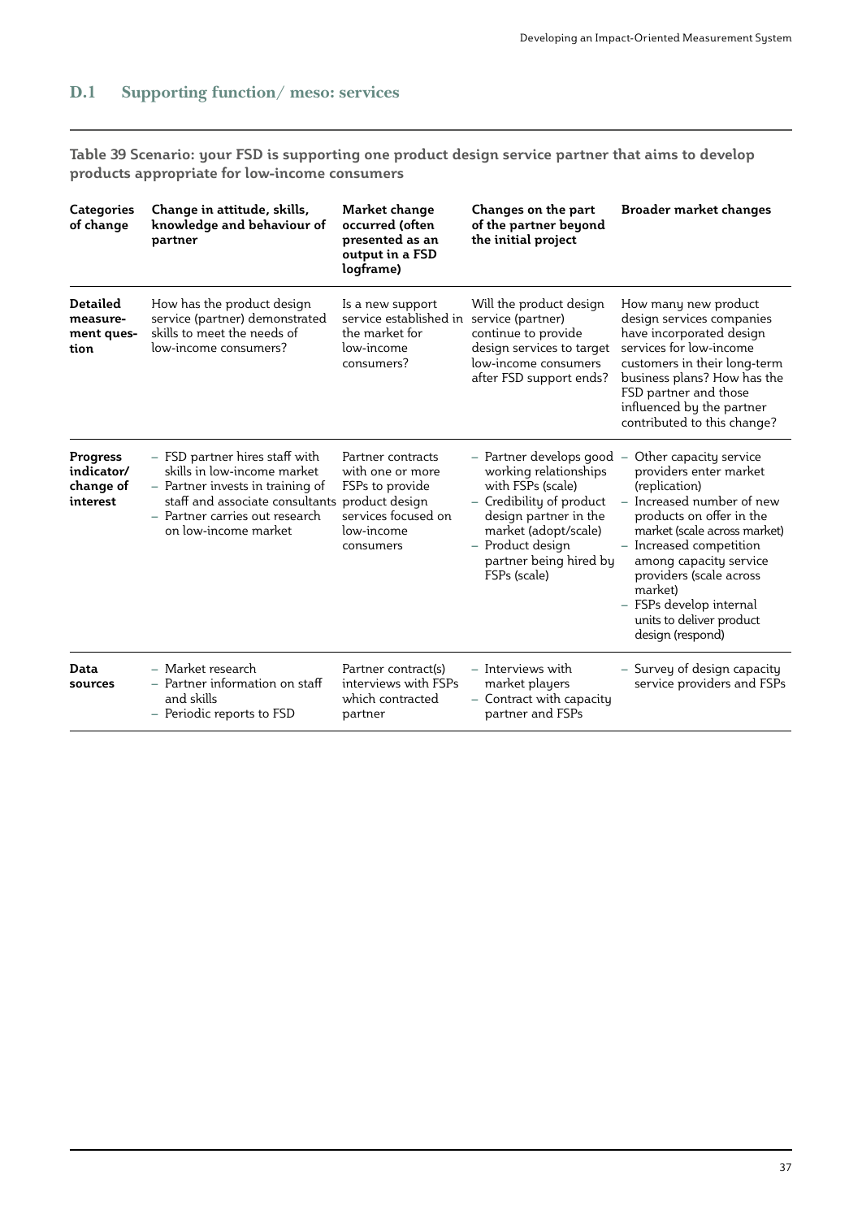## D.1 Supporting function/ meso: services

**Table 39 Scenario: your FSD is supporting one product design service partner that aims to develop products appropriate for low-income consumers**

| Categories of change | Change in attitude, skills, knowledge and behaviour of partner | Market change occurred (often presented as an output in a FSD logframe) | Changes on the part of the partner beyond the initial project | Broader market changes |
|---|---|---|---|---|
| **Detailed measurement question** | How has the product design service (partner) demonstrated skills to meet the needs of low-income consumers? | Is a new support service established in the market for low-income consumers? | Will the product design service (partner) continue to provide design services to target low-income consumers after FSD support ends? | How many new product design services companies have incorporated design services for low-income customers in their long-term business plans? How has the FSD partner and those influenced by the partner contributed to this change? |
| **Progress indicator/ change of interest** | – FSD partner hires staff with skills in low-income market<br>– Partner invests in training of staff and associate consultants<br>– Partner carries out research on low-income market | Partner contracts with one or more FSPs to provide product design services focused on low-income consumers | – Partner develops good working relationships with FSPs (scale)<br>– Credibility of product design partner in the market (adopt/scale)<br>– Product design partner being hired by FSPs (scale) | – Other capacity service providers enter market (replication)<br>– Increased number of new products on offer in the market (scale across market)<br>– Increased competition among capacity service providers (scale across market)<br>– FSPs develop internal units to deliver product design (respond) |
| **Data sources** | – Market research<br>– Partner information on staff and skills<br>– Periodic reports to FSD | Partner contract(s) interviews with FSPs which contracted partner | – Interviews with market players<br>– Contract with capacity partner and FSPs | – Survey of design capacity service providers and FSPs |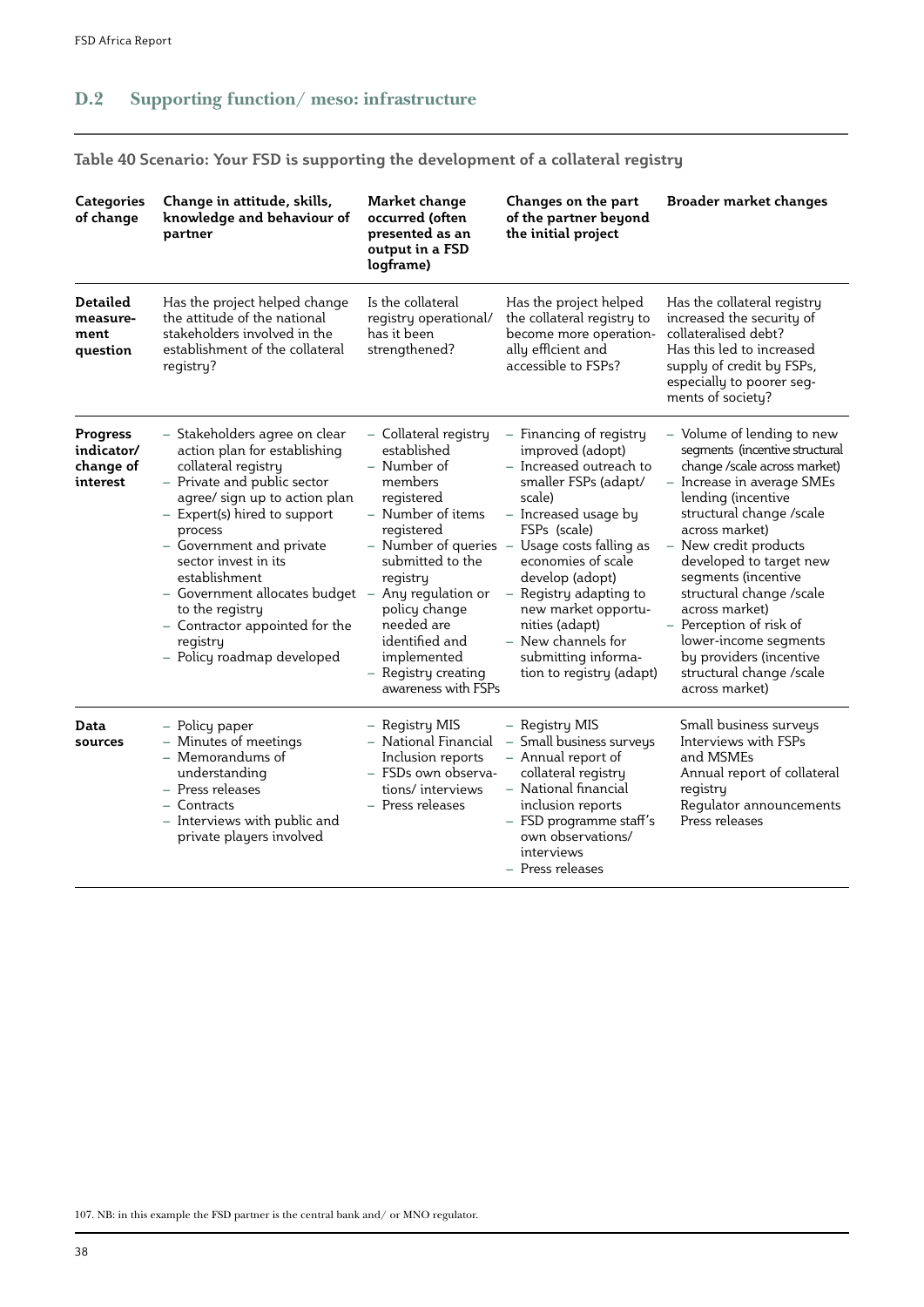## D.2 Supporting function/ meso: infrastructure

**Table 40 Scenario: Your FSD is supporting the development of a collateral registry**

| Categories of change | Change in attitude, skills, knowledge and behaviour of partner | Market change occurred (often presented as an output in a FSD logframe) | Changes on the part of the partner beyond the initial project | Broader market changes |
|---|---|---|---|---|
| **Detailed measurement question** | Has the project helped change the attitude of the national stakeholders involved in the establishment of the collateral registry? | Is the collateral registry operational/ has it been strengthened? | Has the project helped the collateral registry to become more operationally efficient and accessible to FSPs? | Has the collateral registry increased the security of collateralised debt? Has this led to increased supply of credit by FSPs, especially to poorer segments of society? |
| **Progress indicator/ change of interest** | – Stakeholders agree on clear action plan for establishing collateral registry<br>– Private and public sector agree/ sign up to action plan<br>– Expert(s) hired to support process<br>– Government and private sector invest in its establishment<br>– Government allocates budget to the registry<br>– Contractor appointed for the registry<br>– Policy roadmap developed | – Collateral registry established<br>– Number of members registered<br>– Number of items registered<br>– Number of queries submitted to the registry<br>– Any regulation or policy change needed are identified and implemented<br>– Registry creating awareness with FSPs | – Financing of registry improved (adopt)<br>– Increased outreach to smaller FSPs (adapt/ scale)<br>– Increased usage by FSPs (scale)<br>– Usage costs falling as economies of scale develop (adopt)<br>– Registry adapting to new market opportunities (adapt)<br>– New channels for submitting information to registry (adapt) | – Volume of lending to new segments (incentive structural change /scale across market)<br>– Increase in average SMEs lending (incentive structural change /scale across market)<br>– New credit products developed to target new segments (incentive structural change /scale across market)<br>– Perception of risk of lower-income segments by providers (incentive structural change /scale across market) |
| **Data sources** | – Policy paper<br>– Minutes of meetings<br>– Memorandums of understanding<br>– Press releases<br>– Contracts<br>– Interviews with public and private players involved | – Registry MIS<br>– National Financial Inclusion reports<br>– FSDs own observations/ interviews<br>– Press releases | – Registry MIS<br>– Small business surveys<br>– Annual report of collateral registry<br>– National financial inclusion reports<br>– FSD programme staff's own observations/ interviews<br>– Press releases | Small business surveys<br>Interviews with FSPs and MSMEs<br>Annual report of collateral registry<br>Regulator announcements<br>Press releases |

107. NB: in this example the FSD partner is the central bank and/ or MNO regulator.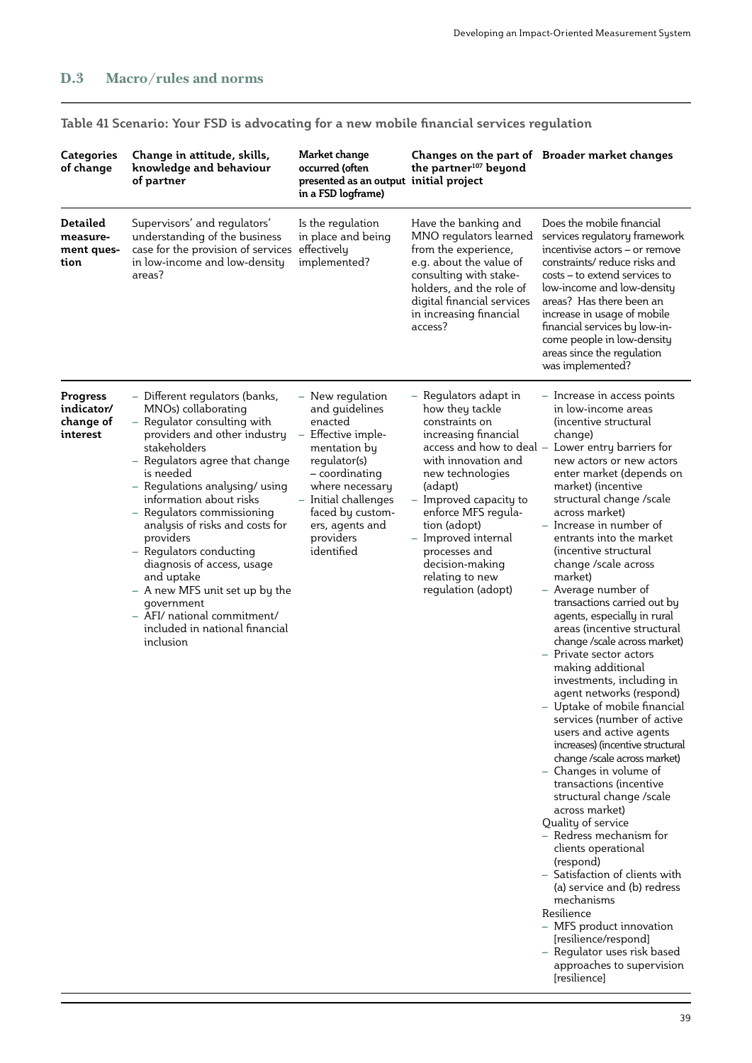## D.3 Macro/rules and norms

**Table 41 Scenario: Your FSD is advocating for a new mobile financial services regulation**

| Categories of change | Change in attitude, skills, knowledge and behaviour of partner | Market change occurred (often presented as an output in a FSD logframe) | Changes on the part of the partner[107] beyond initial project | Broader market changes |
|---|---|---|---|---|
| **Detailed measurement question** | Supervisors' and regulators' understanding of the business case for the provision of services in low-income and low-density areas? | Is the regulation in place and being effectively implemented? | Have the banking and MNO regulators learned from the experience, e.g. about the value of consulting with stakeholders, and the role of digital financial services in increasing financial access? | Does the mobile financial services regulatory framework incentivise actors – or remove constraints/ reduce risks and costs – to extend services to low-income and low-density areas? Has there been an increase in usage of mobile financial services by low-income people in low-density areas since the regulation was implemented? |
| **Progress indicator/ change of interest** | – Different regulators (banks, MNOs) collaborating<br>– Regulator consulting with providers and other industry stakeholders<br>– Regulators agree that change is needed<br>– Regulations analysing/ using information about risks<br>– Regulators commissioning analysis of risks and costs for providers<br>– Regulators conducting diagnosis of access, usage and uptake<br>– A new MFS unit set up by the government<br>– AFI/ national commitment/ included in national financial inclusion | – New regulation and guidelines enacted<br>– Effective implementation by regulator(s) – coordinating where necessary<br>– Initial challenges faced by customers, agents and providers identified | – Regulators adapt in how they tackle constraints on increasing financial access and how to deal with innovation and new technologies (adapt)<br>– Improved capacity to enforce MFS regulation (adopt)<br>– Improved internal processes and decision-making relating to new regulation (adopt) | – Increase in access points in low-income areas (incentive structural change)<br>– Lower entry barriers for new actors or new actors enter market (depends on market) (incentive structural change /scale across market)<br>– Increase in number of entrants into the market (incentive structural change /scale across market)<br>– Average number of transactions carried out by agents, especially in rural areas (incentive structural change /scale across market)<br>– Private sector actors making additional investments, including in agent networks (respond)<br>– Uptake of mobile financial services (number of active users and active agents increases) (incentive structural change /scale across market)<br>– Changes in volume of transactions (incentive structural change /scale across market)<br>Quality of service<br>– Redress mechanism for clients operational (respond)<br>– Satisfaction of clients with (a) service and (b) redress mechanisms<br>Resilience<br>– MFS product innovation [resilience/respond]<br>– Regulator uses risk based approaches to supervision [resilience] |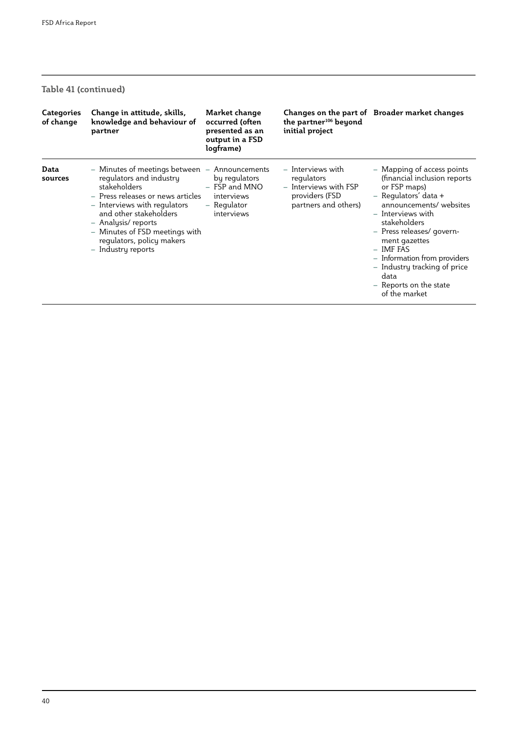**Table 41 (continued)**

| Categories of change | Change in attitude, skills, knowledge and behaviour of partner | Market change occurred (often presented as an output in a FSD logframe) | Changes on the part of the partner[106] beyond initial project | Broader market changes |
|---|---|---|---|---|
| **Data sources** | – Minutes of meetings between regulators and industry stakeholders<br>– Press releases or news articles<br>– Interviews with regulators and other stakeholders<br>– Analysis/ reports<br>– Minutes of FSD meetings with regulators, policy makers<br>– Industry reports | – Announcements by regulators<br>– FSP and MNO interviews<br>– Regulator interviews | – Interviews with regulators<br>– Interviews with FSP providers (FSD partners and others) | – Mapping of access points (financial inclusion reports or FSP maps)<br>– Regulators' data + announcements/ websites<br>– Interviews with stakeholders<br>– Press releases/ government gazettes<br>– IMF FAS<br>– Information from providers<br>– Industry tracking of price data<br>– Reports on the state of the market |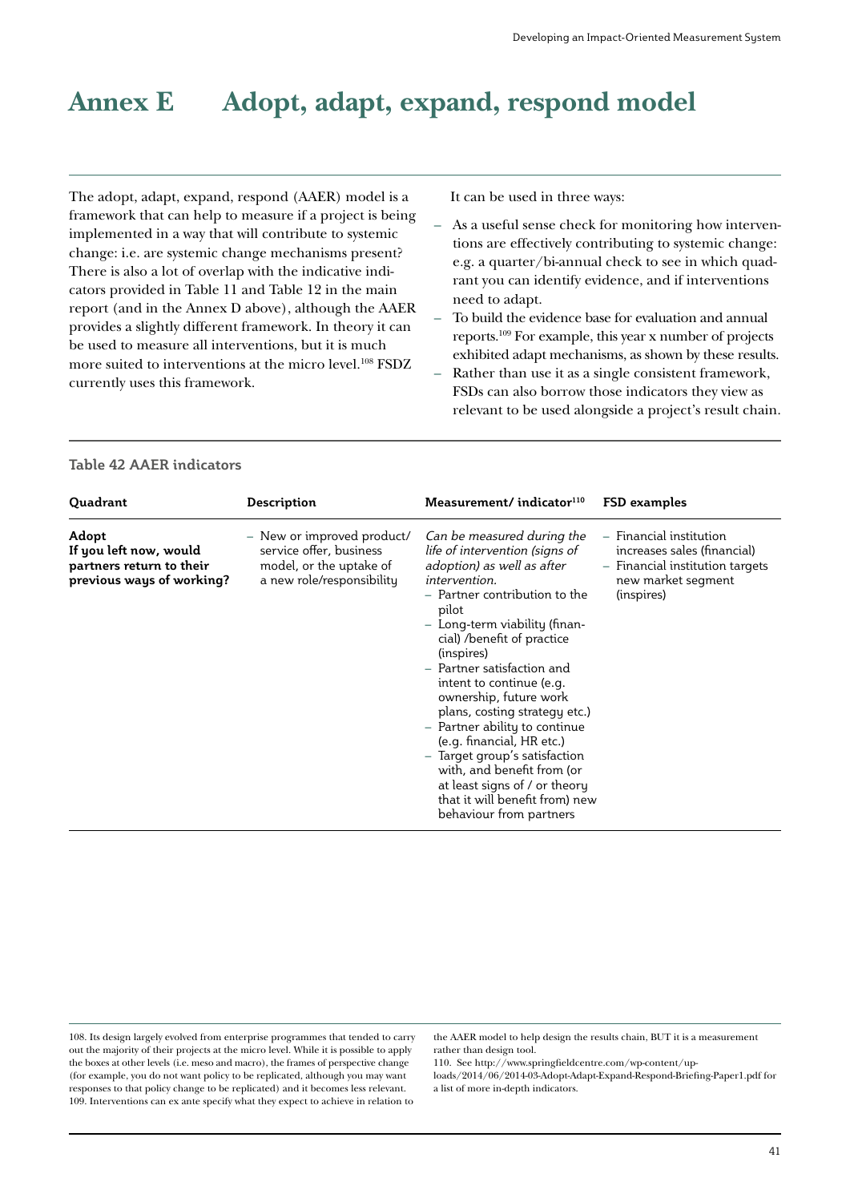# Annex E Adopt, adapt, expand, respond model

The adopt, adapt, expand, respond (AAER) model is a framework that can help to measure if a project is being implemented in a way that will contribute to systemic change: i.e. are systemic change mechanisms present? There is also a lot of overlap with the indicative indicators provided in Table 11 and Table 12 in the main report (and in the Annex D above), although the AAER provides a slightly different framework. In theory it can be used to measure all interventions, but it is much more suited to interventions at the micro level.[108] FSDZ currently uses this framework.

It can be used in three ways:

– As a useful sense check for monitoring how interventions are effectively contributing to systemic change: e.g. a quarter/bi-annual check to see in which quadrant you can identify evidence, and if interventions need to adapt.
– To build the evidence base for evaluation and annual reports.[109] For example, this year x number of projects exhibited adapt mechanisms, as shown by these results.
– Rather than use it as a single consistent framework, FSDs can also borrow those indicators they view as relevant to be used alongside a project's result chain.

**Table 42 AAER indicators**

| Quadrant | Description | Measurement/ indicator[110] | FSD examples |
|---|---|---|---|
| **Adopt**<br>**If you left now, would partners return to their previous ways of working?** | – New or improved product/ service offer, business model, or the uptake of a new role/responsibility | *Can be measured during the life of intervention (signs of adoption) as well as after intervention.*<br>– Partner contribution to the pilot<br>– Long-term viability (financial) /benefit of practice (inspires)<br>– Partner satisfaction and intent to continue (e.g. ownership, future work plans, costing strategy etc.)<br>– Partner ability to continue (e.g. financial, HR etc.)<br>– Target group's satisfaction with, and benefit from (or at least signs of / or theory that it will benefit from) new behaviour from partners | – Financial institution increases sales (financial)<br>– Financial institution targets new market segment (inspires) |

108. Its design largely evolved from enterprise programmes that tended to carry out the majority of their projects at the micro level. While it is possible to apply the boxes at other levels (i.e. meso and macro), the frames of perspective change (for example, you do not want policy to be replicated, although you may want responses to that policy change to be replicated) and it becomes less relevant.
109. Interventions can ex ante specify what they expect to achieve in relation to the AAER model to help design the results chain, BUT it is a measurement rather than design tool.
110. See http://www.springfieldcentre.com/wp-content/uploads/2014/06/2014-03-Adopt-Adapt-Expand-Respond-Briefing-Paper1.pdf for a list of more in-depth indicators.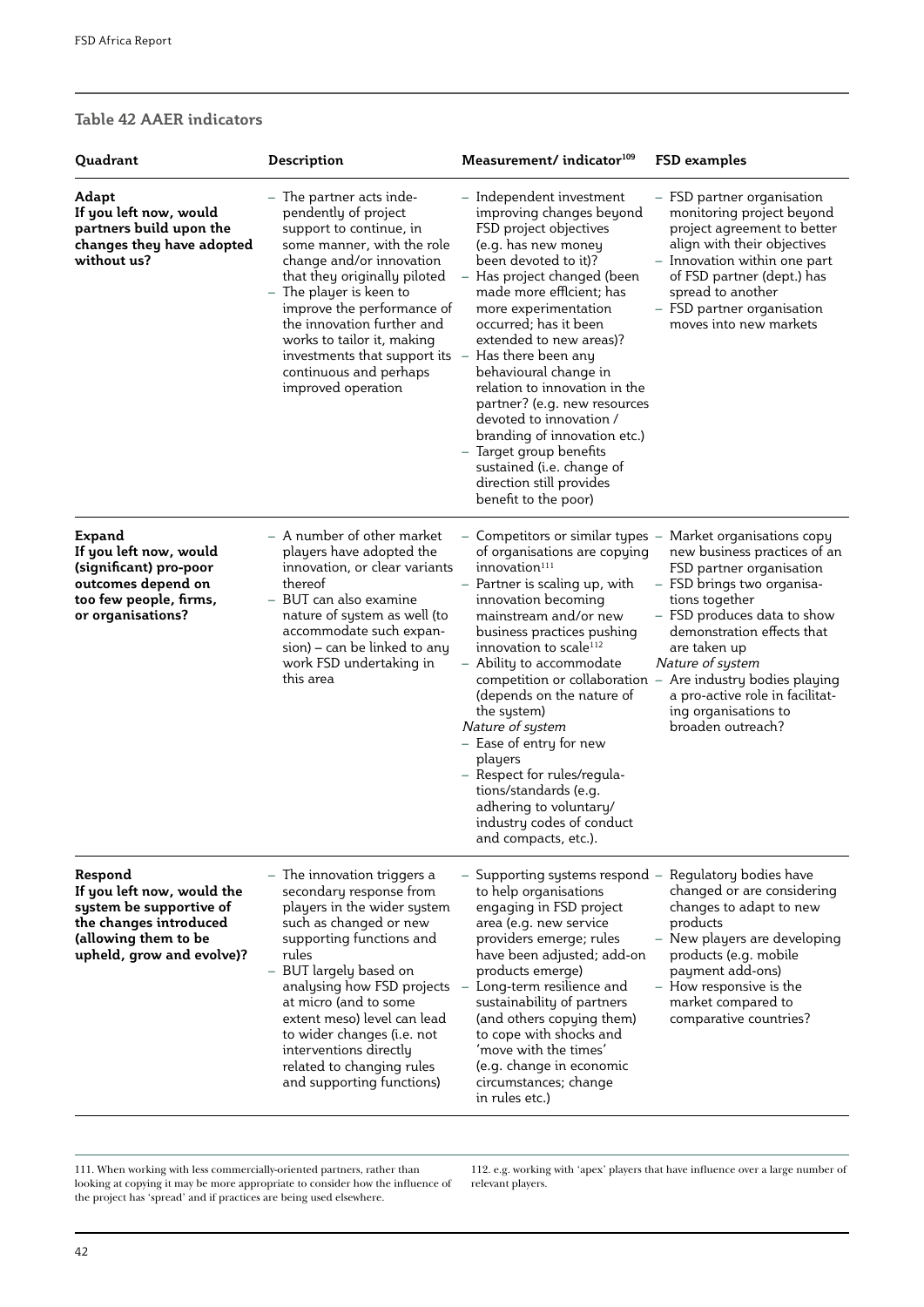**Table 42 AAER indicators**

| Quadrant | Description | Measurement/ indicator[109] | FSD examples |
|---|---|---|---|
| **Adapt** **If you left now, would partners build upon the changes they have adopted without us?** | – The partner acts independently of project support to continue, in some manner, with the role change and/or innovation that they originally piloted – The player is keen to improve the performance of the innovation further and works to tailor it, making investments that support its continuous and perhaps improved operation | – Independent investment improving changes beyond FSD project objectives (e.g. has new money been devoted to it)? – Has project changed (been made more efficient; has more experimentation occurred; has it been extended to new areas)? – Has there been any behavioural change in relation to innovation in the partner? (e.g. new resources devoted to innovation / branding of innovation etc.) – Target group benefits sustained (i.e. change of direction still provides benefit to the poor) | – FSD partner organisation monitoring project beyond project agreement to better align with their objectives – Innovation within one part of FSD partner (dept.) has spread to another – FSD partner organisation moves into new markets |
| **Expand** **If you left now, would (significant) pro-poor outcomes depend on too few people, firms, or organisations?** | – A number of other market players have adopted the innovation, or clear variants thereof – BUT can also examine nature of system as well (to accommodate such expansion) – can be linked to any work FSD undertaking in this area | – Competitors or similar types of organisations are copying innovation[111] – Partner is scaling up, with innovation becoming mainstream and/or new business practices pushing innovation to scale[112] – Ability to accommodate competition or collaboration (depends on the nature of the system) *Nature of system* – Ease of entry for new players – Respect for rules/regulations/standards (e.g. adhering to voluntary/ industry codes of conduct and compacts, etc.). | – Market organisations copy new business practices of an FSD partner organisation – FSD brings two organisations together – FSD produces data to show demonstration effects that are taken up *Nature of system* – Are industry bodies playing a pro-active role in facilitating organisations to broaden outreach? |
| **Respond** **If you left now, would the system be supportive of the changes introduced (allowing them to be upheld, grow and evolve)?** | – The innovation triggers a secondary response from players in the wider system such as changed or new supporting functions and rules – BUT largely based on analysing how FSD projects at micro (and to some extent meso) level can lead to wider changes (i.e. not interventions directly related to changing rules and supporting functions) | – Supporting systems respond to help organisations engaging in FSD project area (e.g. new service providers emerge; rules have been adjusted; add-on products emerge) – Long-term resilience and sustainability of partners (and others copying them) to cope with shocks and 'move with the times' (e.g. change in economic circumstances; change in rules etc.) | – Regulatory bodies have changed or are considering changes to adapt to new products – New players are developing products (e.g. mobile payment add-ons) – How responsive is the market compared to comparative countries? |

111. When working with less commercially-oriented partners, rather than looking at copying it may be more appropriate to consider how the influence of the project has 'spread' and if practices are being used elsewhere.

112. e.g. working with 'apex' players that have influence over a large number of relevant players.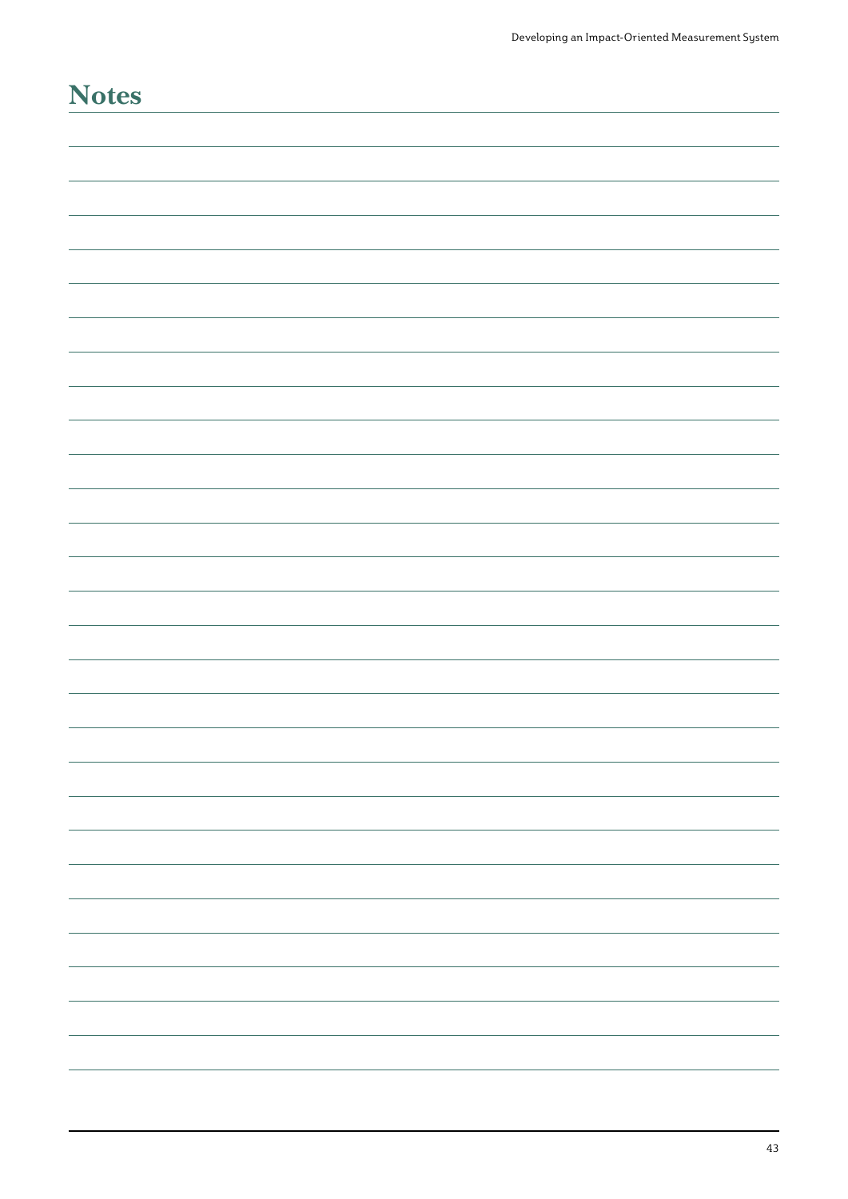# Notes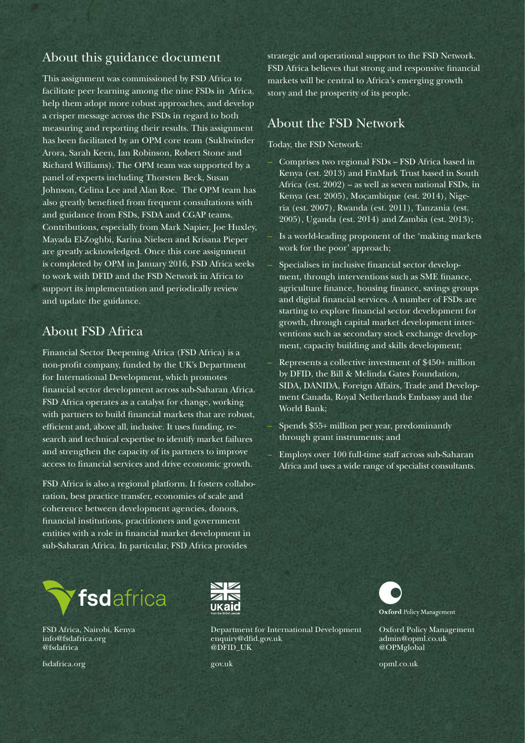## About this guidance document

This assignment was commissioned by FSD Africa to facilitate peer learning among the nine FSDs in Africa, help them adopt more robust approaches, and develop a crisper message across the FSDs in regard to both measuring and reporting their results. This assignment has been facilitated by an OPM core team (Sukhwinder Arora, Sarah Keen, Ian Robinson, Robert Stone and Richard Williams). The OPM team was supported by a panel of experts including Thorsten Beck, Susan Johnson, Celina Lee and Alan Roe. The OPM team has also greatly benefited from frequent consultations with and guidance from FSDs, FSDA and CGAP teams. Contributions, especially from Mark Napier, Joe Huxley, Mayada El-Zoghbi, Karina Nielsen and Krisana Pieper are greatly acknowledged. Once this core assignment is completed by OPM in January 2016, FSD Africa seeks to work with DFID and the FSD Network in Africa to support its implementation and periodically review and update the guidance.

## About FSD Africa

Financial Sector Deepening Africa (FSD Africa) is a non-profit company, funded by the UK's Department for International Development, which promotes financial sector development across sub-Saharan Africa. FSD Africa operates as a catalyst for change, working with partners to build financial markets that are robust, efficient and, above all, inclusive. It uses funding, research and technical expertise to identify market failures and strengthen the capacity of its partners to improve access to financial services and drive economic growth.

FSD Africa is also a regional platform. It fosters collaboration, best practice transfer, economies of scale and coherence between development agencies, donors, financial institutions, practitioners and government entities with a role in financial market development in sub-Saharan Africa. In particular, FSD Africa provides strategic and operational support to the FSD Network. FSD Africa believes that strong and responsive financial markets will be central to Africa's emerging growth story and the prosperity of its people.

## About the FSD Network

Today, the FSD Network:

- Comprises two regional FSDs – FSD Africa based in Kenya (est. 2013) and FinMark Trust based in South Africa (est. 2002) – as well as seven national FSDs, in Kenya (est. 2005), Moçambique (est. 2014), Nigeria (est. 2007), Rwanda (est. 2011), Tanzania (est. 2005), Uganda (est. 2014) and Zambia (est. 2013);
- Is a world-leading proponent of the 'making markets work for the poor' approach;
- Specialises in inclusive financial sector development, through interventions such as SME finance, agriculture finance, housing finance, savings groups and digital financial services. A number of FSDs are starting to explore financial sector development for growth, through capital market development interventions such as secondary stock exchange development, capacity building and skills development;
- Represents a collective investment of $450+ million by DFID, the Bill & Melinda Gates Foundation, SIDA, DANIDA, Foreign Affairs, Trade and Development Canada, Royal Netherlands Embassy and the World Bank;
- Spends $55+ million per year, predominantly through grant instruments; and
- Employs over 100 full-time staff across sub-Saharan Africa and uses a wide range of specialist consultants.

fsdafrica

FSD Africa, Nairobi, Kenya
info@fsdafrica.org
@fsdafrica

fsdafrica.org

UKaid from the British people

Department for International Development
enquiry@dfid.gov.uk
@DFID_UK

gov.uk

Oxford Policy Management

Oxford Policy Management
admin@opml.co.uk
@OPMglobal

opml.co.uk